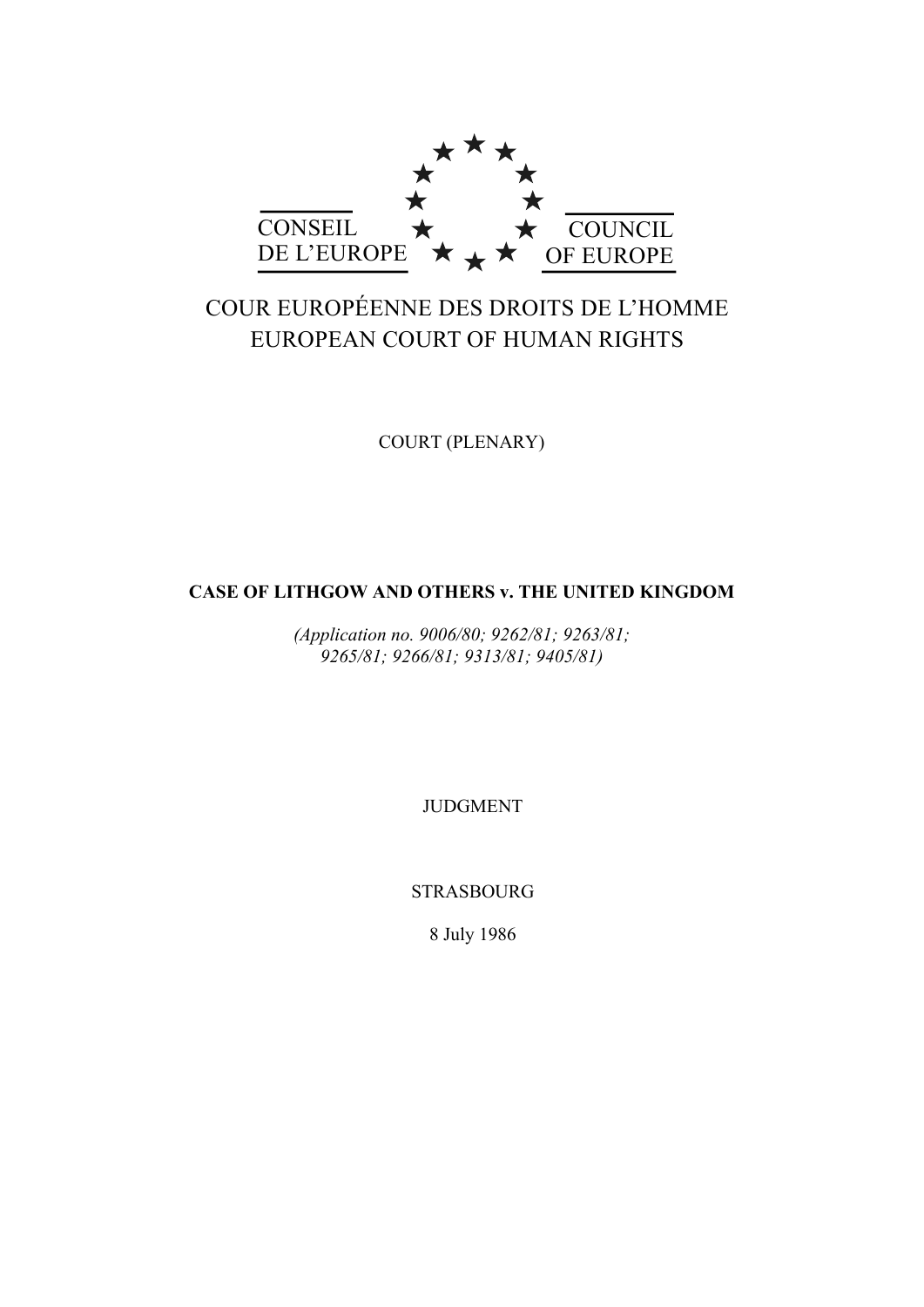CONSEIL DE L'EUROPE

COUNCIL OF EUROPE

COUR EUROPÉENNE DES DROITS DE L'HOMME
EUROPEAN COURT OF HUMAN RIGHTS

COURT (PLENARY)

**CASE OF LITHGOW AND OTHERS v. THE UNITED KINGDOM**

*(Application no. 9006/80; 9262/81; 9263/81; 9265/81; 9266/81; 9313/81; 9405/81)*

JUDGMENT

STRASBOURG

8 July 1986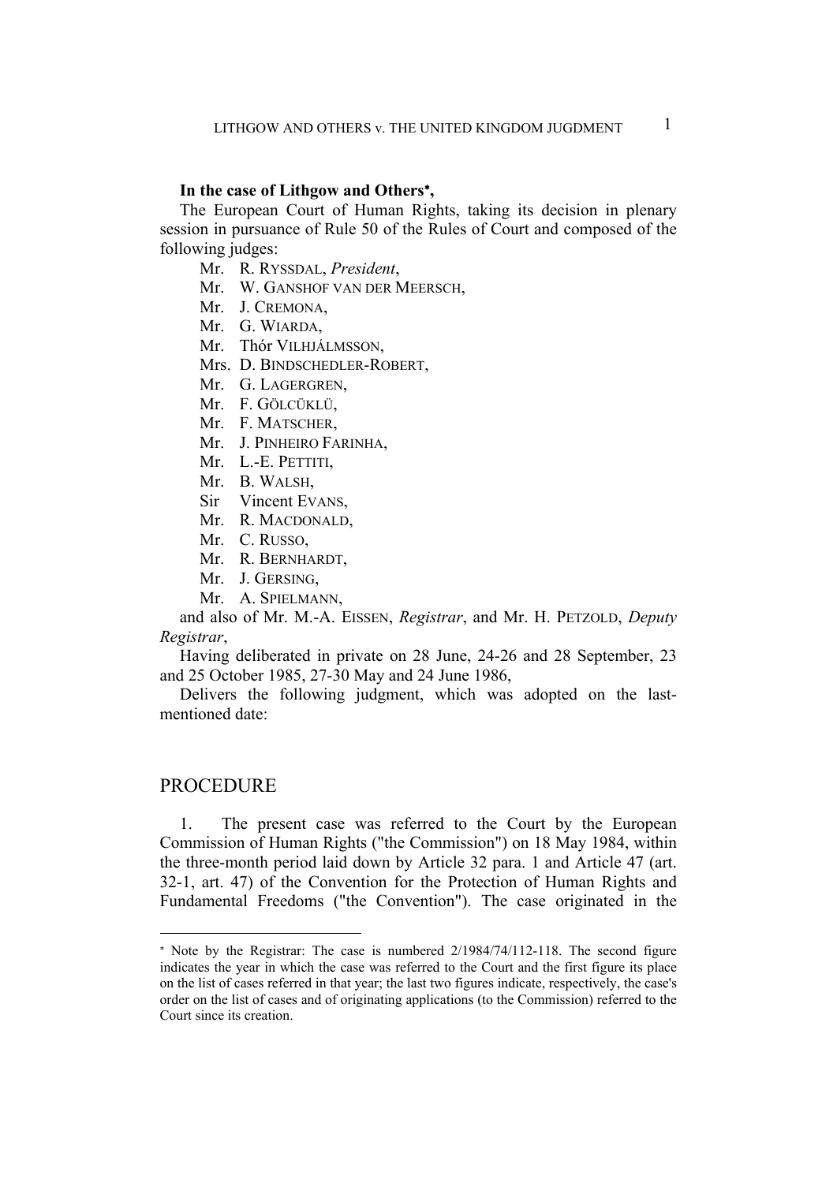**In the case of Lithgow and Others*,**

The European Court of Human Rights, taking its decision in plenary session in pursuance of Rule 50 of the Rules of Court and composed of the following judges:

Mr. R. RYSSDAL, *President*,
Mr. W. GANSHOF VAN DER MEERSCH,
Mr. J. CREMONA,
Mr. G. WIARDA,
Mr. Thór VILHJÁLMSSON,
Mrs. D. BINDSCHEDLER-ROBERT,
Mr. G. LAGERGREN,
Mr. F. GÖLCÜKLÜ,
Mr. F. MATSCHER,
Mr. J. PINHEIRO FARINHA,
Mr. L.-E. PETTITI,
Mr. B. WALSH,
Sir Vincent EVANS,
Mr. R. MACDONALD,
Mr. C. RUSSO,
Mr. R. BERNHARDT,
Mr. J. GERSING,
Mr. A. SPIELMANN,

and also of Mr. M.-A. EISSEN, *Registrar*, and Mr. H. PETZOLD, *Deputy Registrar*,

Having deliberated in private on 28 June, 24-26 and 28 September, 23 and 25 October 1985, 27-30 May and 24 June 1986,

Delivers the following judgment, which was adopted on the last-mentioned date:

## PROCEDURE

1. The present case was referred to the Court by the European Commission of Human Rights ("the Commission") on 18 May 1984, within the three-month period laid down by Article 32 para. 1 and Article 47 (art. 32-1, art. 47) of the Convention for the Protection of Human Rights and Fundamental Freedoms ("the Convention"). The case originated in the

---

* Note by the Registrar: The case is numbered 2/1984/74/112-118. The second figure indicates the year in which the case was referred to the Court and the first figure its place on the list of cases referred in that year; the last two figures indicate, respectively, the case's order on the list of cases and of originating applications (to the Commission) referred to the Court since its creation.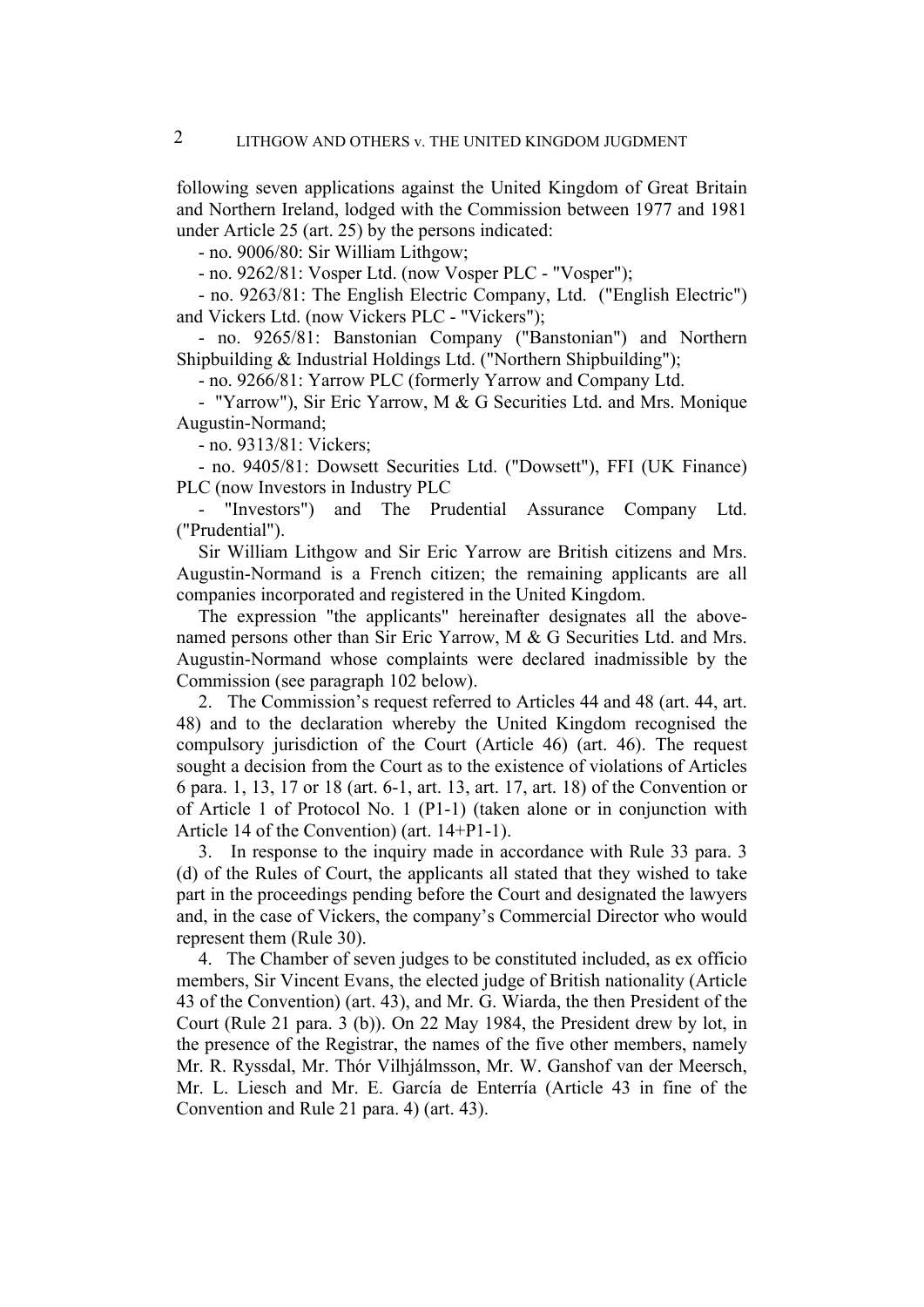following seven applications against the United Kingdom of Great Britain and Northern Ireland, lodged with the Commission between 1977 and 1981 under Article 25 (art. 25) by the persons indicated:

- no. 9006/80: Sir William Lithgow;
- no. 9262/81: Vosper Ltd. (now Vosper PLC - "Vosper");
- no. 9263/81: The English Electric Company, Ltd. ("English Electric") and Vickers Ltd. (now Vickers PLC - "Vickers");
- no. 9265/81: Banstonian Company ("Banstonian") and Northern Shipbuilding & Industrial Holdings Ltd. ("Northern Shipbuilding");
- no. 9266/81: Yarrow PLC (formerly Yarrow and Company Ltd. - "Yarrow"), Sir Eric Yarrow, M & G Securities Ltd. and Mrs. Monique Augustin-Normand;
- no. 9313/81: Vickers;
- no. 9405/81: Dowsett Securities Ltd. ("Dowsett"), FFI (UK Finance) PLC (now Investors in Industry PLC - "Investors") and The Prudential Assurance Company Ltd. ("Prudential").

Sir William Lithgow and Sir Eric Yarrow are British citizens and Mrs. Augustin-Normand is a French citizen; the remaining applicants are all companies incorporated and registered in the United Kingdom.

The expression "the applicants" hereinafter designates all the above-named persons other than Sir Eric Yarrow, M & G Securities Ltd. and Mrs. Augustin-Normand whose complaints were declared inadmissible by the Commission (see paragraph 102 below).

2. The Commission's request referred to Articles 44 and 48 (art. 44, art. 48) and to the declaration whereby the United Kingdom recognised the compulsory jurisdiction of the Court (Article 46) (art. 46). The request sought a decision from the Court as to the existence of violations of Articles 6 para. 1, 13, 17 or 18 (art. 6-1, art. 13, art. 17, art. 18) of the Convention or of Article 1 of Protocol No. 1 (P1-1) (taken alone or in conjunction with Article 14 of the Convention) (art. 14+P1-1).

3. In response to the inquiry made in accordance with Rule 33 para. 3 (d) of the Rules of Court, the applicants all stated that they wished to take part in the proceedings pending before the Court and designated the lawyers and, in the case of Vickers, the company's Commercial Director who would represent them (Rule 30).

4. The Chamber of seven judges to be constituted included, as ex officio members, Sir Vincent Evans, the elected judge of British nationality (Article 43 of the Convention) (art. 43), and Mr. G. Wiarda, the then President of the Court (Rule 21 para. 3 (b)). On 22 May 1984, the President drew by lot, in the presence of the Registrar, the names of the five other members, namely Mr. R. Ryssdal, Mr. Thór Vilhjálmsson, Mr. W. Ganshof van der Meersch, Mr. L. Liesch and Mr. E. García de Enterría (Article 43 in fine of the Convention and Rule 21 para. 4) (art. 43).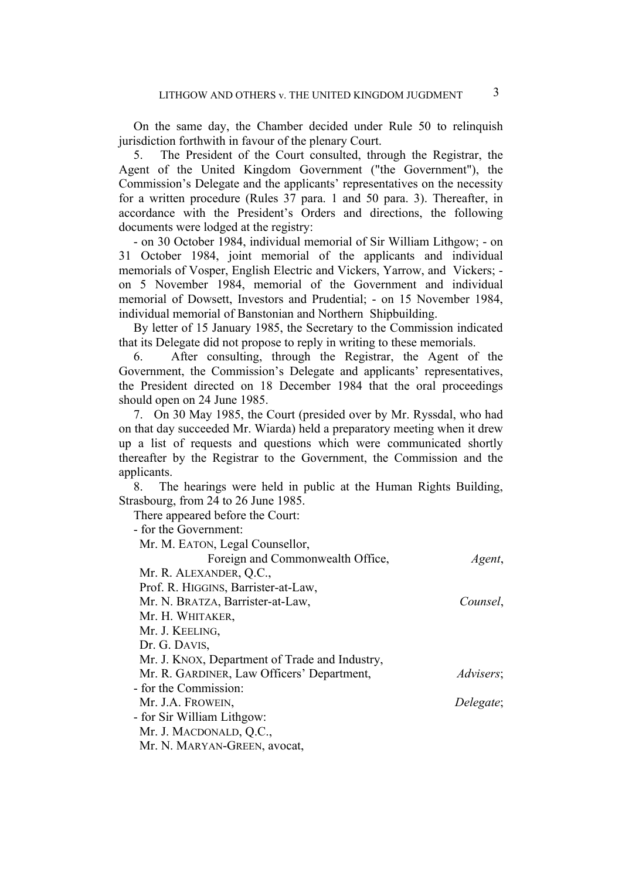On the same day, the Chamber decided under Rule 50 to relinquish jurisdiction forthwith in favour of the plenary Court.

5. The President of the Court consulted, through the Registrar, the Agent of the United Kingdom Government ("the Government"), the Commission's Delegate and the applicants' representatives on the necessity for a written procedure (Rules 37 para. 1 and 50 para. 3). Thereafter, in accordance with the President's Orders and directions, the following documents were lodged at the registry:

- on 30 October 1984, individual memorial of Sir William Lithgow; - on 31 October 1984, joint memorial of the applicants and individual memorials of Vosper, English Electric and Vickers, Yarrow, and Vickers; - on 5 November 1984, memorial of the Government and individual memorial of Dowsett, Investors and Prudential; - on 15 November 1984, individual memorial of Banstonian and Northern Shipbuilding.

By letter of 15 January 1985, the Secretary to the Commission indicated that its Delegate did not propose to reply in writing to these memorials.

6. After consulting, through the Registrar, the Agent of the Government, the Commission's Delegate and applicants' representatives, the President directed on 18 December 1984 that the oral proceedings should open on 24 June 1985.

7. On 30 May 1985, the Court (presided over by Mr. Ryssdal, who had on that day succeeded Mr. Wiarda) held a preparatory meeting when it drew up a list of requests and questions which were communicated shortly thereafter by the Registrar to the Government, the Commission and the applicants.

8. The hearings were held in public at the Human Rights Building, Strasbourg, from 24 to 26 June 1985.

There appeared before the Court:

- for the Government:

Mr. M. EATON, Legal Counsellor,
Foreign and Commonwealth Office, *Agent*,
Mr. R. ALEXANDER, Q.C.,
Prof. R. HIGGINS, Barrister-at-Law,
Mr. N. BRATZA, Barrister-at-Law, *Counsel*,
Mr. H. WHITAKER,
Mr. J. KEELING,
Dr. G. DAVIS,
Mr. J. KNOX, Department of Trade and Industry,
Mr. R. GARDINER, Law Officers' Department, *Advisers*;

- for the Commission:

Mr. J.A. FROWEIN, *Delegate*;

- for Sir William Lithgow:

Mr. J. MACDONALD, Q.C.,
Mr. N. MARYAN-GREEN, avocat,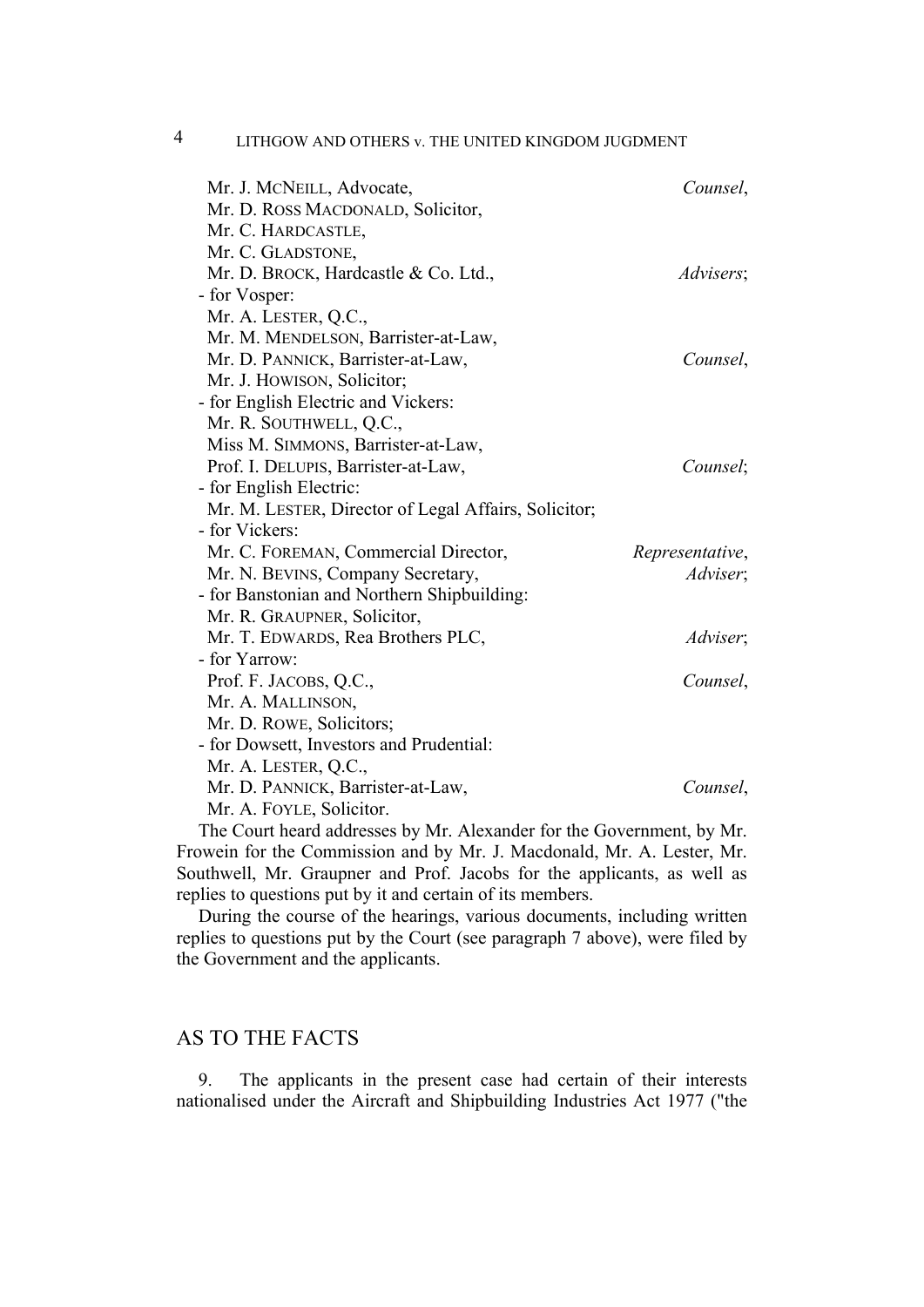Mr. J. McNEILL, Advocate, *Counsel*,
Mr. D. ROSS MACDONALD, Solicitor,
Mr. C. HARDCASTLE,
Mr. C. GLADSTONE,
Mr. D. BROCK, Hardcastle & Co. Ltd., *Advisers*;
- for Vosper:
Mr. A. LESTER, Q.C.,
Mr. M. MENDELSON, Barrister-at-Law,
Mr. D. PANNICK, Barrister-at-Law, *Counsel*,
Mr. J. HOWISON, Solicitor;
- for English Electric and Vickers:
Mr. R. SOUTHWELL, Q.C.,
Miss M. SIMMONS, Barrister-at-Law,
Prof. I. DELUPIS, Barrister-at-Law, *Counsel*;
- for English Electric:
Mr. M. LESTER, Director of Legal Affairs, Solicitor;
- for Vickers:
Mr. C. FOREMAN, Commercial Director, *Representative*,
Mr. N. BEVINS, Company Secretary, *Adviser*;
- for Banstonian and Northern Shipbuilding:
Mr. R. GRAUPNER, Solicitor,
Mr. T. EDWARDS, Rea Brothers PLC, *Adviser*;
- for Yarrow:
Prof. F. JACOBS, Q.C., *Counsel*,
Mr. A. MALLINSON,
Mr. D. ROWE, Solicitors;
- for Dowsett, Investors and Prudential:
Mr. A. LESTER, Q.C.,
Mr. D. PANNICK, Barrister-at-Law, *Counsel*,
Mr. A. FOYLE, Solicitor.

The Court heard addresses by Mr. Alexander for the Government, by Mr. Frowein for the Commission and by Mr. J. Macdonald, Mr. A. Lester, Mr. Southwell, Mr. Graupner and Prof. Jacobs for the applicants, as well as replies to questions put by it and certain of its members.

During the course of the hearings, various documents, including written replies to questions put by the Court (see paragraph 7 above), were filed by the Government and the applicants.

## AS TO THE FACTS

9. The applicants in the present case had certain of their interests nationalised under the Aircraft and Shipbuilding Industries Act 1977 ("the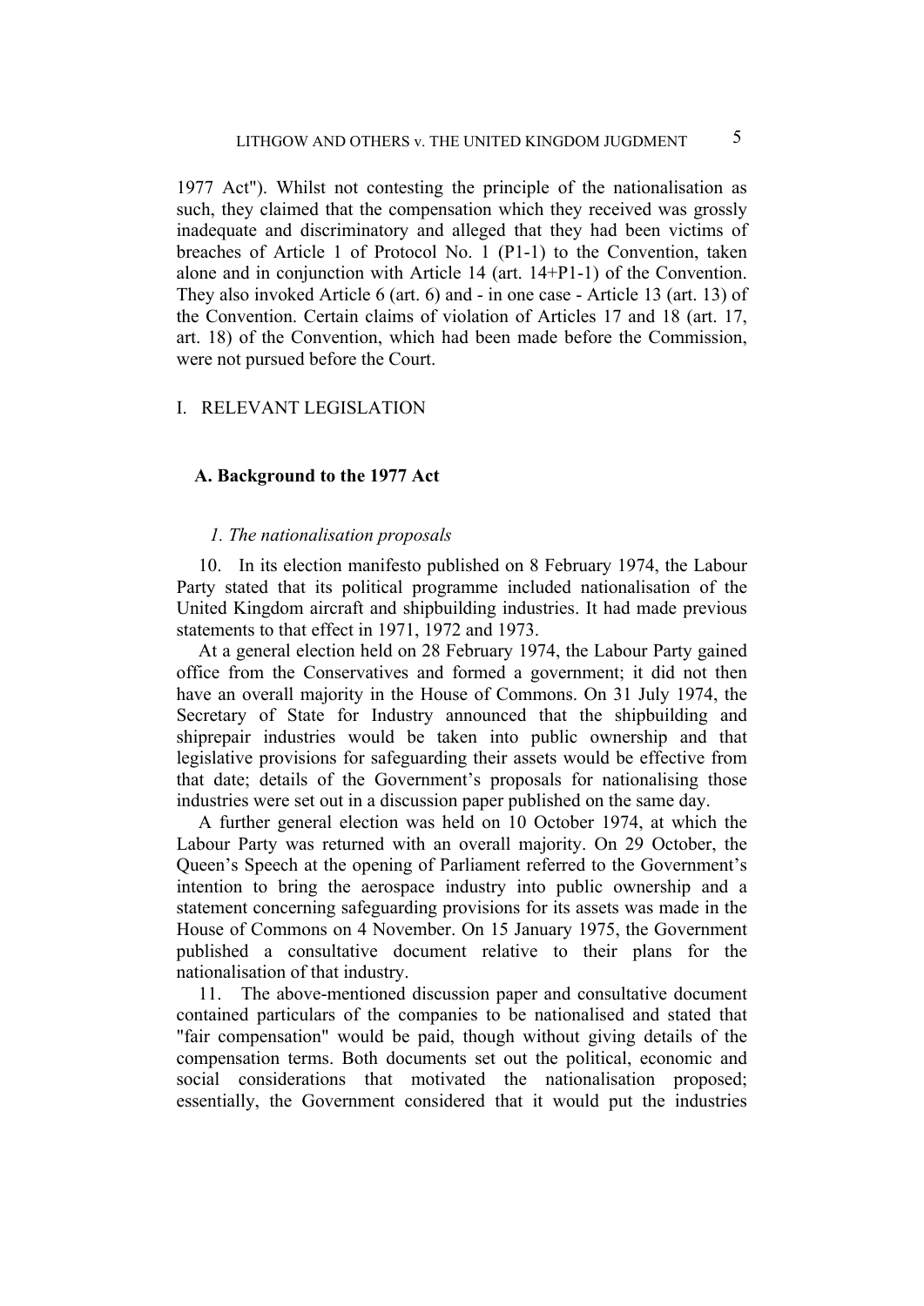1977 Act"). Whilst not contesting the principle of the nationalisation as such, they claimed that the compensation which they received was grossly inadequate and discriminatory and alleged that they had been victims of breaches of Article 1 of Protocol No. 1 (P1-1) to the Convention, taken alone and in conjunction with Article 14 (art. 14+P1-1) of the Convention. They also invoked Article 6 (art. 6) and - in one case - Article 13 (art. 13) of the Convention. Certain claims of violation of Articles 17 and 18 (art. 17, art. 18) of the Convention, which had been made before the Commission, were not pursued before the Court.

## I. RELEVANT LEGISLATION

### A. Background to the 1977 Act

#### *1. The nationalisation proposals*

10. In its election manifesto published on 8 February 1974, the Labour Party stated that its political programme included nationalisation of the United Kingdom aircraft and shipbuilding industries. It had made previous statements to that effect in 1971, 1972 and 1973.

At a general election held on 28 February 1974, the Labour Party gained office from the Conservatives and formed a government; it did not then have an overall majority in the House of Commons. On 31 July 1974, the Secretary of State for Industry announced that the shipbuilding and shiprepair industries would be taken into public ownership and that legislative provisions for safeguarding their assets would be effective from that date; details of the Government's proposals for nationalising those industries were set out in a discussion paper published on the same day.

A further general election was held on 10 October 1974, at which the Labour Party was returned with an overall majority. On 29 October, the Queen's Speech at the opening of Parliament referred to the Government's intention to bring the aerospace industry into public ownership and a statement concerning safeguarding provisions for its assets was made in the House of Commons on 4 November. On 15 January 1975, the Government published a consultative document relative to their plans for the nationalisation of that industry.

11. The above-mentioned discussion paper and consultative document contained particulars of the companies to be nationalised and stated that "fair compensation" would be paid, though without giving details of the compensation terms. Both documents set out the political, economic and social considerations that motivated the nationalisation proposed; essentially, the Government considered that it would put the industries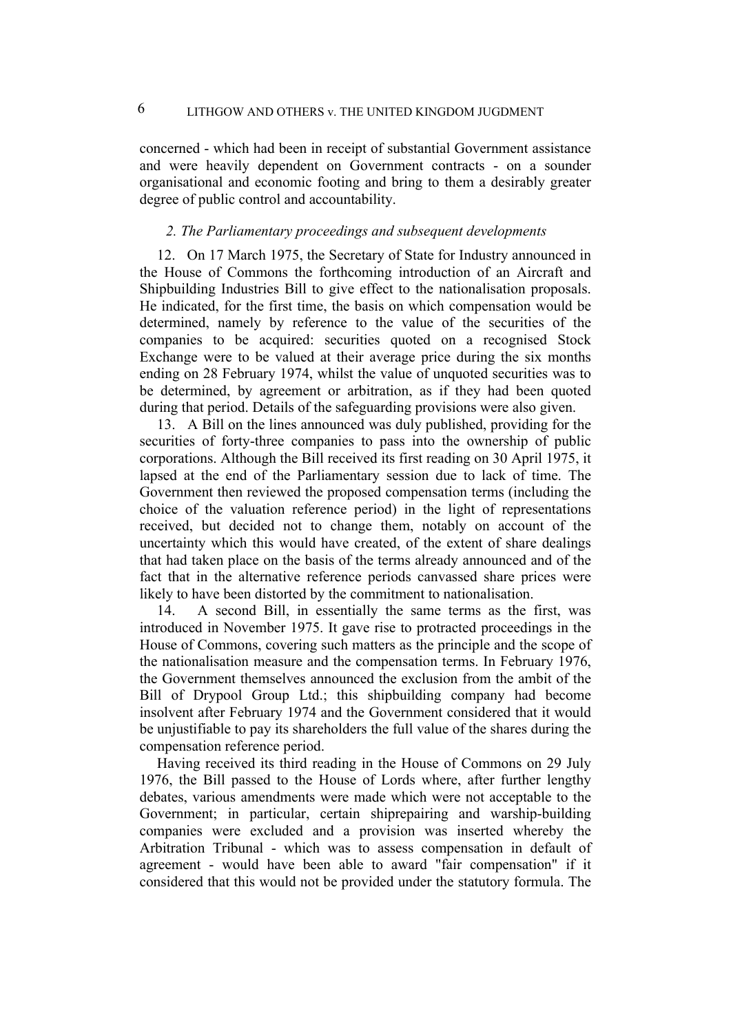concerned - which had been in receipt of substantial Government assistance and were heavily dependent on Government contracts - on a sounder organisational and economic footing and bring to them a desirably greater degree of public control and accountability.

### *2. The Parliamentary proceedings and subsequent developments*

12. On 17 March 1975, the Secretary of State for Industry announced in the House of Commons the forthcoming introduction of an Aircraft and Shipbuilding Industries Bill to give effect to the nationalisation proposals. He indicated, for the first time, the basis on which compensation would be determined, namely by reference to the value of the securities of the companies to be acquired: securities quoted on a recognised Stock Exchange were to be valued at their average price during the six months ending on 28 February 1974, whilst the value of unquoted securities was to be determined, by agreement or arbitration, as if they had been quoted during that period. Details of the safeguarding provisions were also given.

13. A Bill on the lines announced was duly published, providing for the securities of forty-three companies to pass into the ownership of public corporations. Although the Bill received its first reading on 30 April 1975, it lapsed at the end of the Parliamentary session due to lack of time. The Government then reviewed the proposed compensation terms (including the choice of the valuation reference period) in the light of representations received, but decided not to change them, notably on account of the uncertainty which this would have created, of the extent of share dealings that had taken place on the basis of the terms already announced and of the fact that in the alternative reference periods canvassed share prices were likely to have been distorted by the commitment to nationalisation.

14. A second Bill, in essentially the same terms as the first, was introduced in November 1975. It gave rise to protracted proceedings in the House of Commons, covering such matters as the principle and the scope of the nationalisation measure and the compensation terms. In February 1976, the Government themselves announced the exclusion from the ambit of the Bill of Drypool Group Ltd.; this shipbuilding company had become insolvent after February 1974 and the Government considered that it would be unjustifiable to pay its shareholders the full value of the shares during the compensation reference period.

Having received its third reading in the House of Commons on 29 July 1976, the Bill passed to the House of Lords where, after further lengthy debates, various amendments were made which were not acceptable to the Government; in particular, certain shiprepairing and warship-building companies were excluded and a provision was inserted whereby the Arbitration Tribunal - which was to assess compensation in default of agreement - would have been able to award "fair compensation" if it considered that this would not be provided under the statutory formula. The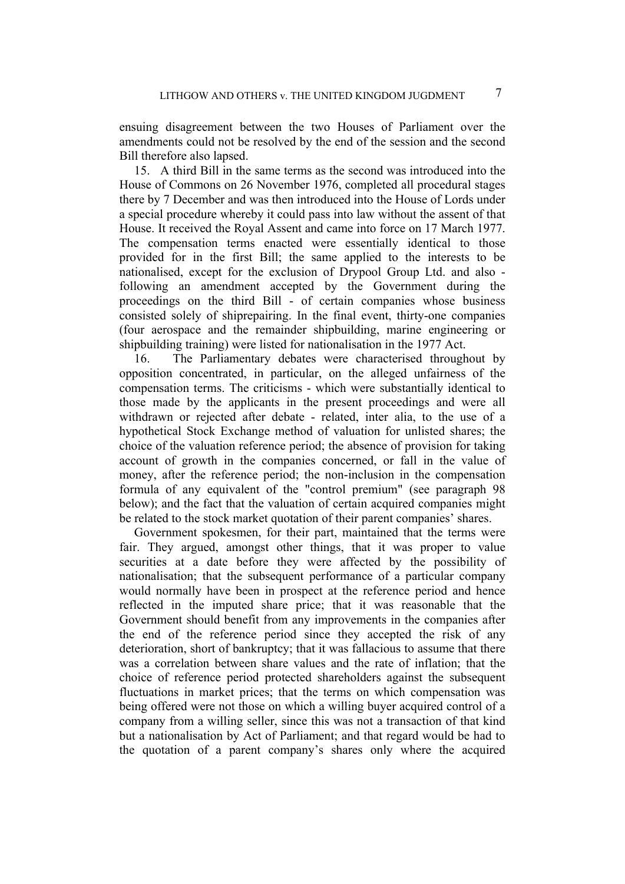ensuing disagreement between the two Houses of Parliament over the amendments could not be resolved by the end of the session and the second Bill therefore also lapsed.

15. A third Bill in the same terms as the second was introduced into the House of Commons on 26 November 1976, completed all procedural stages there by 7 December and was then introduced into the House of Lords under a special procedure whereby it could pass into law without the assent of that House. It received the Royal Assent and came into force on 17 March 1977. The compensation terms enacted were essentially identical to those provided for in the first Bill; the same applied to the interests to be nationalised, except for the exclusion of Drypool Group Ltd. and also - following an amendment accepted by the Government during the proceedings on the third Bill - of certain companies whose business consisted solely of shiprepairing. In the final event, thirty-one companies (four aerospace and the remainder shipbuilding, marine engineering or shipbuilding training) were listed for nationalisation in the 1977 Act.

16. The Parliamentary debates were characterised throughout by opposition concentrated, in particular, on the alleged unfairness of the compensation terms. The criticisms - which were substantially identical to those made by the applicants in the present proceedings and were all withdrawn or rejected after debate - related, inter alia, to the use of a hypothetical Stock Exchange method of valuation for unlisted shares; the choice of the valuation reference period; the absence of provision for taking account of growth in the companies concerned, or fall in the value of money, after the reference period; the non-inclusion in the compensation formula of any equivalent of the "control premium" (see paragraph 98 below); and the fact that the valuation of certain acquired companies might be related to the stock market quotation of their parent companies' shares.

Government spokesmen, for their part, maintained that the terms were fair. They argued, amongst other things, that it was proper to value securities at a date before they were affected by the possibility of nationalisation; that the subsequent performance of a particular company would normally have been in prospect at the reference period and hence reflected in the imputed share price; that it was reasonable that the Government should benefit from any improvements in the companies after the end of the reference period since they accepted the risk of any deterioration, short of bankruptcy; that it was fallacious to assume that there was a correlation between share values and the rate of inflation; that the choice of reference period protected shareholders against the subsequent fluctuations in market prices; that the terms on which compensation was being offered were not those on which a willing buyer acquired control of a company from a willing seller, since this was not a transaction of that kind but a nationalisation by Act of Parliament; and that regard would be had to the quotation of a parent company's shares only where the acquired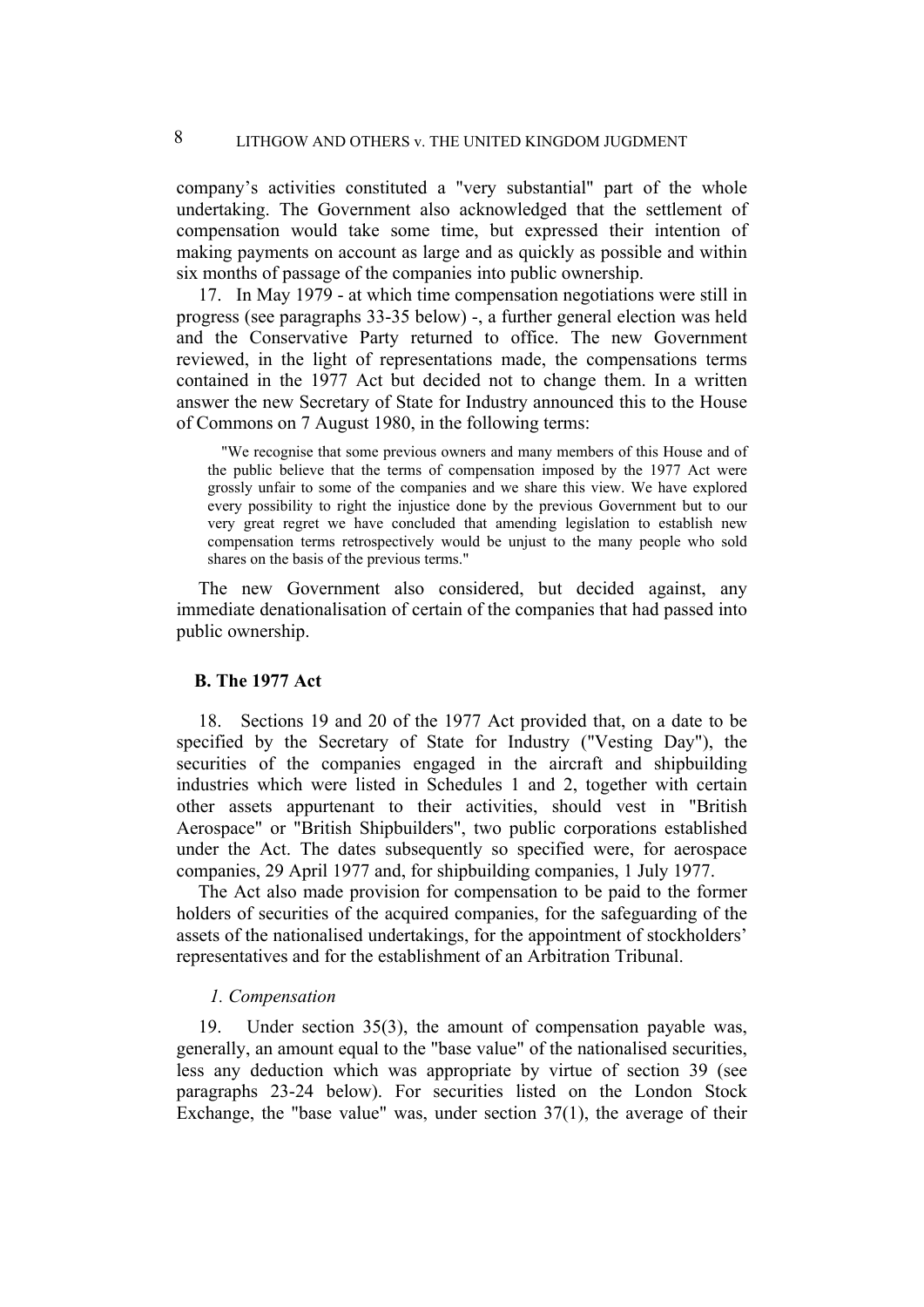company's activities constituted a "very substantial" part of the whole undertaking. The Government also acknowledged that the settlement of compensation would take some time, but expressed their intention of making payments on account as large and as quickly as possible and within six months of passage of the companies into public ownership.

17. In May 1979 - at which time compensation negotiations were still in progress (see paragraphs 33-35 below) -, a further general election was held and the Conservative Party returned to office. The new Government reviewed, in the light of representations made, the compensations terms contained in the 1977 Act but decided not to change them. In a written answer the new Secretary of State for Industry announced this to the House of Commons on 7 August 1980, in the following terms:

> "We recognise that some previous owners and many members of this House and of the public believe that the terms of compensation imposed by the 1977 Act were grossly unfair to some of the companies and we share this view. We have explored every possibility to right the injustice done by the previous Government but to our very great regret we have concluded that amending legislation to establish new compensation terms retrospectively would be unjust to the many people who sold shares on the basis of the previous terms."

The new Government also considered, but decided against, any immediate denationalisation of certain of the companies that had passed into public ownership.

## B. The 1977 Act

18. Sections 19 and 20 of the 1977 Act provided that, on a date to be specified by the Secretary of State for Industry ("Vesting Day"), the securities of the companies engaged in the aircraft and shipbuilding industries which were listed in Schedules 1 and 2, together with certain other assets appurtenant to their activities, should vest in "British Aerospace" or "British Shipbuilders", two public corporations established under the Act. The dates subsequently so specified were, for aerospace companies, 29 April 1977 and, for shipbuilding companies, 1 July 1977.

The Act also made provision for compensation to be paid to the former holders of securities of the acquired companies, for the safeguarding of the assets of the nationalised undertakings, for the appointment of stockholders' representatives and for the establishment of an Arbitration Tribunal.

### *1. Compensation*

19. Under section 35(3), the amount of compensation payable was, generally, an amount equal to the "base value" of the nationalised securities, less any deduction which was appropriate by virtue of section 39 (see paragraphs 23-24 below). For securities listed on the London Stock Exchange, the "base value" was, under section 37(1), the average of their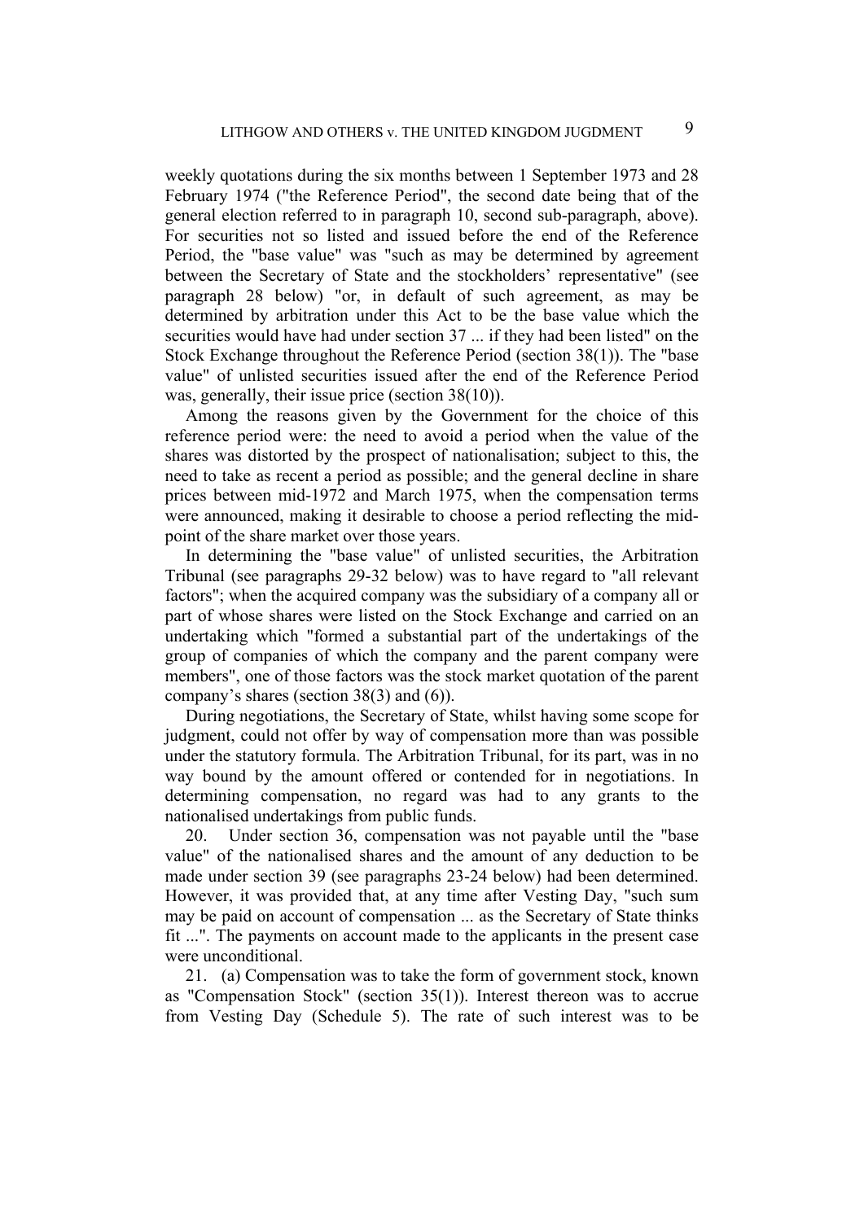weekly quotations during the six months between 1 September 1973 and 28 February 1974 ("the Reference Period", the second date being that of the general election referred to in paragraph 10, second sub-paragraph, above). For securities not so listed and issued before the end of the Reference Period, the "base value" was "such as may be determined by agreement between the Secretary of State and the stockholders' representative" (see paragraph 28 below) "or, in default of such agreement, as may be determined by arbitration under this Act to be the base value which the securities would have had under section 37 ... if they had been listed" on the Stock Exchange throughout the Reference Period (section 38(1)). The "base value" of unlisted securities issued after the end of the Reference Period was, generally, their issue price (section 38(10)).

Among the reasons given by the Government for the choice of this reference period were: the need to avoid a period when the value of the shares was distorted by the prospect of nationalisation; subject to this, the need to take as recent a period as possible; and the general decline in share prices between mid-1972 and March 1975, when the compensation terms were announced, making it desirable to choose a period reflecting the mid-point of the share market over those years.

In determining the "base value" of unlisted securities, the Arbitration Tribunal (see paragraphs 29-32 below) was to have regard to "all relevant factors"; when the acquired company was the subsidiary of a company all or part of whose shares were listed on the Stock Exchange and carried on an undertaking which "formed a substantial part of the undertakings of the group of companies of which the company and the parent company were members", one of those factors was the stock market quotation of the parent company's shares (section 38(3) and (6)).

During negotiations, the Secretary of State, whilst having some scope for judgment, could not offer by way of compensation more than was possible under the statutory formula. The Arbitration Tribunal, for its part, was in no way bound by the amount offered or contended for in negotiations. In determining compensation, no regard was had to any grants to the nationalised undertakings from public funds.

20. Under section 36, compensation was not payable until the "base value" of the nationalised shares and the amount of any deduction to be made under section 39 (see paragraphs 23-24 below) had been determined. However, it was provided that, at any time after Vesting Day, "such sum may be paid on account of compensation ... as the Secretary of State thinks fit ...". The payments on account made to the applicants in the present case were unconditional.

21. (a) Compensation was to take the form of government stock, known as "Compensation Stock" (section 35(1)). Interest thereon was to accrue from Vesting Day (Schedule 5). The rate of such interest was to be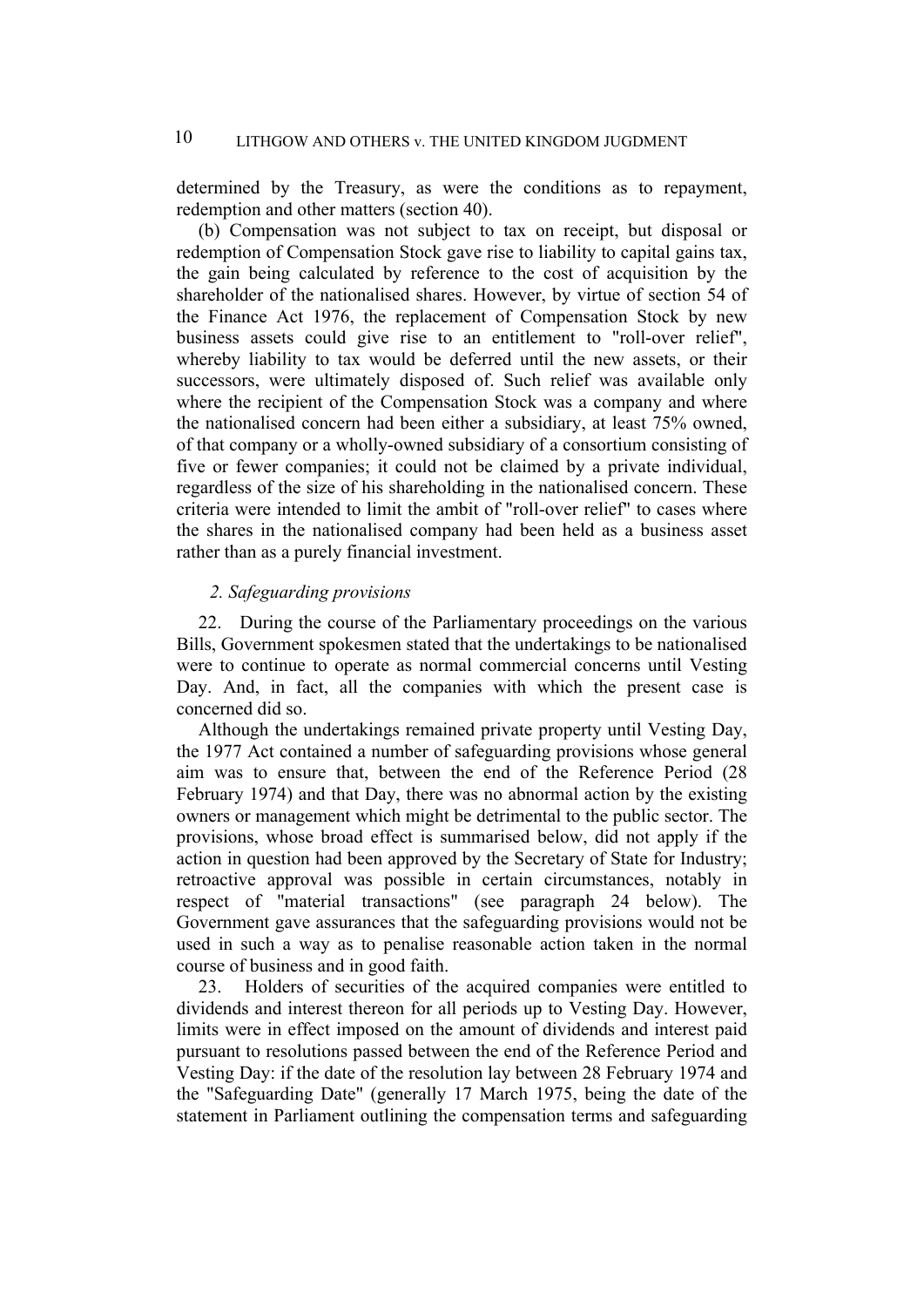determined by the Treasury, as were the conditions as to repayment, redemption and other matters (section 40).

(b) Compensation was not subject to tax on receipt, but disposal or redemption of Compensation Stock gave rise to liability to capital gains tax, the gain being calculated by reference to the cost of acquisition by the shareholder of the nationalised shares. However, by virtue of section 54 of the Finance Act 1976, the replacement of Compensation Stock by new business assets could give rise to an entitlement to "roll-over relief", whereby liability to tax would be deferred until the new assets, or their successors, were ultimately disposed of. Such relief was available only where the recipient of the Compensation Stock was a company and where the nationalised concern had been either a subsidiary, at least 75% owned, of that company or a wholly-owned subsidiary of a consortium consisting of five or fewer companies; it could not be claimed by a private individual, regardless of the size of his shareholding in the nationalised concern. These criteria were intended to limit the ambit of "roll-over relief" to cases where the shares in the nationalised company had been held as a business asset rather than as a purely financial investment.

### *2. Safeguarding provisions*

22. During the course of the Parliamentary proceedings on the various Bills, Government spokesmen stated that the undertakings to be nationalised were to continue to operate as normal commercial concerns until Vesting Day. And, in fact, all the companies with which the present case is concerned did so.

Although the undertakings remained private property until Vesting Day, the 1977 Act contained a number of safeguarding provisions whose general aim was to ensure that, between the end of the Reference Period (28 February 1974) and that Day, there was no abnormal action by the existing owners or management which might be detrimental to the public sector. The provisions, whose broad effect is summarised below, did not apply if the action in question had been approved by the Secretary of State for Industry; retroactive approval was possible in certain circumstances, notably in respect of "material transactions" (see paragraph 24 below). The Government gave assurances that the safeguarding provisions would not be used in such a way as to penalise reasonable action taken in the normal course of business and in good faith.

23. Holders of securities of the acquired companies were entitled to dividends and interest thereon for all periods up to Vesting Day. However, limits were in effect imposed on the amount of dividends and interest paid pursuant to resolutions passed between the end of the Reference Period and Vesting Day: if the date of the resolution lay between 28 February 1974 and the "Safeguarding Date" (generally 17 March 1975, being the date of the statement in Parliament outlining the compensation terms and safeguarding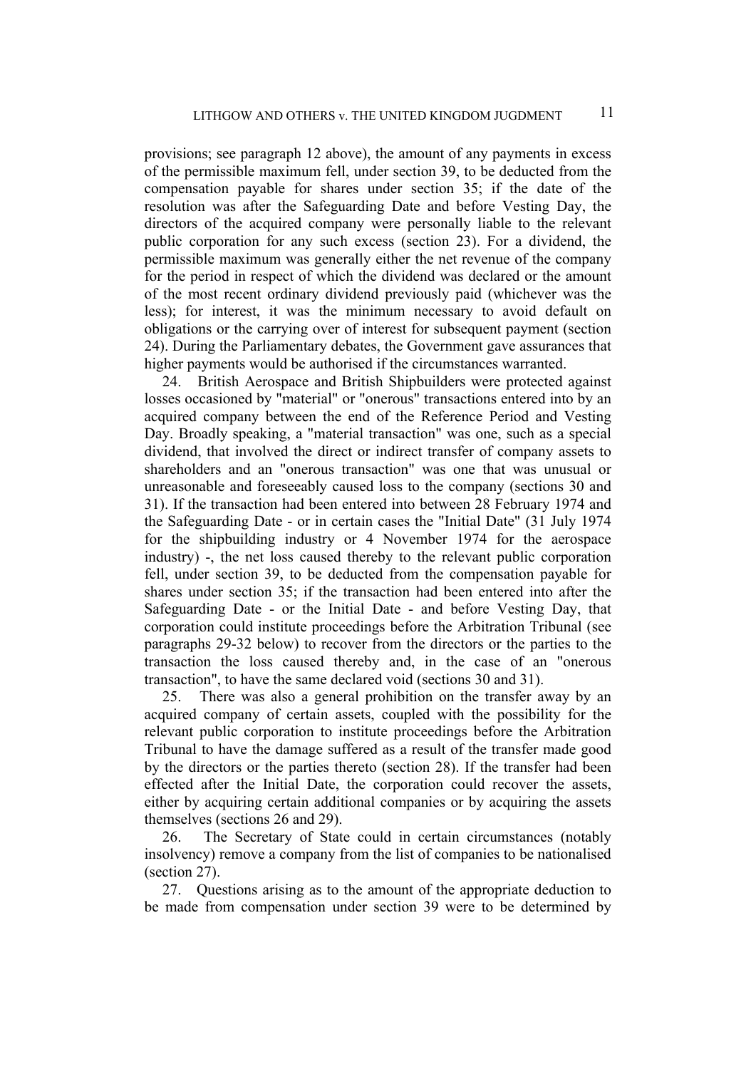provisions; see paragraph 12 above), the amount of any payments in excess of the permissible maximum fell, under section 39, to be deducted from the compensation payable for shares under section 35; if the date of the resolution was after the Safeguarding Date and before Vesting Day, the directors of the acquired company were personally liable to the relevant public corporation for any such excess (section 23). For a dividend, the permissible maximum was generally either the net revenue of the company for the period in respect of which the dividend was declared or the amount of the most recent ordinary dividend previously paid (whichever was the less); for interest, it was the minimum necessary to avoid default on obligations or the carrying over of interest for subsequent payment (section 24). During the Parliamentary debates, the Government gave assurances that higher payments would be authorised if the circumstances warranted.

24. British Aerospace and British Shipbuilders were protected against losses occasioned by "material" or "onerous" transactions entered into by an acquired company between the end of the Reference Period and Vesting Day. Broadly speaking, a "material transaction" was one, such as a special dividend, that involved the direct or indirect transfer of company assets to shareholders and an "onerous transaction" was one that was unusual or unreasonable and foreseeably caused loss to the company (sections 30 and 31). If the transaction had been entered into between 28 February 1974 and the Safeguarding Date - or in certain cases the "Initial Date" (31 July 1974 for the shipbuilding industry or 4 November 1974 for the aerospace industry) -, the net loss caused thereby to the relevant public corporation fell, under section 39, to be deducted from the compensation payable for shares under section 35; if the transaction had been entered into after the Safeguarding Date - or the Initial Date - and before Vesting Day, that corporation could institute proceedings before the Arbitration Tribunal (see paragraphs 29-32 below) to recover from the directors or the parties to the transaction the loss caused thereby and, in the case of an "onerous transaction", to have the same declared void (sections 30 and 31).

25. There was also a general prohibition on the transfer away by an acquired company of certain assets, coupled with the possibility for the relevant public corporation to institute proceedings before the Arbitration Tribunal to have the damage suffered as a result of the transfer made good by the directors or the parties thereto (section 28). If the transfer had been effected after the Initial Date, the corporation could recover the assets, either by acquiring certain additional companies or by acquiring the assets themselves (sections 26 and 29).

26. The Secretary of State could in certain circumstances (notably insolvency) remove a company from the list of companies to be nationalised (section 27).

27. Questions arising as to the amount of the appropriate deduction to be made from compensation under section 39 were to be determined by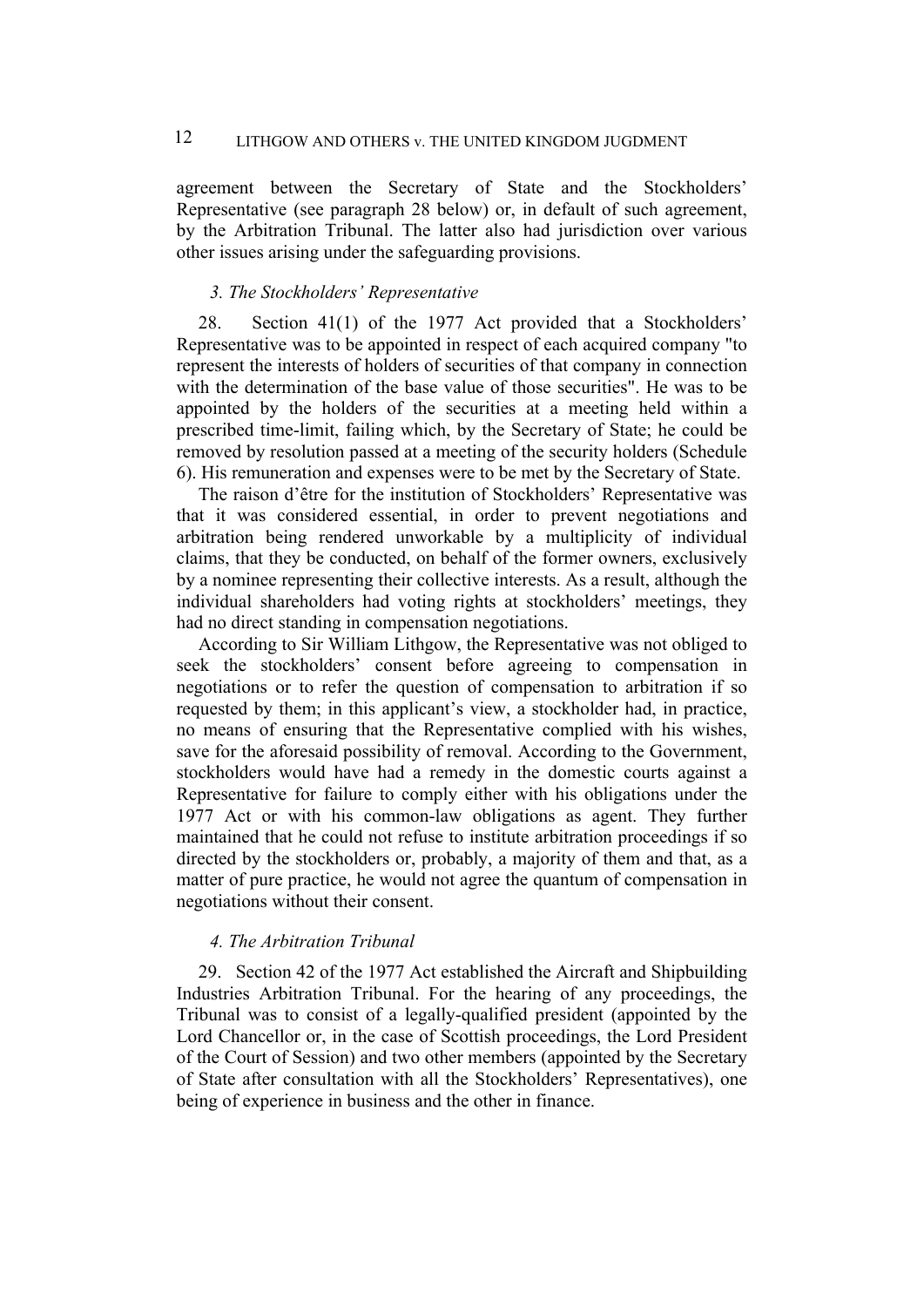agreement between the Secretary of State and the Stockholders' Representative (see paragraph 28 below) or, in default of such agreement, by the Arbitration Tribunal. The latter also had jurisdiction over various other issues arising under the safeguarding provisions.

### *3. The Stockholders' Representative*

28. Section 41(1) of the 1977 Act provided that a Stockholders' Representative was to be appointed in respect of each acquired company "to represent the interests of holders of securities of that company in connection with the determination of the base value of those securities". He was to be appointed by the holders of the securities at a meeting held within a prescribed time-limit, failing which, by the Secretary of State; he could be removed by resolution passed at a meeting of the security holders (Schedule 6). His remuneration and expenses were to be met by the Secretary of State.

The raison d'être for the institution of Stockholders' Representative was that it was considered essential, in order to prevent negotiations and arbitration being rendered unworkable by a multiplicity of individual claims, that they be conducted, on behalf of the former owners, exclusively by a nominee representing their collective interests. As a result, although the individual shareholders had voting rights at stockholders' meetings, they had no direct standing in compensation negotiations.

According to Sir William Lithgow, the Representative was not obliged to seek the stockholders' consent before agreeing to compensation in negotiations or to refer the question of compensation to arbitration if so requested by them; in this applicant's view, a stockholder had, in practice, no means of ensuring that the Representative complied with his wishes, save for the aforesaid possibility of removal. According to the Government, stockholders would have had a remedy in the domestic courts against a Representative for failure to comply either with his obligations under the 1977 Act or with his common-law obligations as agent. They further maintained that he could not refuse to institute arbitration proceedings if so directed by the stockholders or, probably, a majority of them and that, as a matter of pure practice, he would not agree the quantum of compensation in negotiations without their consent.

### *4. The Arbitration Tribunal*

29. Section 42 of the 1977 Act established the Aircraft and Shipbuilding Industries Arbitration Tribunal. For the hearing of any proceedings, the Tribunal was to consist of a legally-qualified president (appointed by the Lord Chancellor or, in the case of Scottish proceedings, the Lord President of the Court of Session) and two other members (appointed by the Secretary of State after consultation with all the Stockholders' Representatives), one being of experience in business and the other in finance.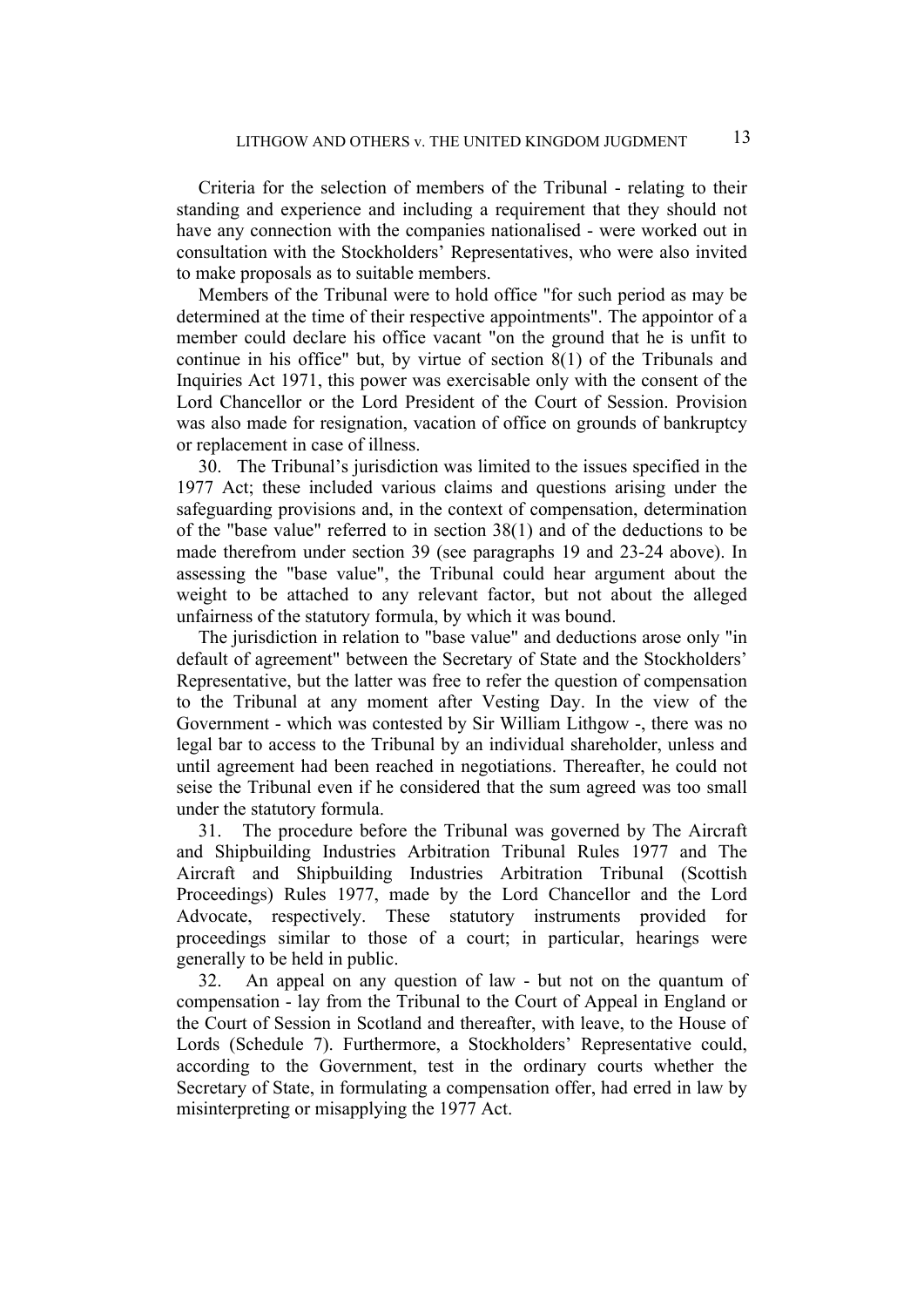Criteria for the selection of members of the Tribunal - relating to their standing and experience and including a requirement that they should not have any connection with the companies nationalised - were worked out in consultation with the Stockholders' Representatives, who were also invited to make proposals as to suitable members.

Members of the Tribunal were to hold office "for such period as may be determined at the time of their respective appointments". The appointor of a member could declare his office vacant "on the ground that he is unfit to continue in his office" but, by virtue of section 8(1) of the Tribunals and Inquiries Act 1971, this power was exercisable only with the consent of the Lord Chancellor or the Lord President of the Court of Session. Provision was also made for resignation, vacation of office on grounds of bankruptcy or replacement in case of illness.

30. The Tribunal's jurisdiction was limited to the issues specified in the 1977 Act; these included various claims and questions arising under the safeguarding provisions and, in the context of compensation, determination of the "base value" referred to in section 38(1) and of the deductions to be made therefrom under section 39 (see paragraphs 19 and 23-24 above). In assessing the "base value", the Tribunal could hear argument about the weight to be attached to any relevant factor, but not about the alleged unfairness of the statutory formula, by which it was bound.

The jurisdiction in relation to "base value" and deductions arose only "in default of agreement" between the Secretary of State and the Stockholders' Representative, but the latter was free to refer the question of compensation to the Tribunal at any moment after Vesting Day. In the view of the Government - which was contested by Sir William Lithgow -, there was no legal bar to access to the Tribunal by an individual shareholder, unless and until agreement had been reached in negotiations. Thereafter, he could not seise the Tribunal even if he considered that the sum agreed was too small under the statutory formula.

31. The procedure before the Tribunal was governed by The Aircraft and Shipbuilding Industries Arbitration Tribunal Rules 1977 and The Aircraft and Shipbuilding Industries Arbitration Tribunal (Scottish Proceedings) Rules 1977, made by the Lord Chancellor and the Lord Advocate, respectively. These statutory instruments provided for proceedings similar to those of a court; in particular, hearings were generally to be held in public.

32. An appeal on any question of law - but not on the quantum of compensation - lay from the Tribunal to the Court of Appeal in England or the Court of Session in Scotland and thereafter, with leave, to the House of Lords (Schedule 7). Furthermore, a Stockholders' Representative could, according to the Government, test in the ordinary courts whether the Secretary of State, in formulating a compensation offer, had erred in law by misinterpreting or misapplying the 1977 Act.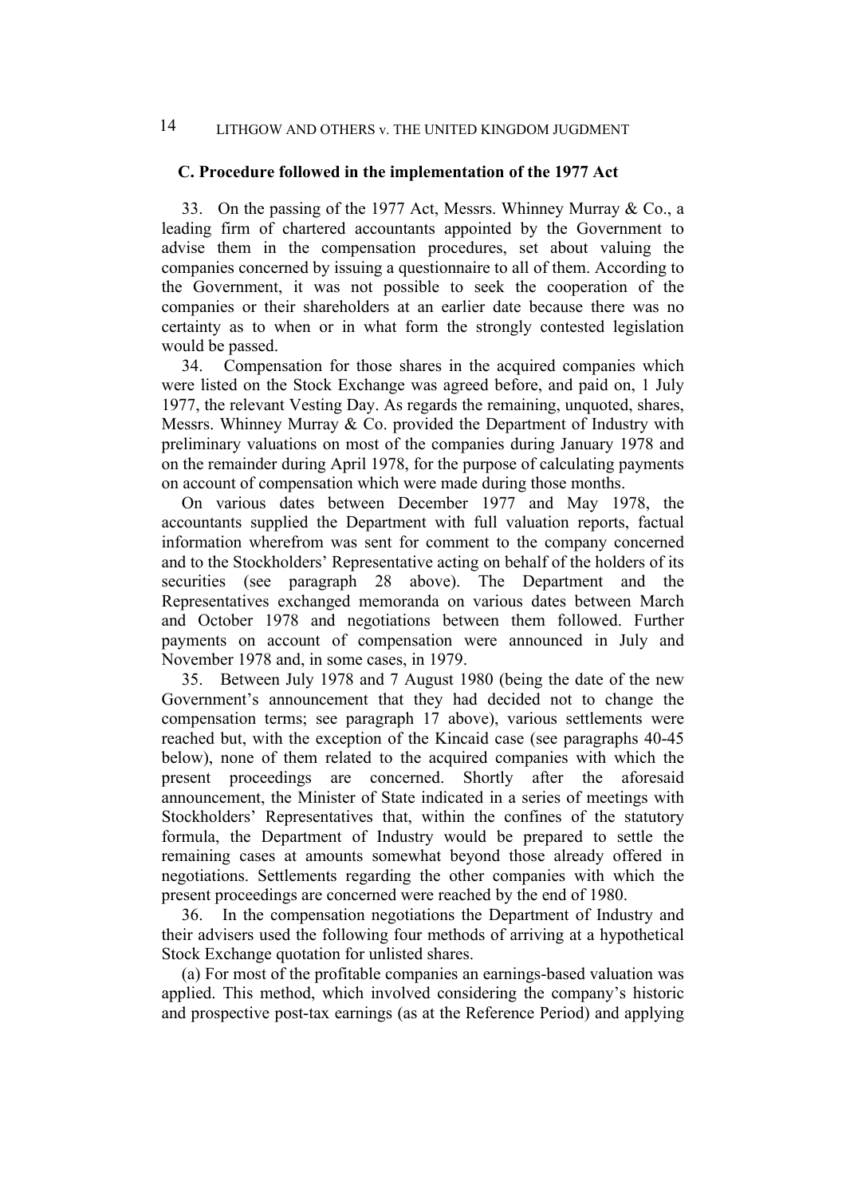### C. Procedure followed in the implementation of the 1977 Act

33. On the passing of the 1977 Act, Messrs. Whinney Murray & Co., a leading firm of chartered accountants appointed by the Government to advise them in the compensation procedures, set about valuing the companies concerned by issuing a questionnaire to all of them. According to the Government, it was not possible to seek the cooperation of the companies or their shareholders at an earlier date because there was no certainty as to when or in what form the strongly contested legislation would be passed.

34. Compensation for those shares in the acquired companies which were listed on the Stock Exchange was agreed before, and paid on, 1 July 1977, the relevant Vesting Day. As regards the remaining, unquoted, shares, Messrs. Whinney Murray & Co. provided the Department of Industry with preliminary valuations on most of the companies during January 1978 and on the remainder during April 1978, for the purpose of calculating payments on account of compensation which were made during those months.

On various dates between December 1977 and May 1978, the accountants supplied the Department with full valuation reports, factual information wherefrom was sent for comment to the company concerned and to the Stockholders' Representative acting on behalf of the holders of its securities (see paragraph 28 above). The Department and the Representatives exchanged memoranda on various dates between March and October 1978 and negotiations between them followed. Further payments on account of compensation were announced in July and November 1978 and, in some cases, in 1979.

35. Between July 1978 and 7 August 1980 (being the date of the new Government's announcement that they had decided not to change the compensation terms; see paragraph 17 above), various settlements were reached but, with the exception of the Kincaid case (see paragraphs 40-45 below), none of them related to the acquired companies with which the present proceedings are concerned. Shortly after the aforesaid announcement, the Minister of State indicated in a series of meetings with Stockholders' Representatives that, within the confines of the statutory formula, the Department of Industry would be prepared to settle the remaining cases at amounts somewhat beyond those already offered in negotiations. Settlements regarding the other companies with which the present proceedings are concerned were reached by the end of 1980.

36. In the compensation negotiations the Department of Industry and their advisers used the following four methods of arriving at a hypothetical Stock Exchange quotation for unlisted shares.

(a) For most of the profitable companies an earnings-based valuation was applied. This method, which involved considering the company's historic and prospective post-tax earnings (as at the Reference Period) and applying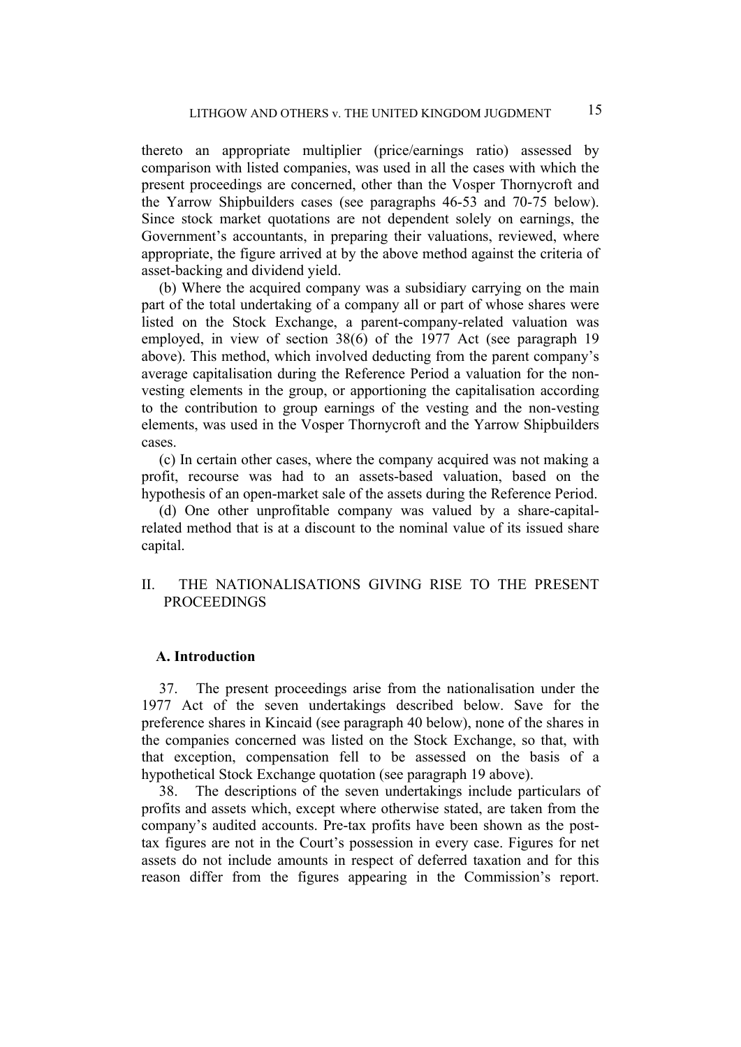thereto an appropriate multiplier (price/earnings ratio) assessed by comparison with listed companies, was used in all the cases with which the present proceedings are concerned, other than the Vosper Thornycroft and the Yarrow Shipbuilders cases (see paragraphs 46-53 and 70-75 below). Since stock market quotations are not dependent solely on earnings, the Government's accountants, in preparing their valuations, reviewed, where appropriate, the figure arrived at by the above method against the criteria of asset-backing and dividend yield.

(b) Where the acquired company was a subsidiary carrying on the main part of the total undertaking of a company all or part of whose shares were listed on the Stock Exchange, a parent-company-related valuation was employed, in view of section 38(6) of the 1977 Act (see paragraph 19 above). This method, which involved deducting from the parent company's average capitalisation during the Reference Period a valuation for the non-vesting elements in the group, or apportioning the capitalisation according to the contribution to group earnings of the vesting and the non-vesting elements, was used in the Vosper Thornycroft and the Yarrow Shipbuilders cases.

(c) In certain other cases, where the company acquired was not making a profit, recourse was had to an assets-based valuation, based on the hypothesis of an open-market sale of the assets during the Reference Period.

(d) One other unprofitable company was valued by a share-capital-related method that is at a discount to the nominal value of its issued share capital.

## II. THE NATIONALISATIONS GIVING RISE TO THE PRESENT PROCEEDINGS

### A. Introduction

37. The present proceedings arise from the nationalisation under the 1977 Act of the seven undertakings described below. Save for the preference shares in Kincaid (see paragraph 40 below), none of the shares in the companies concerned was listed on the Stock Exchange, so that, with that exception, compensation fell to be assessed on the basis of a hypothetical Stock Exchange quotation (see paragraph 19 above).

38. The descriptions of the seven undertakings include particulars of profits and assets which, except where otherwise stated, are taken from the company's audited accounts. Pre-tax profits have been shown as the post-tax figures are not in the Court's possession in every case. Figures for net assets do not include amounts in respect of deferred taxation and for this reason differ from the figures appearing in the Commission's report.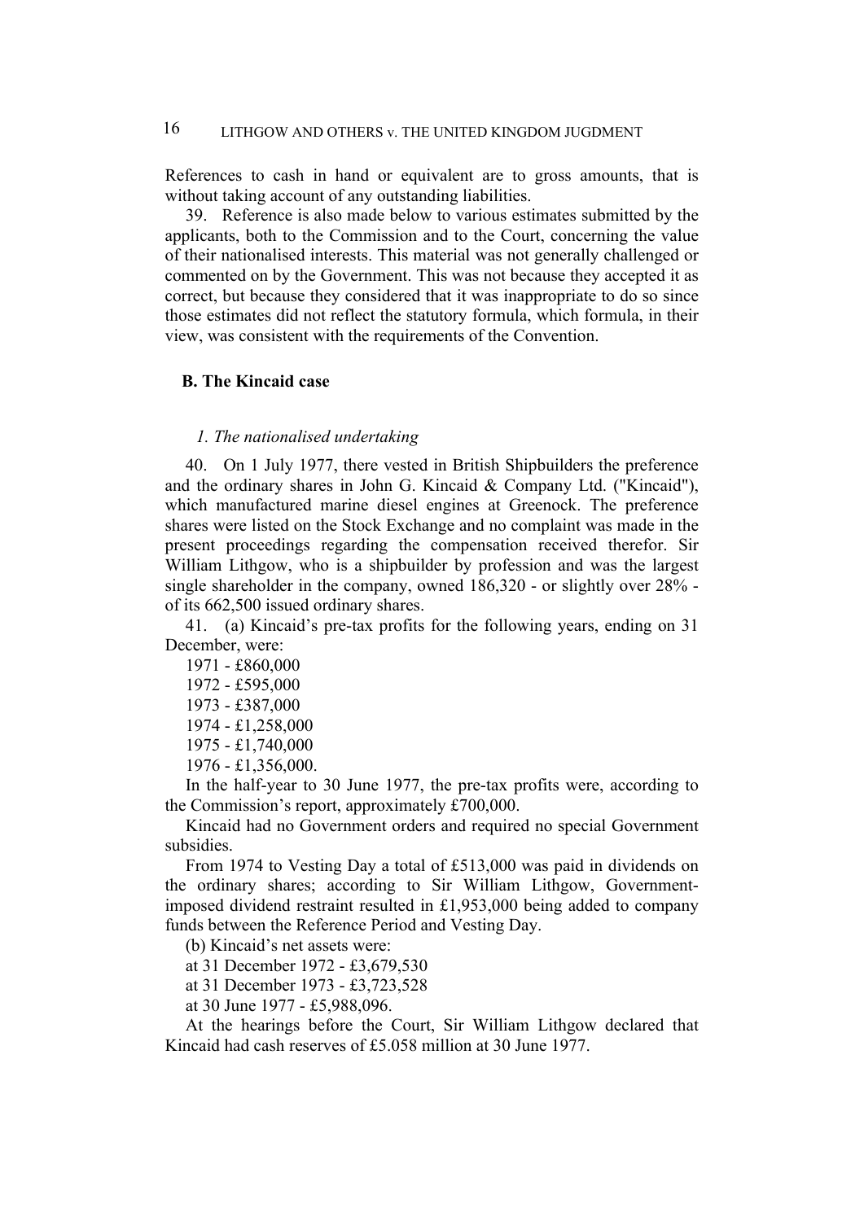References to cash in hand or equivalent are to gross amounts, that is without taking account of any outstanding liabilities.

39. Reference is also made below to various estimates submitted by the applicants, both to the Commission and to the Court, concerning the value of their nationalised interests. This material was not generally challenged or commented on by the Government. This was not because they accepted it as correct, but because they considered that it was inappropriate to do so since those estimates did not reflect the statutory formula, which formula, in their view, was consistent with the requirements of the Convention.

## B. The Kincaid case

### *1. The nationalised undertaking*

40. On 1 July 1977, there vested in British Shipbuilders the preference and the ordinary shares in John G. Kincaid & Company Ltd. ("Kincaid"), which manufactured marine diesel engines at Greenock. The preference shares were listed on the Stock Exchange and no complaint was made in the present proceedings regarding the compensation received therefor. Sir William Lithgow, who is a shipbuilder by profession and was the largest single shareholder in the company, owned 186,320 - or slightly over 28% - of its 662,500 issued ordinary shares.

41. (a) Kincaid's pre-tax profits for the following years, ending on 31 December, were:

1971 - £860,000
1972 - £595,000
1973 - £387,000
1974 - £1,258,000
1975 - £1,740,000
1976 - £1,356,000.

In the half-year to 30 June 1977, the pre-tax profits were, according to the Commission's report, approximately £700,000.

Kincaid had no Government orders and required no special Government subsidies.

From 1974 to Vesting Day a total of £513,000 was paid in dividends on the ordinary shares; according to Sir William Lithgow, Government-imposed dividend restraint resulted in £1,953,000 being added to company funds between the Reference Period and Vesting Day.

(b) Kincaid's net assets were:

at 31 December 1972 - £3,679,530
at 31 December 1973 - £3,723,528
at 30 June 1977 - £5,988,096.

At the hearings before the Court, Sir William Lithgow declared that Kincaid had cash reserves of £5.058 million at 30 June 1977.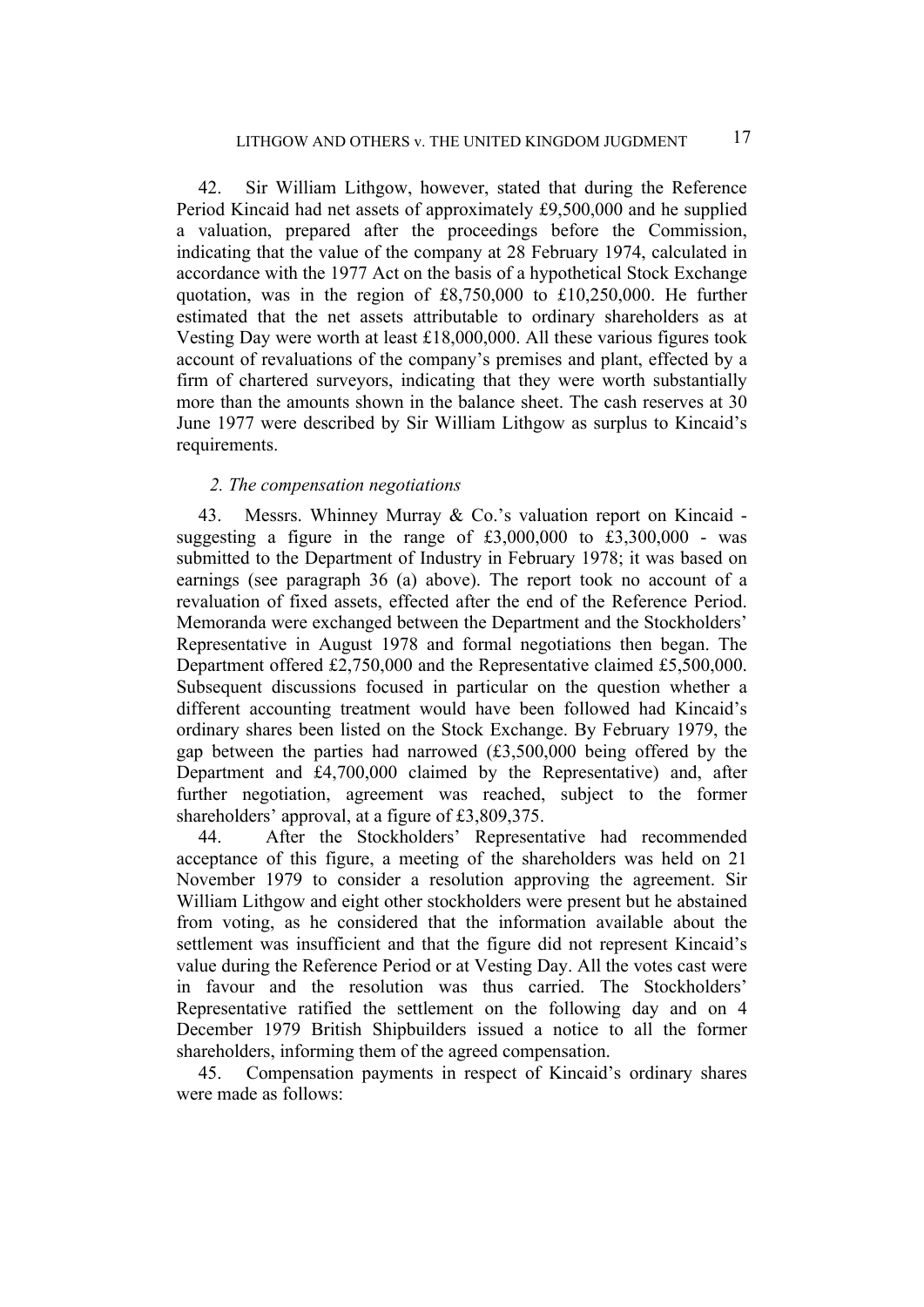42. Sir William Lithgow, however, stated that during the Reference Period Kincaid had net assets of approximately £9,500,000 and he supplied a valuation, prepared after the proceedings before the Commission, indicating that the value of the company at 28 February 1974, calculated in accordance with the 1977 Act on the basis of a hypothetical Stock Exchange quotation, was in the region of £8,750,000 to £10,250,000. He further estimated that the net assets attributable to ordinary shareholders as at Vesting Day were worth at least £18,000,000. All these various figures took account of revaluations of the company's premises and plant, effected by a firm of chartered surveyors, indicating that they were worth substantially more than the amounts shown in the balance sheet. The cash reserves at 30 June 1977 were described by Sir William Lithgow as surplus to Kincaid's requirements.

### *2. The compensation negotiations*

43. Messrs. Whinney Murray & Co.'s valuation report on Kincaid - suggesting a figure in the range of £3,000,000 to £3,300,000 - was submitted to the Department of Industry in February 1978; it was based on earnings (see paragraph 36 (a) above). The report took no account of a revaluation of fixed assets, effected after the end of the Reference Period. Memoranda were exchanged between the Department and the Stockholders' Representative in August 1978 and formal negotiations then began. The Department offered £2,750,000 and the Representative claimed £5,500,000. Subsequent discussions focused in particular on the question whether a different accounting treatment would have been followed had Kincaid's ordinary shares been listed on the Stock Exchange. By February 1979, the gap between the parties had narrowed (£3,500,000 being offered by the Department and £4,700,000 claimed by the Representative) and, after further negotiation, agreement was reached, subject to the former shareholders' approval, at a figure of £3,809,375.

44. After the Stockholders' Representative had recommended acceptance of this figure, a meeting of the shareholders was held on 21 November 1979 to consider a resolution approving the agreement. Sir William Lithgow and eight other stockholders were present but he abstained from voting, as he considered that the information available about the settlement was insufficient and that the figure did not represent Kincaid's value during the Reference Period or at Vesting Day. All the votes cast were in favour and the resolution was thus carried. The Stockholders' Representative ratified the settlement on the following day and on 4 December 1979 British Shipbuilders issued a notice to all the former shareholders, informing them of the agreed compensation.

45. Compensation payments in respect of Kincaid's ordinary shares were made as follows: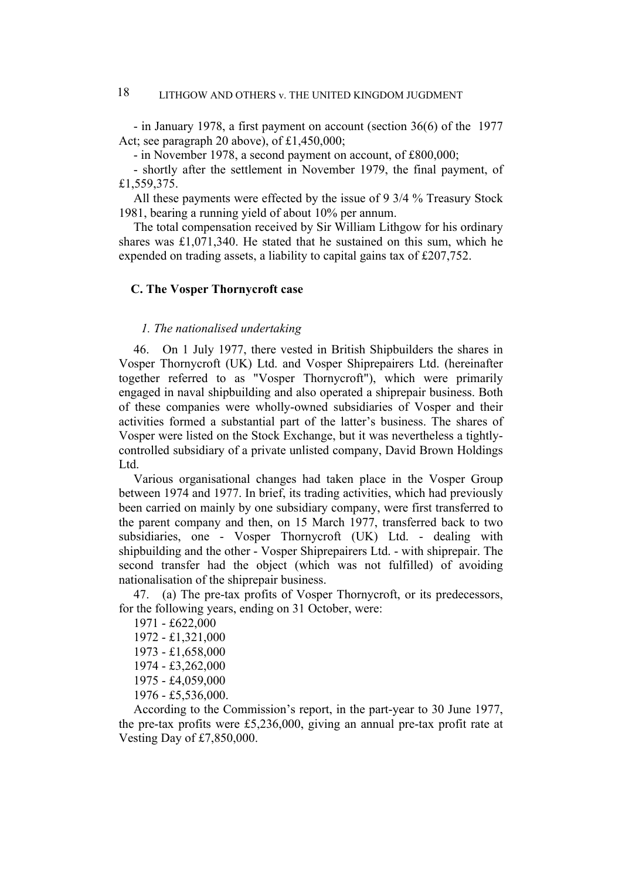- in January 1978, a first payment on account (section 36(6) of the 1977 Act; see paragraph 20 above), of £1,450,000;

- in November 1978, a second payment on account, of £800,000;

- shortly after the settlement in November 1979, the final payment, of £1,559,375.

All these payments were effected by the issue of 9 3/4 % Treasury Stock 1981, bearing a running yield of about 10% per annum.

The total compensation received by Sir William Lithgow for his ordinary shares was £1,071,340. He stated that he sustained on this sum, which he expended on trading assets, a liability to capital gains tax of £207,752.

### C. The Vosper Thornycroft case

#### *1. The nationalised undertaking*

46. On 1 July 1977, there vested in British Shipbuilders the shares in Vosper Thornycroft (UK) Ltd. and Vosper Shiprepairers Ltd. (hereinafter together referred to as "Vosper Thornycroft"), which were primarily engaged in naval shipbuilding and also operated a shiprepair business. Both of these companies were wholly-owned subsidiaries of Vosper and their activities formed a substantial part of the latter's business. The shares of Vosper were listed on the Stock Exchange, but it was nevertheless a tightly-controlled subsidiary of a private unlisted company, David Brown Holdings Ltd.

Various organisational changes had taken place in the Vosper Group between 1974 and 1977. In brief, its trading activities, which had previously been carried on mainly by one subsidiary company, were first transferred to the parent company and then, on 15 March 1977, transferred back to two subsidiaries, one - Vosper Thornycroft (UK) Ltd. - dealing with shipbuilding and the other - Vosper Shiprepairers Ltd. - with shiprepair. The second transfer had the object (which was not fulfilled) of avoiding nationalisation of the shiprepair business.

47. (a) The pre-tax profits of Vosper Thornycroft, or its predecessors, for the following years, ending on 31 October, were:

1971 - £622,000
1972 - £1,321,000
1973 - £1,658,000
1974 - £3,262,000
1975 - £4,059,000
1976 - £5,536,000.

According to the Commission's report, in the part-year to 30 June 1977, the pre-tax profits were £5,236,000, giving an annual pre-tax profit rate at Vesting Day of £7,850,000.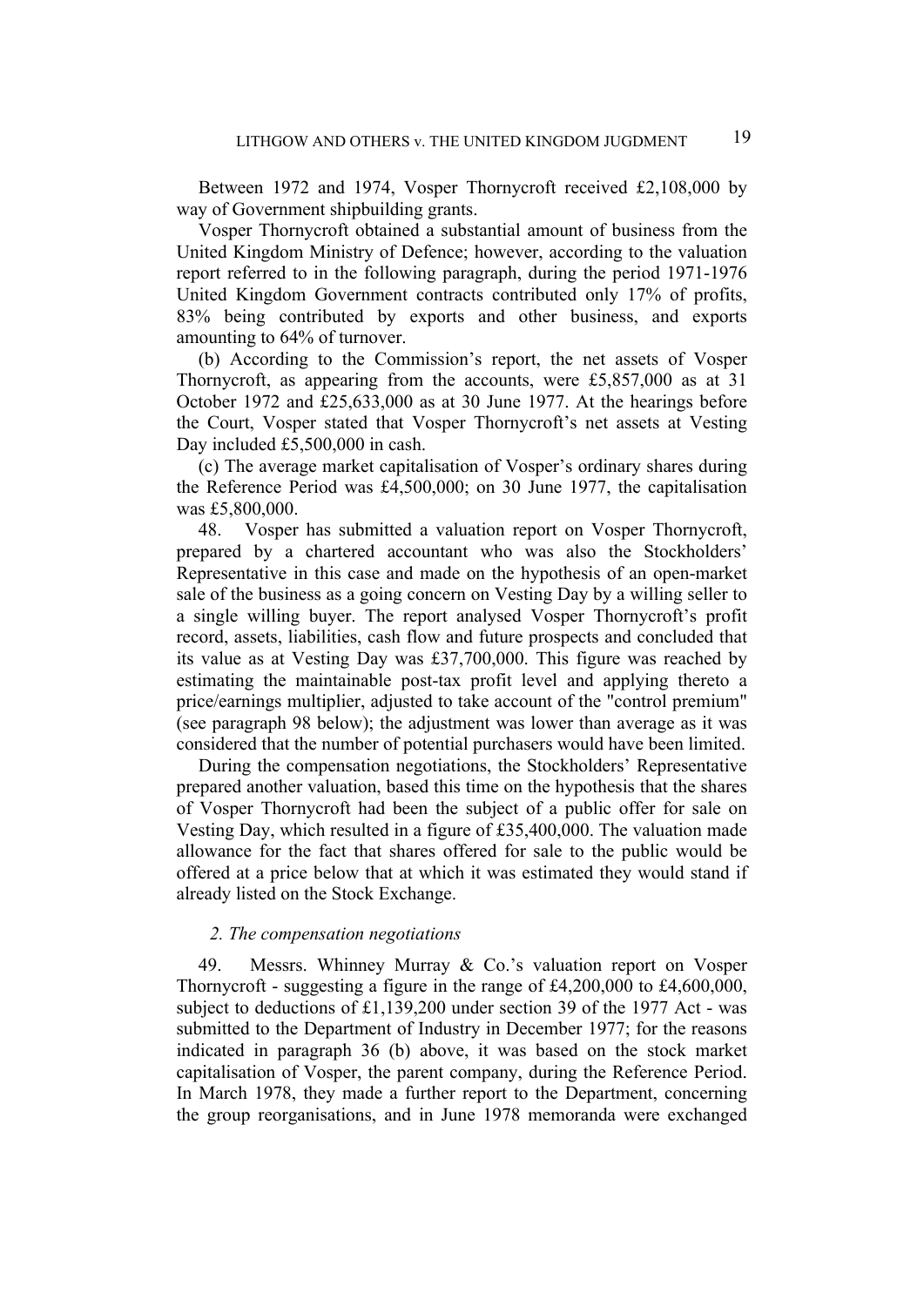Between 1972 and 1974, Vosper Thornycroft received £2,108,000 by way of Government shipbuilding grants.

Vosper Thornycroft obtained a substantial amount of business from the United Kingdom Ministry of Defence; however, according to the valuation report referred to in the following paragraph, during the period 1971-1976 United Kingdom Government contracts contributed only 17% of profits, 83% being contributed by exports and other business, and exports amounting to 64% of turnover.

(b) According to the Commission's report, the net assets of Vosper Thornycroft, as appearing from the accounts, were £5,857,000 as at 31 October 1972 and £25,633,000 as at 30 June 1977. At the hearings before the Court, Vosper stated that Vosper Thornycroft's net assets at Vesting Day included £5,500,000 in cash.

(c) The average market capitalisation of Vosper's ordinary shares during the Reference Period was £4,500,000; on 30 June 1977, the capitalisation was £5,800,000.

48. Vosper has submitted a valuation report on Vosper Thornycroft, prepared by a chartered accountant who was also the Stockholders' Representative in this case and made on the hypothesis of an open-market sale of the business as a going concern on Vesting Day by a willing seller to a single willing buyer. The report analysed Vosper Thornycroft's profit record, assets, liabilities, cash flow and future prospects and concluded that its value as at Vesting Day was £37,700,000. This figure was reached by estimating the maintainable post-tax profit level and applying thereto a price/earnings multiplier, adjusted to take account of the "control premium" (see paragraph 98 below); the adjustment was lower than average as it was considered that the number of potential purchasers would have been limited.

During the compensation negotiations, the Stockholders' Representative prepared another valuation, based this time on the hypothesis that the shares of Vosper Thornycroft had been the subject of a public offer for sale on Vesting Day, which resulted in a figure of £35,400,000. The valuation made allowance for the fact that shares offered for sale to the public would be offered at a price below that at which it was estimated they would stand if already listed on the Stock Exchange.

### *2. The compensation negotiations*

49. Messrs. Whinney Murray & Co.'s valuation report on Vosper Thornycroft - suggesting a figure in the range of £4,200,000 to £4,600,000, subject to deductions of £1,139,200 under section 39 of the 1977 Act - was submitted to the Department of Industry in December 1977; for the reasons indicated in paragraph 36 (b) above, it was based on the stock market capitalisation of Vosper, the parent company, during the Reference Period. In March 1978, they made a further report to the Department, concerning the group reorganisations, and in June 1978 memoranda were exchanged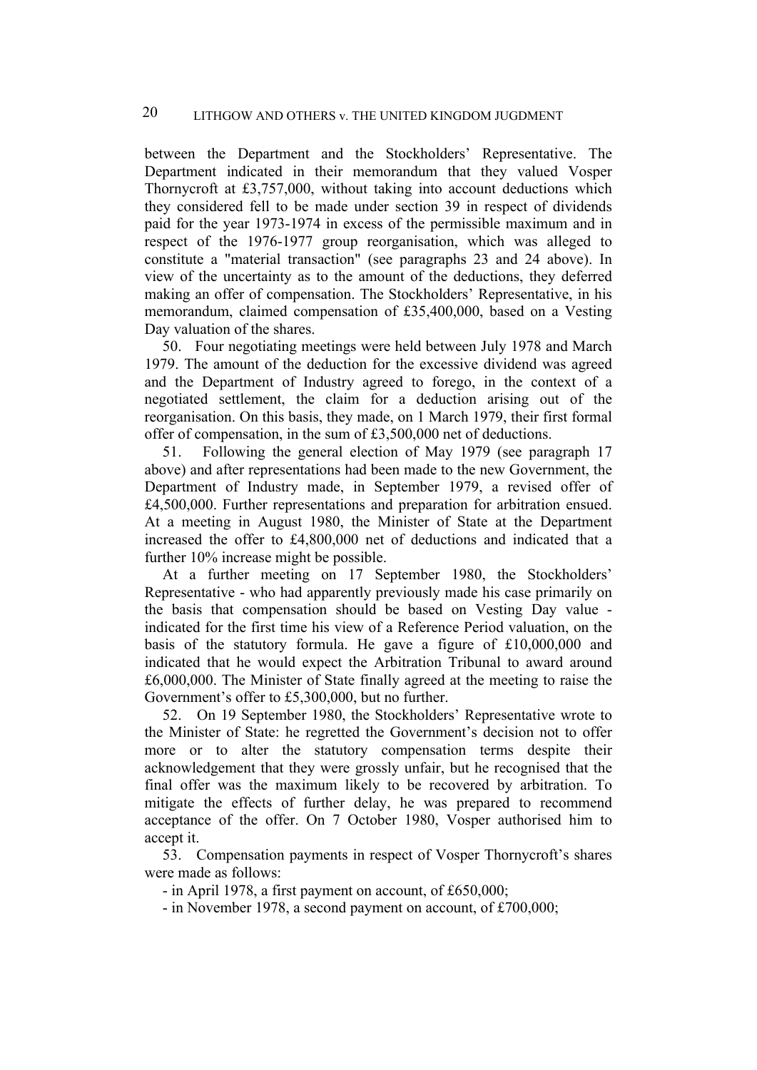between the Department and the Stockholders' Representative. The Department indicated in their memorandum that they valued Vosper Thornycroft at £3,757,000, without taking into account deductions which they considered fell to be made under section 39 in respect of dividends paid for the year 1973-1974 in excess of the permissible maximum and in respect of the 1976-1977 group reorganisation, which was alleged to constitute a "material transaction" (see paragraphs 23 and 24 above). In view of the uncertainty as to the amount of the deductions, they deferred making an offer of compensation. The Stockholders' Representative, in his memorandum, claimed compensation of £35,400,000, based on a Vesting Day valuation of the shares.

50. Four negotiating meetings were held between July 1978 and March 1979. The amount of the deduction for the excessive dividend was agreed and the Department of Industry agreed to forego, in the context of a negotiated settlement, the claim for a deduction arising out of the reorganisation. On this basis, they made, on 1 March 1979, their first formal offer of compensation, in the sum of £3,500,000 net of deductions.

51. Following the general election of May 1979 (see paragraph 17 above) and after representations had been made to the new Government, the Department of Industry made, in September 1979, a revised offer of £4,500,000. Further representations and preparation for arbitration ensued. At a meeting in August 1980, the Minister of State at the Department increased the offer to £4,800,000 net of deductions and indicated that a further 10% increase might be possible.

At a further meeting on 17 September 1980, the Stockholders' Representative - who had apparently previously made his case primarily on the basis that compensation should be based on Vesting Day value - indicated for the first time his view of a Reference Period valuation, on the basis of the statutory formula. He gave a figure of £10,000,000 and indicated that he would expect the Arbitration Tribunal to award around £6,000,000. The Minister of State finally agreed at the meeting to raise the Government's offer to £5,300,000, but no further.

52. On 19 September 1980, the Stockholders' Representative wrote to the Minister of State: he regretted the Government's decision not to offer more or to alter the statutory compensation terms despite their acknowledgement that they were grossly unfair, but he recognised that the final offer was the maximum likely to be recovered by arbitration. To mitigate the effects of further delay, he was prepared to recommend acceptance of the offer. On 7 October 1980, Vosper authorised him to accept it.

53. Compensation payments in respect of Vosper Thornycroft's shares were made as follows:

- in April 1978, a first payment on account, of £650,000;
- in November 1978, a second payment on account, of £700,000;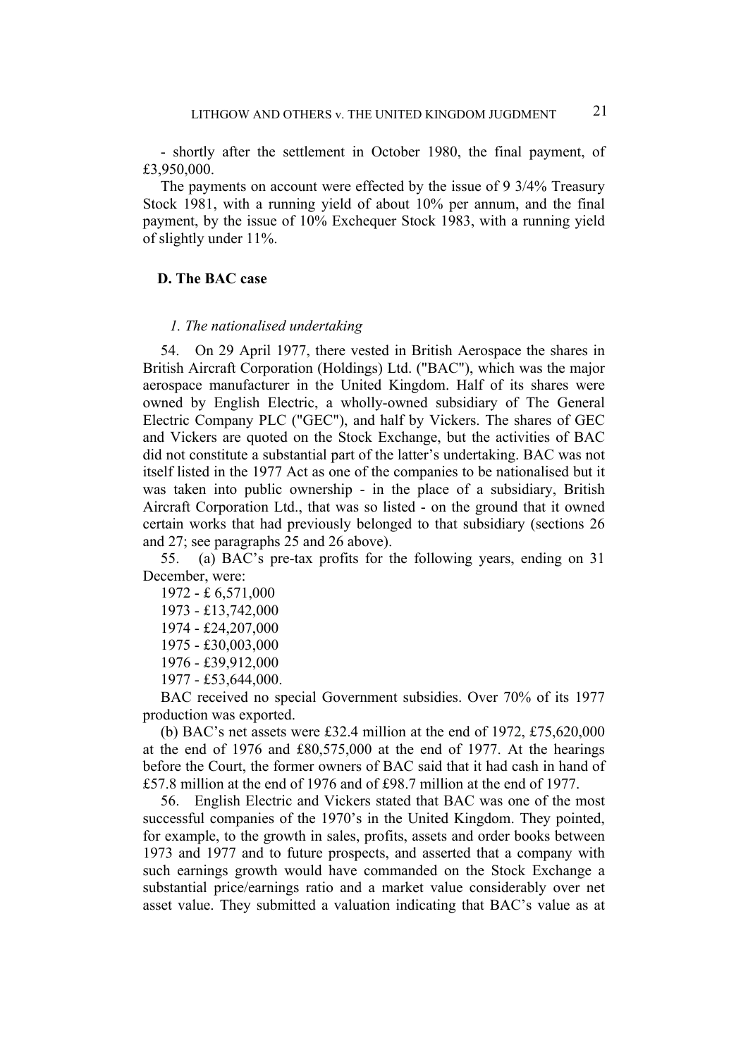- shortly after the settlement in October 1980, the final payment, of £3,950,000.

The payments on account were effected by the issue of 9 3/4% Treasury Stock 1981, with a running yield of about 10% per annum, and the final payment, by the issue of 10% Exchequer Stock 1983, with a running yield of slightly under 11%.

## D. The BAC case

### *1. The nationalised undertaking*

54. On 29 April 1977, there vested in British Aerospace the shares in British Aircraft Corporation (Holdings) Ltd. ("BAC"), which was the major aerospace manufacturer in the United Kingdom. Half of its shares were owned by English Electric, a wholly-owned subsidiary of The General Electric Company PLC ("GEC"), and half by Vickers. The shares of GEC and Vickers are quoted on the Stock Exchange, but the activities of BAC did not constitute a substantial part of the latter's undertaking. BAC was not itself listed in the 1977 Act as one of the companies to be nationalised but it was taken into public ownership - in the place of a subsidiary, British Aircraft Corporation Ltd., that was so listed - on the ground that it owned certain works that had previously belonged to that subsidiary (sections 26 and 27; see paragraphs 25 and 26 above).

55. (a) BAC's pre-tax profits for the following years, ending on 31 December, were:

1972 - £ 6,571,000

1973 - £13,742,000

1974 - £24,207,000

1975 - £30,003,000

1976 - £39,912,000

1977 - £53,644,000.

BAC received no special Government subsidies. Over 70% of its 1977 production was exported.

(b) BAC's net assets were £32.4 million at the end of 1972, £75,620,000 at the end of 1976 and £80,575,000 at the end of 1977. At the hearings before the Court, the former owners of BAC said that it had cash in hand of £57.8 million at the end of 1976 and of £98.7 million at the end of 1977.

56. English Electric and Vickers stated that BAC was one of the most successful companies of the 1970's in the United Kingdom. They pointed, for example, to the growth in sales, profits, assets and order books between 1973 and 1977 and to future prospects, and asserted that a company with such earnings growth would have commanded on the Stock Exchange a substantial price/earnings ratio and a market value considerably over net asset value. They submitted a valuation indicating that BAC's value as at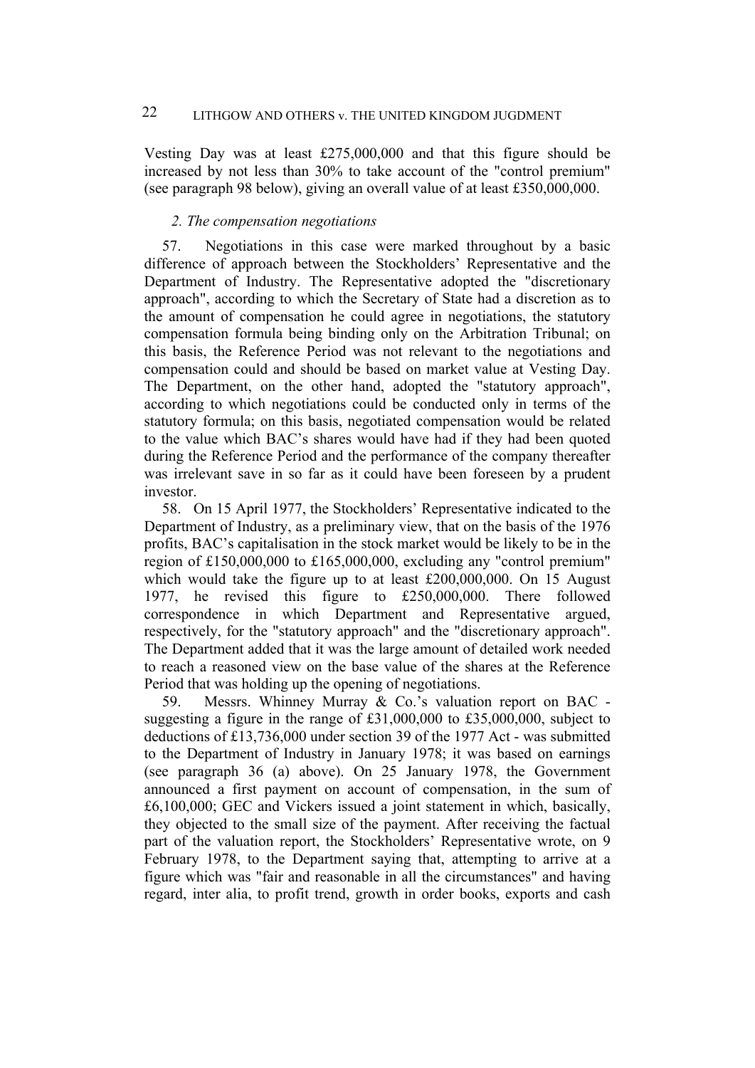Vesting Day was at least £275,000,000 and that this figure should be increased by not less than 30% to take account of the "control premium" (see paragraph 98 below), giving an overall value of at least £350,000,000.

*2. The compensation negotiations*

57. Negotiations in this case were marked throughout by a basic difference of approach between the Stockholders' Representative and the Department of Industry. The Representative adopted the "discretionary approach", according to which the Secretary of State had a discretion as to the amount of compensation he could agree in negotiations, the statutory compensation formula being binding only on the Arbitration Tribunal; on this basis, the Reference Period was not relevant to the negotiations and compensation could and should be based on market value at Vesting Day. The Department, on the other hand, adopted the "statutory approach", according to which negotiations could be conducted only in terms of the statutory formula; on this basis, negotiated compensation would be related to the value which BAC's shares would have had if they had been quoted during the Reference Period and the performance of the company thereafter was irrelevant save in so far as it could have been foreseen by a prudent investor.

58. On 15 April 1977, the Stockholders' Representative indicated to the Department of Industry, as a preliminary view, that on the basis of the 1976 profits, BAC's capitalisation in the stock market would be likely to be in the region of £150,000,000 to £165,000,000, excluding any "control premium" which would take the figure up to at least £200,000,000. On 15 August 1977, he revised this figure to £250,000,000. There followed correspondence in which Department and Representative argued, respectively, for the "statutory approach" and the "discretionary approach". The Department added that it was the large amount of detailed work needed to reach a reasoned view on the base value of the shares at the Reference Period that was holding up the opening of negotiations.

59. Messrs. Whinney Murray & Co.'s valuation report on BAC - suggesting a figure in the range of £31,000,000 to £35,000,000, subject to deductions of £13,736,000 under section 39 of the 1977 Act - was submitted to the Department of Industry in January 1978; it was based on earnings (see paragraph 36 (a) above). On 25 January 1978, the Government announced a first payment on account of compensation, in the sum of £6,100,000; GEC and Vickers issued a joint statement in which, basically, they objected to the small size of the payment. After receiving the factual part of the valuation report, the Stockholders' Representative wrote, on 9 February 1978, to the Department saying that, attempting to arrive at a figure which was "fair and reasonable in all the circumstances" and having regard, inter alia, to profit trend, growth in order books, exports and cash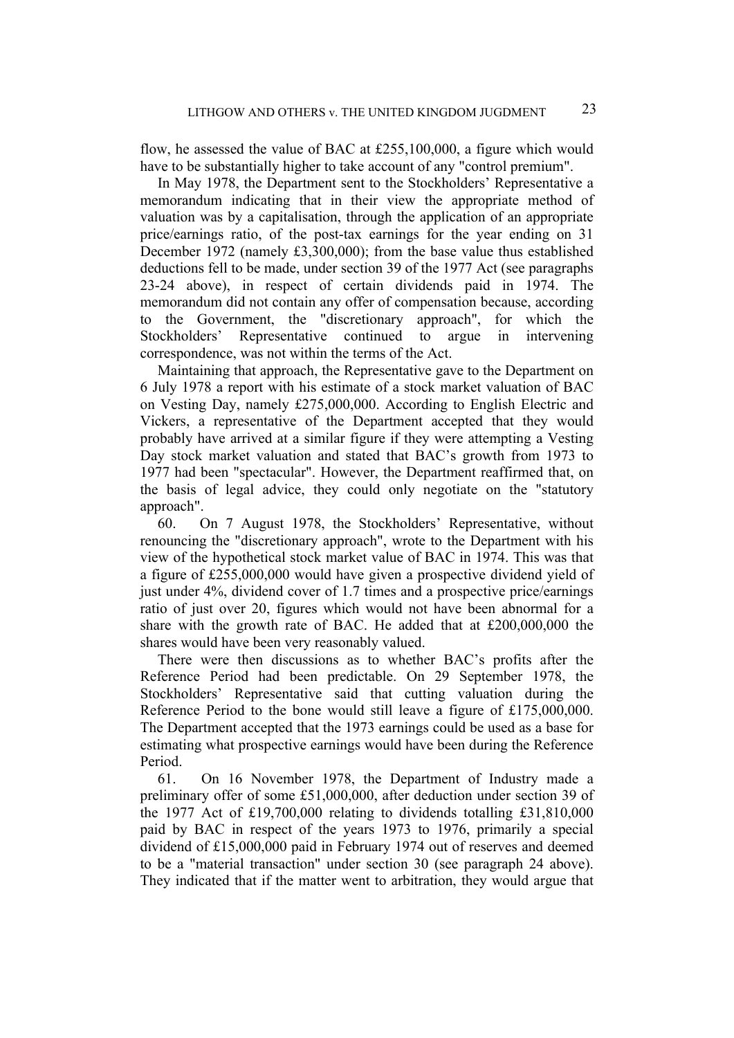flow, he assessed the value of BAC at £255,100,000, a figure which would have to be substantially higher to take account of any "control premium".

In May 1978, the Department sent to the Stockholders' Representative a memorandum indicating that in their view the appropriate method of valuation was by a capitalisation, through the application of an appropriate price/earnings ratio, of the post-tax earnings for the year ending on 31 December 1972 (namely £3,300,000); from the base value thus established deductions fell to be made, under section 39 of the 1977 Act (see paragraphs 23-24 above), in respect of certain dividends paid in 1974. The memorandum did not contain any offer of compensation because, according to the Government, the "discretionary approach", for which the Stockholders' Representative continued to argue in intervening correspondence, was not within the terms of the Act.

Maintaining that approach, the Representative gave to the Department on 6 July 1978 a report with his estimate of a stock market valuation of BAC on Vesting Day, namely £275,000,000. According to English Electric and Vickers, a representative of the Department accepted that they would probably have arrived at a similar figure if they were attempting a Vesting Day stock market valuation and stated that BAC's growth from 1973 to 1977 had been "spectacular". However, the Department reaffirmed that, on the basis of legal advice, they could only negotiate on the "statutory approach".

60. On 7 August 1978, the Stockholders' Representative, without renouncing the "discretionary approach", wrote to the Department with his view of the hypothetical stock market value of BAC in 1974. This was that a figure of £255,000,000 would have given a prospective dividend yield of just under 4%, dividend cover of 1.7 times and a prospective price/earnings ratio of just over 20, figures which would not have been abnormal for a share with the growth rate of BAC. He added that at £200,000,000 the shares would have been very reasonably valued.

There were then discussions as to whether BAC's profits after the Reference Period had been predictable. On 29 September 1978, the Stockholders' Representative said that cutting valuation during the Reference Period to the bone would still leave a figure of £175,000,000. The Department accepted that the 1973 earnings could be used as a base for estimating what prospective earnings would have been during the Reference Period.

61. On 16 November 1978, the Department of Industry made a preliminary offer of some £51,000,000, after deduction under section 39 of the 1977 Act of £19,700,000 relating to dividends totalling £31,810,000 paid by BAC in respect of the years 1973 to 1976, primarily a special dividend of £15,000,000 paid in February 1974 out of reserves and deemed to be a "material transaction" under section 30 (see paragraph 24 above). They indicated that if the matter went to arbitration, they would argue that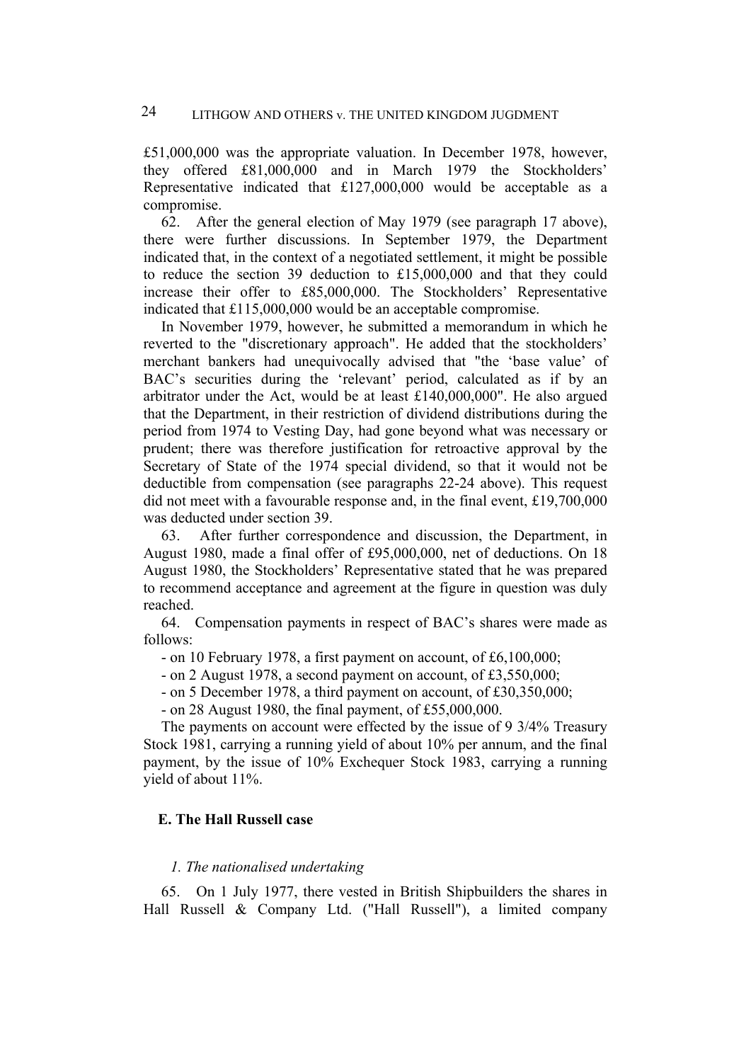£51,000,000 was the appropriate valuation. In December 1978, however, they offered £81,000,000 and in March 1979 the Stockholders' Representative indicated that £127,000,000 would be acceptable as a compromise.

62. After the general election of May 1979 (see paragraph 17 above), there were further discussions. In September 1979, the Department indicated that, in the context of a negotiated settlement, it might be possible to reduce the section 39 deduction to £15,000,000 and that they could increase their offer to £85,000,000. The Stockholders' Representative indicated that £115,000,000 would be an acceptable compromise.

In November 1979, however, he submitted a memorandum in which he reverted to the "discretionary approach". He added that "the stockholders' merchant bankers had unequivocally advised that "the 'base value' of BAC's securities during the 'relevant' period, calculated as if by an arbitrator under the Act, would be at least £140,000,000". He also argued that the Department, in their restriction of dividend distributions during the period from 1974 to Vesting Day, had gone beyond what was necessary or prudent; there was therefore justification for retroactive approval by the Secretary of State of the 1974 special dividend, so that it would not be deductible from compensation (see paragraphs 22-24 above). This request did not meet with a favourable response and, in the final event, £19,700,000 was deducted under section 39.

63. After further correspondence and discussion, the Department, in August 1980, made a final offer of £95,000,000, net of deductions. On 18 August 1980, the Stockholders' Representative stated that he was prepared to recommend acceptance and agreement at the figure in question was duly reached.

64. Compensation payments in respect of BAC's shares were made as follows:

- on 10 February 1978, a first payment on account, of £6,100,000;
- on 2 August 1978, a second payment on account, of £3,550,000;
- on 5 December 1978, a third payment on account, of £30,350,000;
- on 28 August 1980, the final payment, of £55,000,000.

The payments on account were effected by the issue of 9 3/4% Treasury Stock 1981, carrying a running yield of about 10% per annum, and the final payment, by the issue of 10% Exchequer Stock 1983, carrying a running yield of about 11%.

## E. The Hall Russell case

### *1. The nationalised undertaking*

65. On 1 July 1977, there vested in British Shipbuilders the shares in Hall Russell & Company Ltd. ("Hall Russell"), a limited company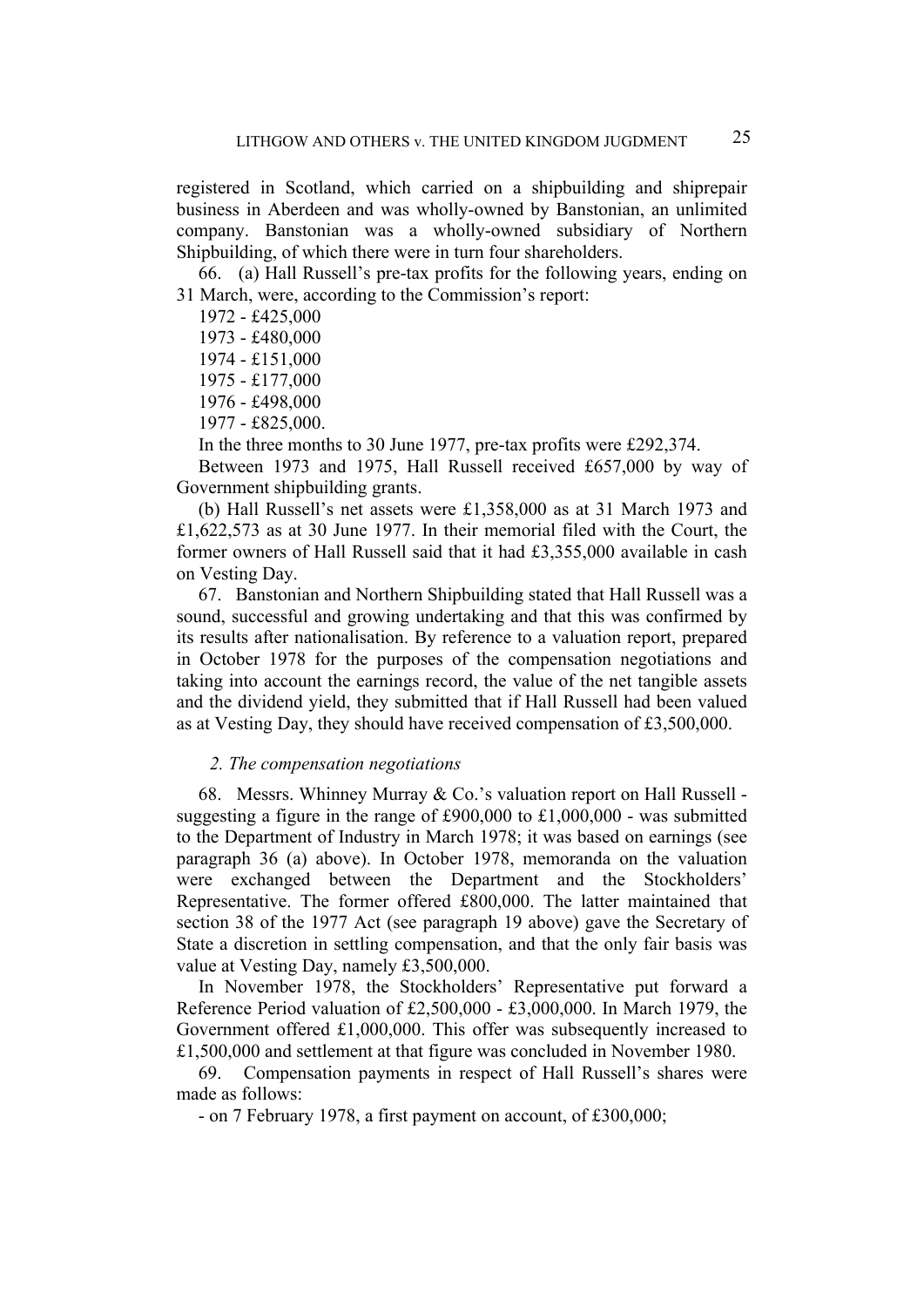registered in Scotland, which carried on a shipbuilding and shiprepair business in Aberdeen and was wholly-owned by Banstonian, an unlimited company. Banstonian was a wholly-owned subsidiary of Northern Shipbuilding, of which there were in turn four shareholders.

66. (a) Hall Russell's pre-tax profits for the following years, ending on 31 March, were, according to the Commission's report:

1972 - £425,000

1973 - £480,000

1974 - £151,000

1975 - £177,000

1976 - £498,000

1977 - £825,000.

In the three months to 30 June 1977, pre-tax profits were £292,374.

Between 1973 and 1975, Hall Russell received £657,000 by way of Government shipbuilding grants.

(b) Hall Russell's net assets were £1,358,000 as at 31 March 1973 and £1,622,573 as at 30 June 1977. In their memorial filed with the Court, the former owners of Hall Russell said that it had £3,355,000 available in cash on Vesting Day.

67. Banstonian and Northern Shipbuilding stated that Hall Russell was a sound, successful and growing undertaking and that this was confirmed by its results after nationalisation. By reference to a valuation report, prepared in October 1978 for the purposes of the compensation negotiations and taking into account the earnings record, the value of the net tangible assets and the dividend yield, they submitted that if Hall Russell had been valued as at Vesting Day, they should have received compensation of £3,500,000.

### *2. The compensation negotiations*

68. Messrs. Whinney Murray & Co.'s valuation report on Hall Russell - suggesting a figure in the range of £900,000 to £1,000,000 - was submitted to the Department of Industry in March 1978; it was based on earnings (see paragraph 36 (a) above). In October 1978, memoranda on the valuation were exchanged between the Department and the Stockholders' Representative. The former offered £800,000. The latter maintained that section 38 of the 1977 Act (see paragraph 19 above) gave the Secretary of State a discretion in settling compensation, and that the only fair basis was value at Vesting Day, namely £3,500,000.

In November 1978, the Stockholders' Representative put forward a Reference Period valuation of £2,500,000 - £3,000,000. In March 1979, the Government offered £1,000,000. This offer was subsequently increased to £1,500,000 and settlement at that figure was concluded in November 1980.

69. Compensation payments in respect of Hall Russell's shares were made as follows:

- on 7 February 1978, a first payment on account, of £300,000;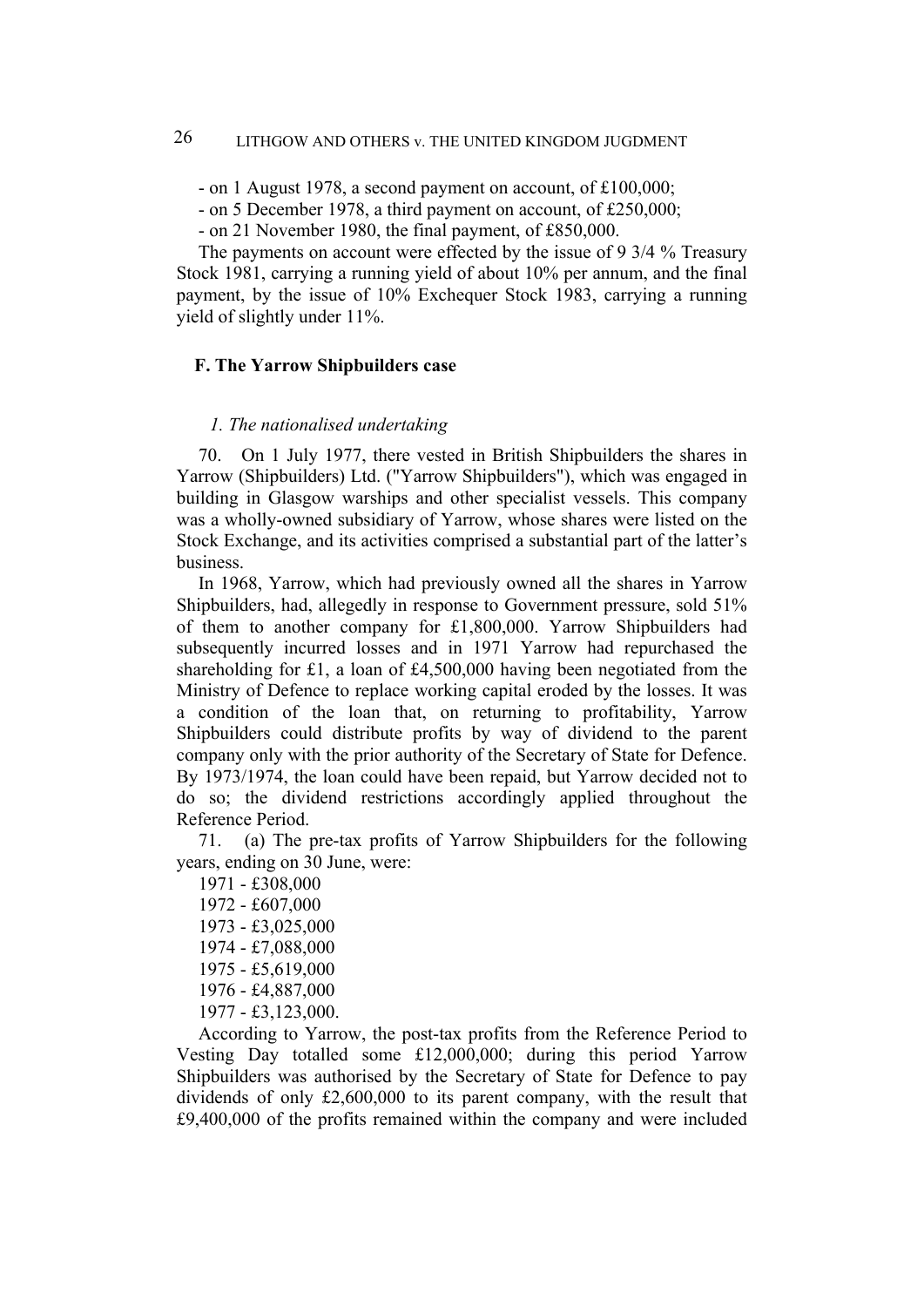- on 1 August 1978, a second payment on account, of £100,000;
- on 5 December 1978, a third payment on account, of £250,000;
- on 21 November 1980, the final payment, of £850,000.

The payments on account were effected by the issue of 9 3/4 % Treasury Stock 1981, carrying a running yield of about 10% per annum, and the final payment, by the issue of 10% Exchequer Stock 1983, carrying a running yield of slightly under 11%.

## F. The Yarrow Shipbuilders case

### *1. The nationalised undertaking*

70. On 1 July 1977, there vested in British Shipbuilders the shares in Yarrow (Shipbuilders) Ltd. ("Yarrow Shipbuilders"), which was engaged in building in Glasgow warships and other specialist vessels. This company was a wholly-owned subsidiary of Yarrow, whose shares were listed on the Stock Exchange, and its activities comprised a substantial part of the latter's business.

In 1968, Yarrow, which had previously owned all the shares in Yarrow Shipbuilders, had, allegedly in response to Government pressure, sold 51% of them to another company for £1,800,000. Yarrow Shipbuilders had subsequently incurred losses and in 1971 Yarrow had repurchased the shareholding for £1, a loan of £4,500,000 having been negotiated from the Ministry of Defence to replace working capital eroded by the losses. It was a condition of the loan that, on returning to profitability, Yarrow Shipbuilders could distribute profits by way of dividend to the parent company only with the prior authority of the Secretary of State for Defence. By 1973/1974, the loan could have been repaid, but Yarrow decided not to do so; the dividend restrictions accordingly applied throughout the Reference Period.

71. (a) The pre-tax profits of Yarrow Shipbuilders for the following years, ending on 30 June, were:

1971 - £308,000
1972 - £607,000
1973 - £3,025,000
1974 - £7,088,000
1975 - £5,619,000
1976 - £4,887,000
1977 - £3,123,000.

According to Yarrow, the post-tax profits from the Reference Period to Vesting Day totalled some £12,000,000; during this period Yarrow Shipbuilders was authorised by the Secretary of State for Defence to pay dividends of only £2,600,000 to its parent company, with the result that £9,400,000 of the profits remained within the company and were included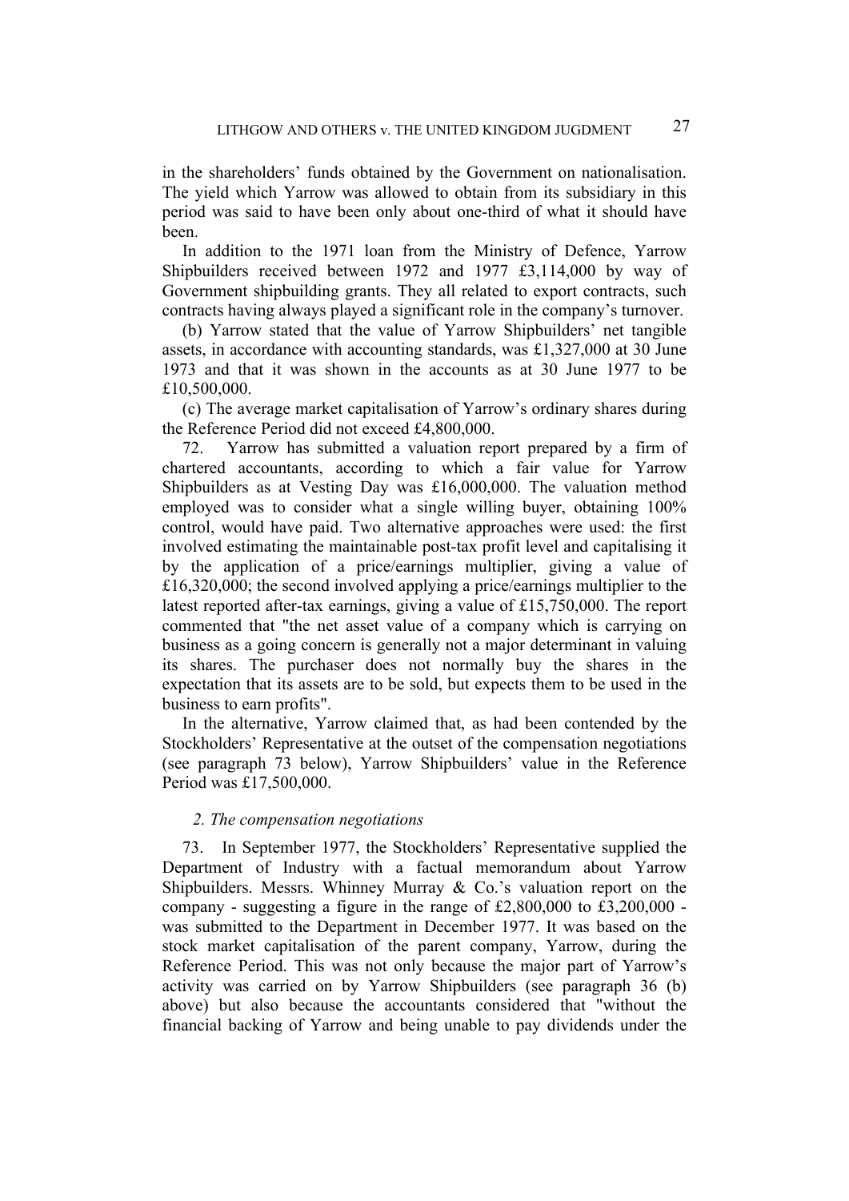in the shareholders' funds obtained by the Government on nationalisation. The yield which Yarrow was allowed to obtain from its subsidiary in this period was said to have been only about one-third of what it should have been.

In addition to the 1971 loan from the Ministry of Defence, Yarrow Shipbuilders received between 1972 and 1977 £3,114,000 by way of Government shipbuilding grants. They all related to export contracts, such contracts having always played a significant role in the company's turnover.

(b) Yarrow stated that the value of Yarrow Shipbuilders' net tangible assets, in accordance with accounting standards, was £1,327,000 at 30 June 1973 and that it was shown in the accounts as at 30 June 1977 to be £10,500,000.

(c) The average market capitalisation of Yarrow's ordinary shares during the Reference Period did not exceed £4,800,000.

72. Yarrow has submitted a valuation report prepared by a firm of chartered accountants, according to which a fair value for Yarrow Shipbuilders as at Vesting Day was £16,000,000. The valuation method employed was to consider what a single willing buyer, obtaining 100% control, would have paid. Two alternative approaches were used: the first involved estimating the maintainable post-tax profit level and capitalising it by the application of a price/earnings multiplier, giving a value of £16,320,000; the second involved applying a price/earnings multiplier to the latest reported after-tax earnings, giving a value of £15,750,000. The report commented that "the net asset value of a company which is carrying on business as a going concern is generally not a major determinant in valuing its shares. The purchaser does not normally buy the shares in the expectation that its assets are to be sold, but expects them to be used in the business to earn profits".

In the alternative, Yarrow claimed that, as had been contended by the Stockholders' Representative at the outset of the compensation negotiations (see paragraph 73 below), Yarrow Shipbuilders' value in the Reference Period was £17,500,000.

### *2. The compensation negotiations*

73. In September 1977, the Stockholders' Representative supplied the Department of Industry with a factual memorandum about Yarrow Shipbuilders. Messrs. Whinney Murray & Co.'s valuation report on the company - suggesting a figure in the range of £2,800,000 to £3,200,000 - was submitted to the Department in December 1977. It was based on the stock market capitalisation of the parent company, Yarrow, during the Reference Period. This was not only because the major part of Yarrow's activity was carried on by Yarrow Shipbuilders (see paragraph 36 (b) above) but also because the accountants considered that "without the financial backing of Yarrow and being unable to pay dividends under the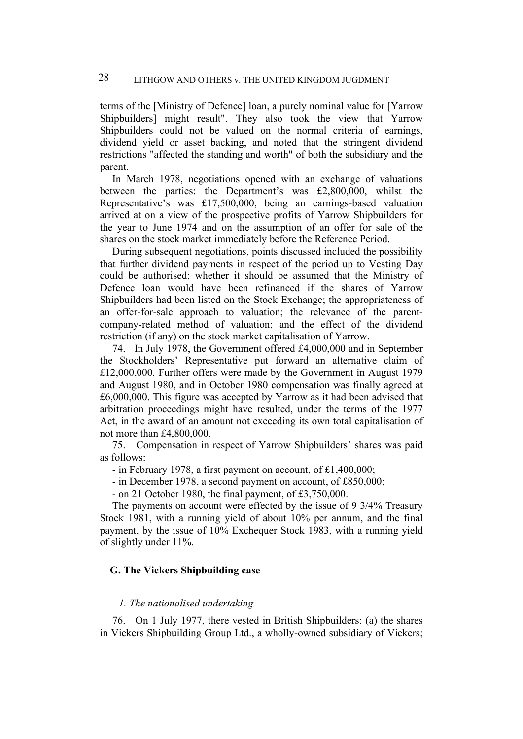terms of the [Ministry of Defence] loan, a purely nominal value for [Yarrow Shipbuilders] might result". They also took the view that Yarrow Shipbuilders could not be valued on the normal criteria of earnings, dividend yield or asset backing, and noted that the stringent dividend restrictions "affected the standing and worth" of both the subsidiary and the parent.

In March 1978, negotiations opened with an exchange of valuations between the parties: the Department's was £2,800,000, whilst the Representative's was £17,500,000, being an earnings-based valuation arrived at on a view of the prospective profits of Yarrow Shipbuilders for the year to June 1974 and on the assumption of an offer for sale of the shares on the stock market immediately before the Reference Period.

During subsequent negotiations, points discussed included the possibility that further dividend payments in respect of the period up to Vesting Day could be authorised; whether it should be assumed that the Ministry of Defence loan would have been refinanced if the shares of Yarrow Shipbuilders had been listed on the Stock Exchange; the appropriateness of an offer-for-sale approach to valuation; the relevance of the parent-company-related method of valuation; and the effect of the dividend restriction (if any) on the stock market capitalisation of Yarrow.

74. In July 1978, the Government offered £4,000,000 and in September the Stockholders' Representative put forward an alternative claim of £12,000,000. Further offers were made by the Government in August 1979 and August 1980, and in October 1980 compensation was finally agreed at £6,000,000. This figure was accepted by Yarrow as it had been advised that arbitration proceedings might have resulted, under the terms of the 1977 Act, in the award of an amount not exceeding its own total capitalisation of not more than £4,800,000.

75. Compensation in respect of Yarrow Shipbuilders' shares was paid as follows:

- in February 1978, a first payment on account, of £1,400,000;
- in December 1978, a second payment on account, of £850,000;
- on 21 October 1980, the final payment, of £3,750,000.

The payments on account were effected by the issue of 9 3/4% Treasury Stock 1981, with a running yield of about 10% per annum, and the final payment, by the issue of 10% Exchequer Stock 1983, with a running yield of slightly under 11%.

## G. The Vickers Shipbuilding case

### *1. The nationalised undertaking*

76. On 1 July 1977, there vested in British Shipbuilders: (a) the shares in Vickers Shipbuilding Group Ltd., a wholly-owned subsidiary of Vickers;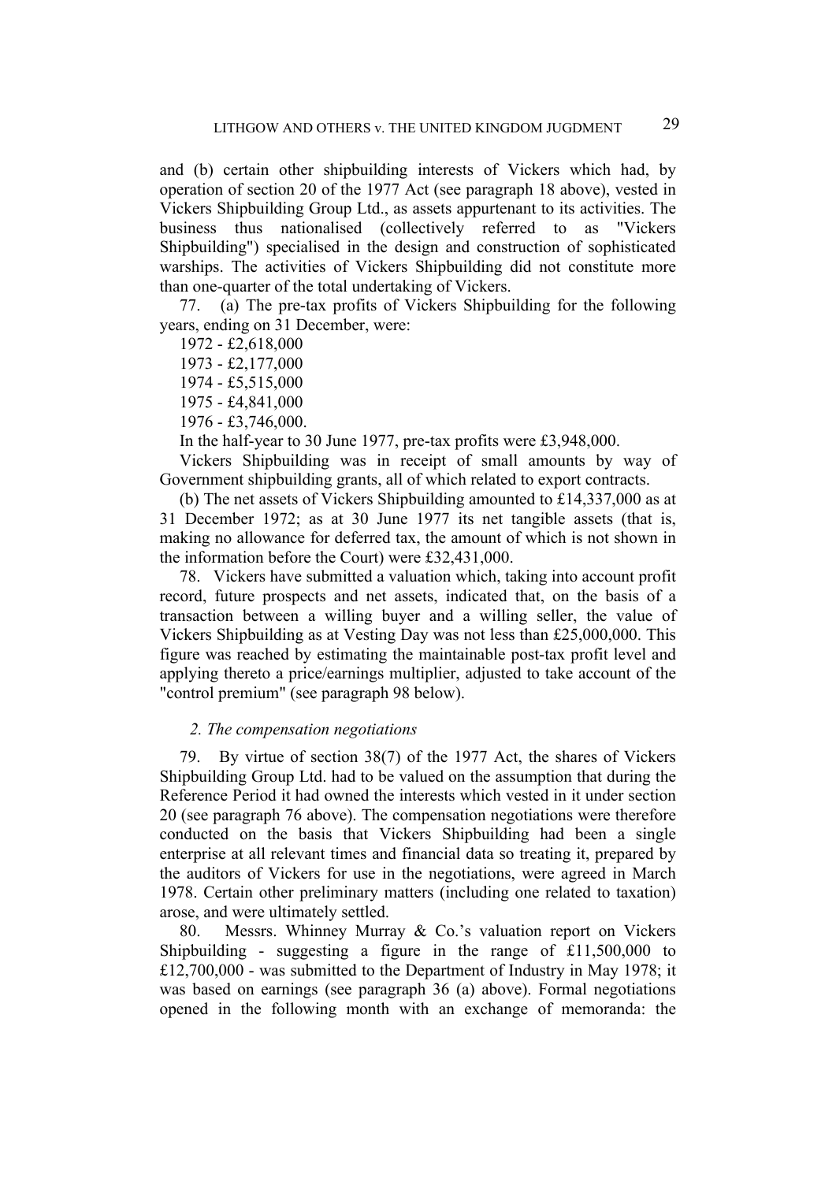and (b) certain other shipbuilding interests of Vickers which had, by operation of section 20 of the 1977 Act (see paragraph 18 above), vested in Vickers Shipbuilding Group Ltd., as assets appurtenant to its activities. The business thus nationalised (collectively referred to as "Vickers Shipbuilding") specialised in the design and construction of sophisticated warships. The activities of Vickers Shipbuilding did not constitute more than one-quarter of the total undertaking of Vickers.

77. (a) The pre-tax profits of Vickers Shipbuilding for the following years, ending on 31 December, were:

1972 - £2,618,000

1973 - £2,177,000

1974 - £5,515,000

1975 - £4,841,000

1976 - £3,746,000.

In the half-year to 30 June 1977, pre-tax profits were £3,948,000.

Vickers Shipbuilding was in receipt of small amounts by way of Government shipbuilding grants, all of which related to export contracts.

(b) The net assets of Vickers Shipbuilding amounted to £14,337,000 as at 31 December 1972; as at 30 June 1977 its net tangible assets (that is, making no allowance for deferred tax, the amount of which is not shown in the information before the Court) were £32,431,000.

78. Vickers have submitted a valuation which, taking into account profit record, future prospects and net assets, indicated that, on the basis of a transaction between a willing buyer and a willing seller, the value of Vickers Shipbuilding as at Vesting Day was not less than £25,000,000. This figure was reached by estimating the maintainable post-tax profit level and applying thereto a price/earnings multiplier, adjusted to take account of the "control premium" (see paragraph 98 below).

### *2. The compensation negotiations*

79. By virtue of section 38(7) of the 1977 Act, the shares of Vickers Shipbuilding Group Ltd. had to be valued on the assumption that during the Reference Period it had owned the interests which vested in it under section 20 (see paragraph 76 above). The compensation negotiations were therefore conducted on the basis that Vickers Shipbuilding had been a single enterprise at all relevant times and financial data so treating it, prepared by the auditors of Vickers for use in the negotiations, were agreed in March 1978. Certain other preliminary matters (including one related to taxation) arose, and were ultimately settled.

80. Messrs. Whinney Murray & Co.'s valuation report on Vickers Shipbuilding - suggesting a figure in the range of £11,500,000 to £12,700,000 - was submitted to the Department of Industry in May 1978; it was based on earnings (see paragraph 36 (a) above). Formal negotiations opened in the following month with an exchange of memoranda: the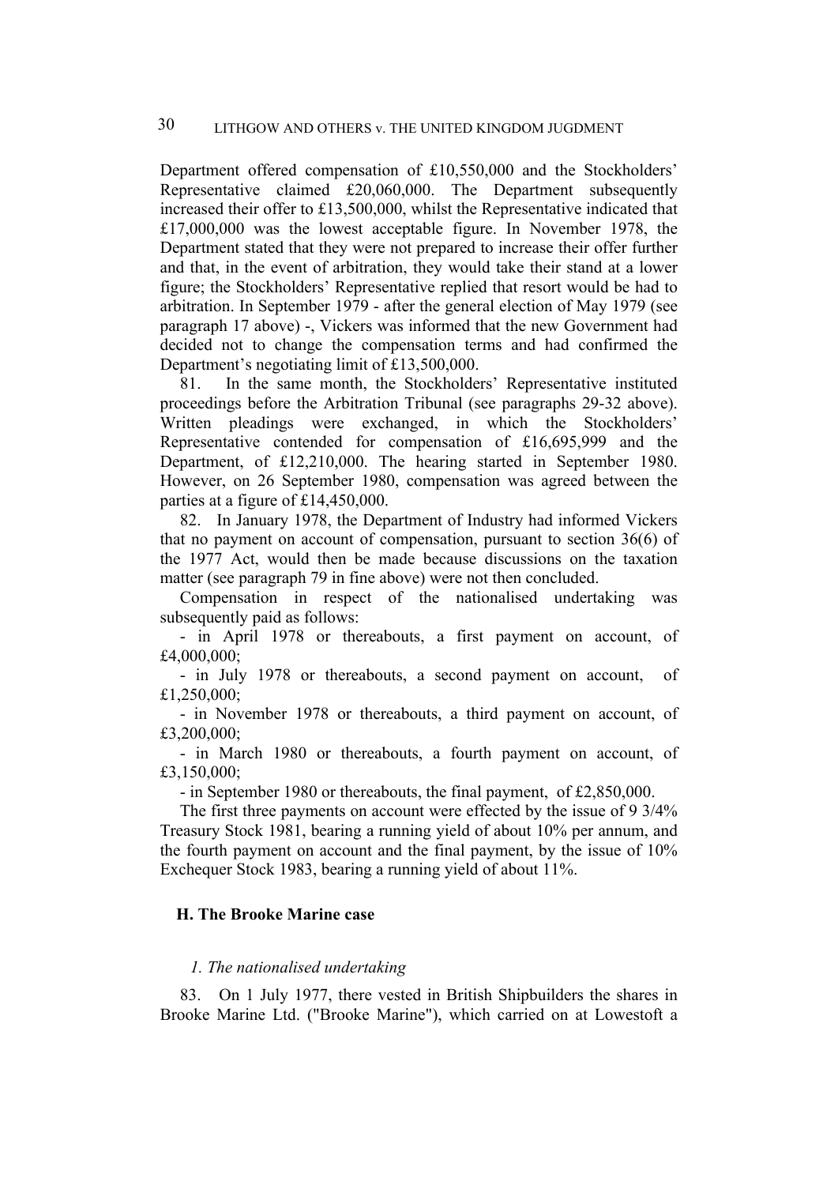Department offered compensation of £10,550,000 and the Stockholders' Representative claimed £20,060,000. The Department subsequently increased their offer to £13,500,000, whilst the Representative indicated that £17,000,000 was the lowest acceptable figure. In November 1978, the Department stated that they were not prepared to increase their offer further and that, in the event of arbitration, they would take their stand at a lower figure; the Stockholders' Representative replied that resort would be had to arbitration. In September 1979 - after the general election of May 1979 (see paragraph 17 above) -, Vickers was informed that the new Government had decided not to change the compensation terms and had confirmed the Department's negotiating limit of £13,500,000.

81. In the same month, the Stockholders' Representative instituted proceedings before the Arbitration Tribunal (see paragraphs 29-32 above). Written pleadings were exchanged, in which the Stockholders' Representative contended for compensation of £16,695,999 and the Department, of £12,210,000. The hearing started in September 1980. However, on 26 September 1980, compensation was agreed between the parties at a figure of £14,450,000.

82. In January 1978, the Department of Industry had informed Vickers that no payment on account of compensation, pursuant to section 36(6) of the 1977 Act, would then be made because discussions on the taxation matter (see paragraph 79 in fine above) were not then concluded.

Compensation in respect of the nationalised undertaking was subsequently paid as follows:

- in April 1978 or thereabouts, a first payment on account, of £4,000,000;
- in July 1978 or thereabouts, a second payment on account, of £1,250,000;
- in November 1978 or thereabouts, a third payment on account, of £3,200,000;
- in March 1980 or thereabouts, a fourth payment on account, of £3,150,000;
- in September 1980 or thereabouts, the final payment, of £2,850,000.

The first three payments on account were effected by the issue of 9 3/4% Treasury Stock 1981, bearing a running yield of about 10% per annum, and the fourth payment on account and the final payment, by the issue of 10% Exchequer Stock 1983, bearing a running yield of about 11%.

### H. The Brooke Marine case

#### *1. The nationalised undertaking*

83. On 1 July 1977, there vested in British Shipbuilders the shares in Brooke Marine Ltd. ("Brooke Marine"), which carried on at Lowestoft a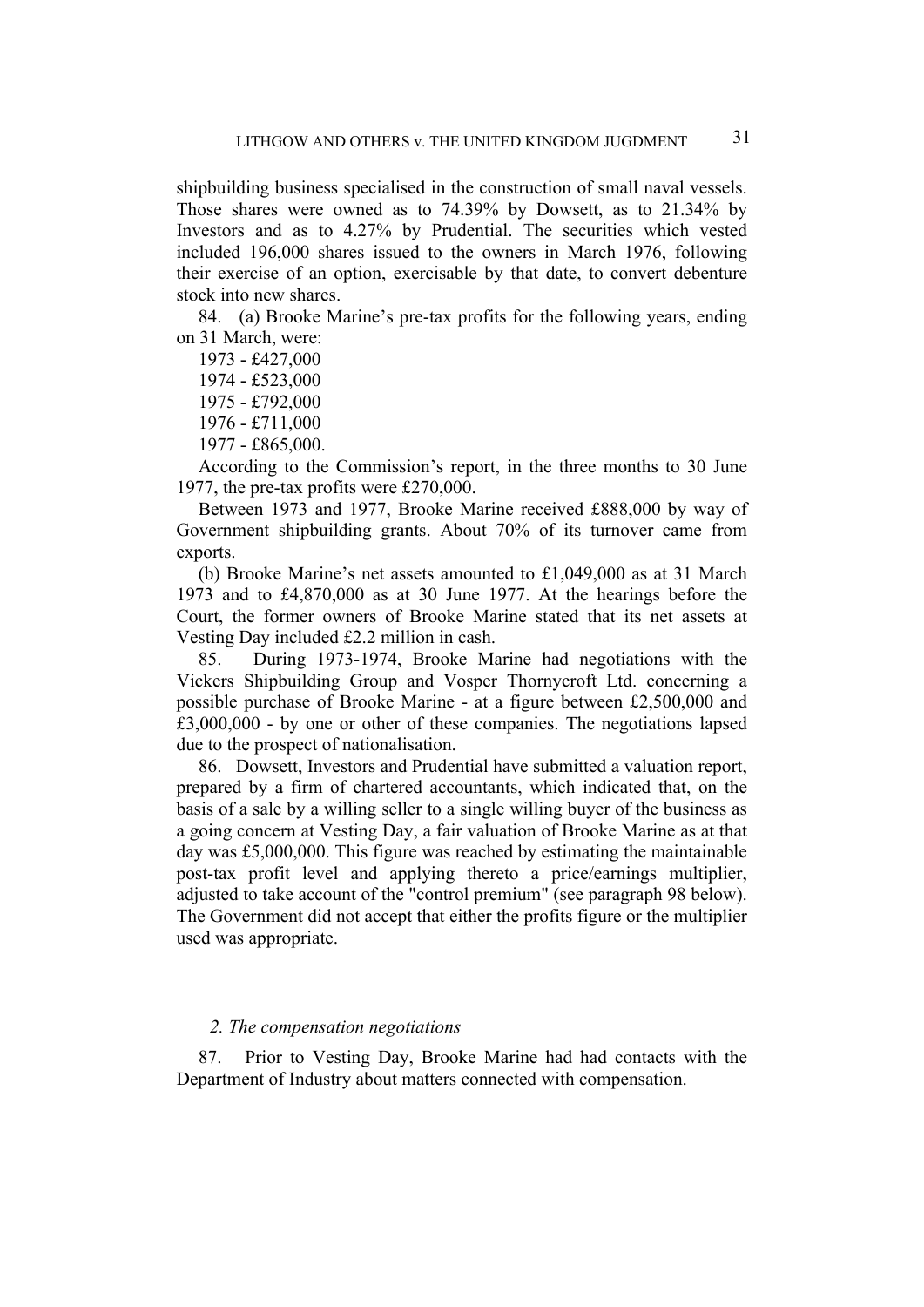shipbuilding business specialised in the construction of small naval vessels. Those shares were owned as to 74.39% by Dowsett, as to 21.34% by Investors and as to 4.27% by Prudential. The securities which vested included 196,000 shares issued to the owners in March 1976, following their exercise of an option, exercisable by that date, to convert debenture stock into new shares.

84. (a) Brooke Marine's pre-tax profits for the following years, ending on 31 March, were:

1973 - £427,000

1974 - £523,000

1975 - £792,000

1976 - £711,000

1977 - £865,000.

According to the Commission's report, in the three months to 30 June 1977, the pre-tax profits were £270,000.

Between 1973 and 1977, Brooke Marine received £888,000 by way of Government shipbuilding grants. About 70% of its turnover came from exports.

(b) Brooke Marine's net assets amounted to £1,049,000 as at 31 March 1973 and to £4,870,000 as at 30 June 1977. At the hearings before the Court, the former owners of Brooke Marine stated that its net assets at Vesting Day included £2.2 million in cash.

85. During 1973-1974, Brooke Marine had negotiations with the Vickers Shipbuilding Group and Vosper Thornycroft Ltd. concerning a possible purchase of Brooke Marine - at a figure between £2,500,000 and £3,000,000 - by one or other of these companies. The negotiations lapsed due to the prospect of nationalisation.

86. Dowsett, Investors and Prudential have submitted a valuation report, prepared by a firm of chartered accountants, which indicated that, on the basis of a sale by a willing seller to a single willing buyer of the business as a going concern at Vesting Day, a fair valuation of Brooke Marine as at that day was £5,000,000. This figure was reached by estimating the maintainable post-tax profit level and applying thereto a price/earnings multiplier, adjusted to take account of the "control premium" (see paragraph 98 below). The Government did not accept that either the profits figure or the multiplier used was appropriate.

*2. The compensation negotiations*

87. Prior to Vesting Day, Brooke Marine had had contacts with the Department of Industry about matters connected with compensation.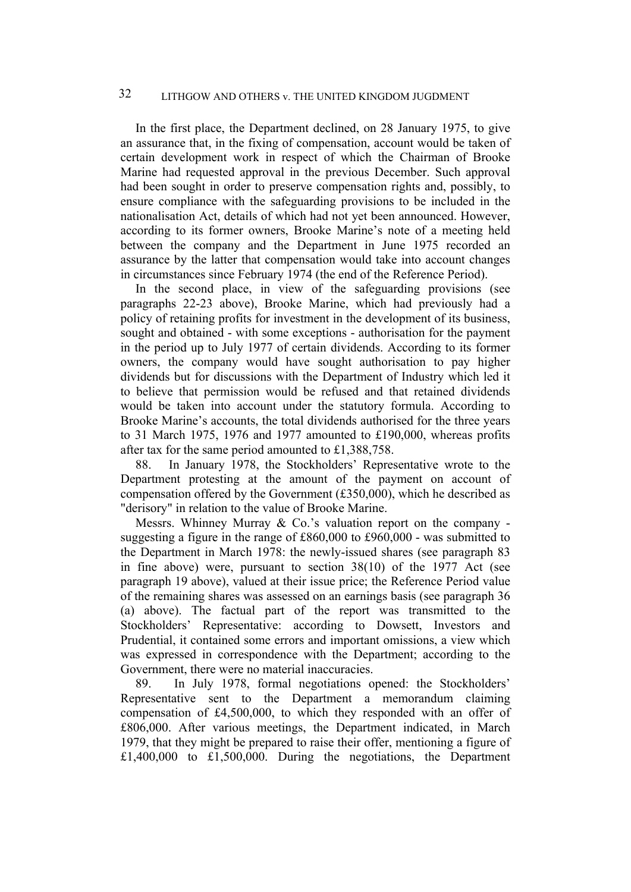In the first place, the Department declined, on 28 January 1975, to give an assurance that, in the fixing of compensation, account would be taken of certain development work in respect of which the Chairman of Brooke Marine had requested approval in the previous December. Such approval had been sought in order to preserve compensation rights and, possibly, to ensure compliance with the safeguarding provisions to be included in the nationalisation Act, details of which had not yet been announced. However, according to its former owners, Brooke Marine's note of a meeting held between the company and the Department in June 1975 recorded an assurance by the latter that compensation would take into account changes in circumstances since February 1974 (the end of the Reference Period).

In the second place, in view of the safeguarding provisions (see paragraphs 22-23 above), Brooke Marine, which had previously had a policy of retaining profits for investment in the development of its business, sought and obtained - with some exceptions - authorisation for the payment in the period up to July 1977 of certain dividends. According to its former owners, the company would have sought authorisation to pay higher dividends but for discussions with the Department of Industry which led it to believe that permission would be refused and that retained dividends would be taken into account under the statutory formula. According to Brooke Marine's accounts, the total dividends authorised for the three years to 31 March 1975, 1976 and 1977 amounted to £190,000, whereas profits after tax for the same period amounted to £1,388,758.

88. In January 1978, the Stockholders' Representative wrote to the Department protesting at the amount of the payment on account of compensation offered by the Government (£350,000), which he described as "derisory" in relation to the value of Brooke Marine.

Messrs. Whinney Murray & Co.'s valuation report on the company - suggesting a figure in the range of £860,000 to £960,000 - was submitted to the Department in March 1978: the newly-issued shares (see paragraph 83 in fine above) were, pursuant to section 38(10) of the 1977 Act (see paragraph 19 above), valued at their issue price; the Reference Period value of the remaining shares was assessed on an earnings basis (see paragraph 36 (a) above). The factual part of the report was transmitted to the Stockholders' Representative: according to Dowsett, Investors and Prudential, it contained some errors and important omissions, a view which was expressed in correspondence with the Department; according to the Government, there were no material inaccuracies.

89. In July 1978, formal negotiations opened: the Stockholders' Representative sent to the Department a memorandum claiming compensation of £4,500,000, to which they responded with an offer of £806,000. After various meetings, the Department indicated, in March 1979, that they might be prepared to raise their offer, mentioning a figure of £1,400,000 to £1,500,000. During the negotiations, the Department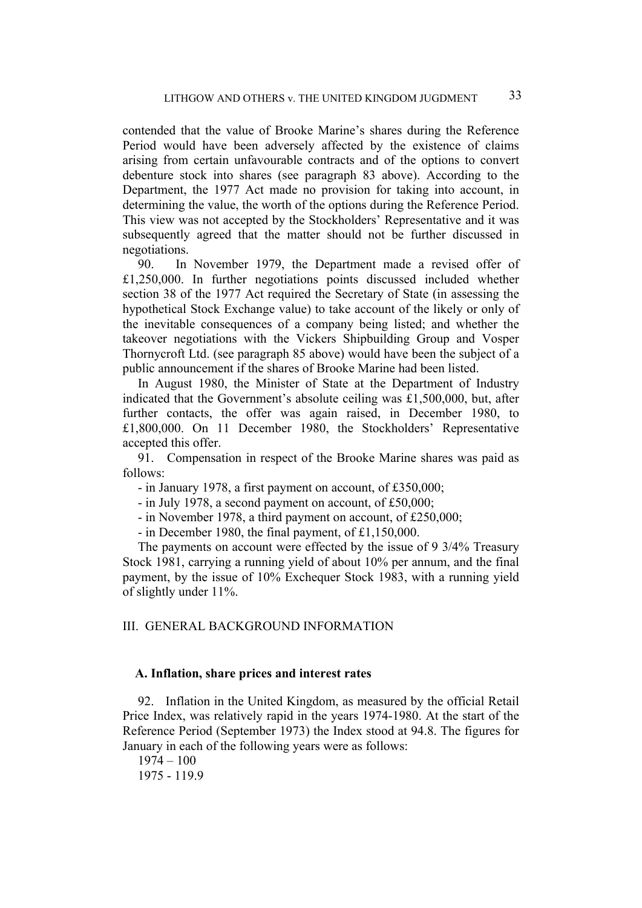contended that the value of Brooke Marine's shares during the Reference Period would have been adversely affected by the existence of claims arising from certain unfavourable contracts and of the options to convert debenture stock into shares (see paragraph 83 above). According to the Department, the 1977 Act made no provision for taking into account, in determining the value, the worth of the options during the Reference Period. This view was not accepted by the Stockholders' Representative and it was subsequently agreed that the matter should not be further discussed in negotiations.

90. In November 1979, the Department made a revised offer of £1,250,000. In further negotiations points discussed included whether section 38 of the 1977 Act required the Secretary of State (in assessing the hypothetical Stock Exchange value) to take account of the likely or only of the inevitable consequences of a company being listed; and whether the takeover negotiations with the Vickers Shipbuilding Group and Vosper Thornycroft Ltd. (see paragraph 85 above) would have been the subject of a public announcement if the shares of Brooke Marine had been listed.

In August 1980, the Minister of State at the Department of Industry indicated that the Government's absolute ceiling was £1,500,000, but, after further contacts, the offer was again raised, in December 1980, to £1,800,000. On 11 December 1980, the Stockholders' Representative accepted this offer.

91. Compensation in respect of the Brooke Marine shares was paid as follows:

- in January 1978, a first payment on account, of £350,000;
- in July 1978, a second payment on account, of £50,000;
- in November 1978, a third payment on account, of £250,000;
- in December 1980, the final payment, of £1,150,000.

The payments on account were effected by the issue of 9 3/4% Treasury Stock 1981, carrying a running yield of about 10% per annum, and the final payment, by the issue of 10% Exchequer Stock 1983, with a running yield of slightly under 11%.

## III. GENERAL BACKGROUND INFORMATION

### A. Inflation, share prices and interest rates

92. Inflation in the United Kingdom, as measured by the official Retail Price Index, was relatively rapid in the years 1974-1980. At the start of the Reference Period (September 1973) the Index stood at 94.8. The figures for January in each of the following years were as follows:

1974 – 100
1975 - 119.9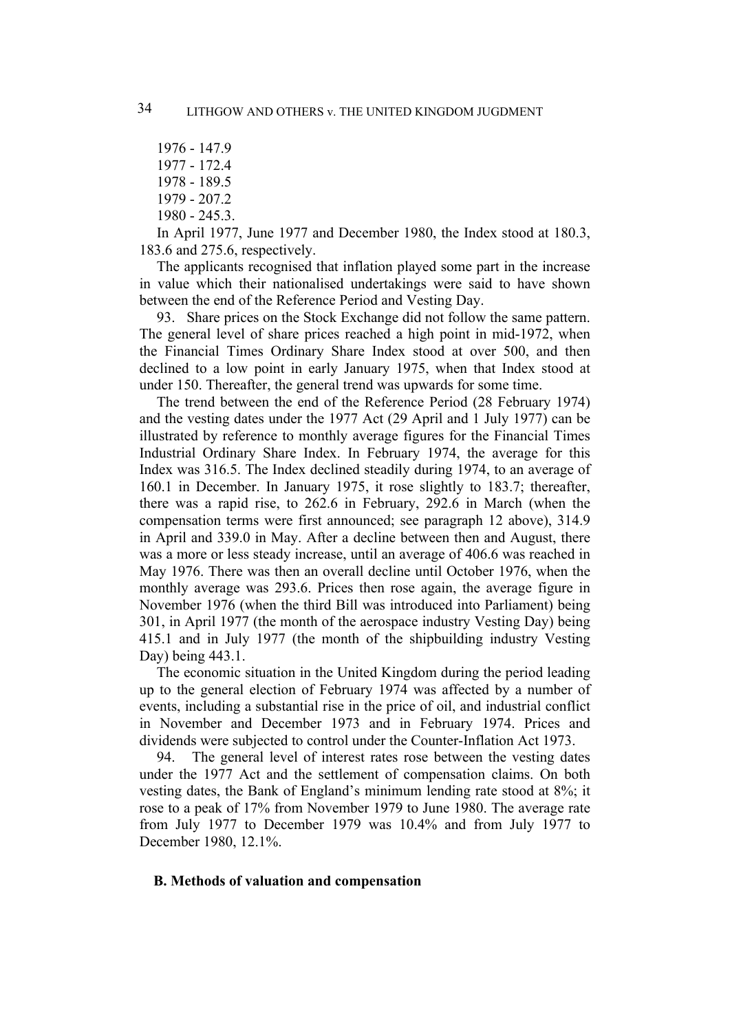1976 - 147.9  
1977 - 172.4  
1978 - 189.5  
1979 - 207.2  
1980 - 245.3.

In April 1977, June 1977 and December 1980, the Index stood at 180.3, 183.6 and 275.6, respectively.

The applicants recognised that inflation played some part in the increase in value which their nationalised undertakings were said to have shown between the end of the Reference Period and Vesting Day.

93. Share prices on the Stock Exchange did not follow the same pattern. The general level of share prices reached a high point in mid-1972, when the Financial Times Ordinary Share Index stood at over 500, and then declined to a low point in early January 1975, when that Index stood at under 150. Thereafter, the general trend was upwards for some time.

The trend between the end of the Reference Period (28 February 1974) and the vesting dates under the 1977 Act (29 April and 1 July 1977) can be illustrated by reference to monthly average figures for the Financial Times Industrial Ordinary Share Index. In February 1974, the average for this Index was 316.5. The Index declined steadily during 1974, to an average of 160.1 in December. In January 1975, it rose slightly to 183.7; thereafter, there was a rapid rise, to 262.6 in February, 292.6 in March (when the compensation terms were first announced; see paragraph 12 above), 314.9 in April and 339.0 in May. After a decline between then and August, there was a more or less steady increase, until an average of 406.6 was reached in May 1976. There was then an overall decline until October 1976, when the monthly average was 293.6. Prices then rose again, the average figure in November 1976 (when the third Bill was introduced into Parliament) being 301, in April 1977 (the month of the aerospace industry Vesting Day) being 415.1 and in July 1977 (the month of the shipbuilding industry Vesting Day) being 443.1.

The economic situation in the United Kingdom during the period leading up to the general election of February 1974 was affected by a number of events, including a substantial rise in the price of oil, and industrial conflict in November and December 1973 and in February 1974. Prices and dividends were subjected to control under the Counter-Inflation Act 1973.

94. The general level of interest rates rose between the vesting dates under the 1977 Act and the settlement of compensation claims. On both vesting dates, the Bank of England's minimum lending rate stood at 8%; it rose to a peak of 17% from November 1979 to June 1980. The average rate from July 1977 to December 1979 was 10.4% and from July 1977 to December 1980, 12.1%.

### B. Methods of valuation and compensation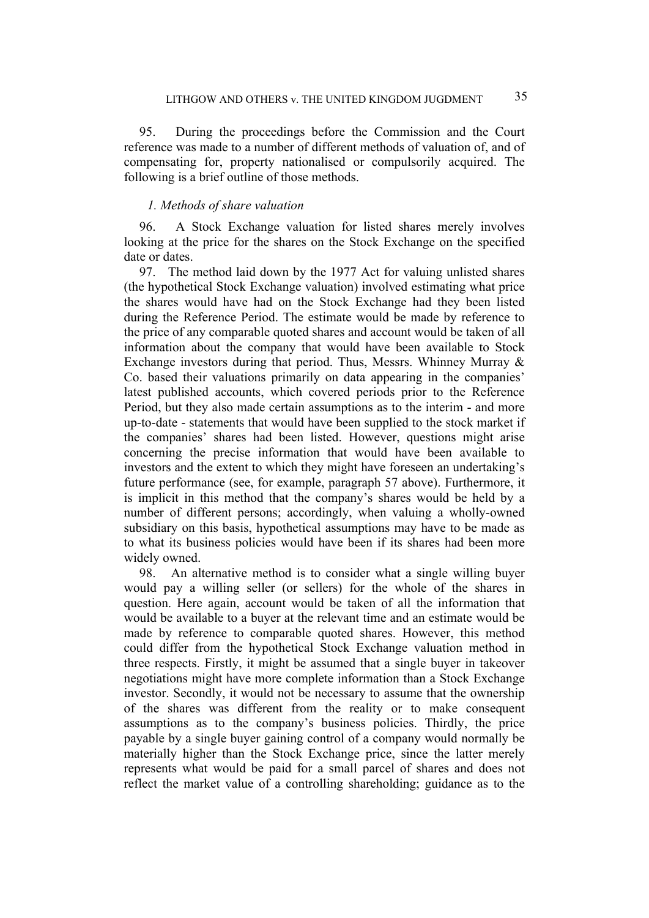95. During the proceedings before the Commission and the Court reference was made to a number of different methods of valuation of, and of compensating for, property nationalised or compulsorily acquired. The following is a brief outline of those methods.

*1. Methods of share valuation*

96. A Stock Exchange valuation for listed shares merely involves looking at the price for the shares on the Stock Exchange on the specified date or dates.

97. The method laid down by the 1977 Act for valuing unlisted shares (the hypothetical Stock Exchange valuation) involved estimating what price the shares would have had on the Stock Exchange had they been listed during the Reference Period. The estimate would be made by reference to the price of any comparable quoted shares and account would be taken of all information about the company that would have been available to Stock Exchange investors during that period. Thus, Messrs. Whinney Murray & Co. based their valuations primarily on data appearing in the companies' latest published accounts, which covered periods prior to the Reference Period, but they also made certain assumptions as to the interim - and more up-to-date - statements that would have been supplied to the stock market if the companies' shares had been listed. However, questions might arise concerning the precise information that would have been available to investors and the extent to which they might have foreseen an undertaking's future performance (see, for example, paragraph 57 above). Furthermore, it is implicit in this method that the company's shares would be held by a number of different persons; accordingly, when valuing a wholly-owned subsidiary on this basis, hypothetical assumptions may have to be made as to what its business policies would have been if its shares had been more widely owned.

98. An alternative method is to consider what a single willing buyer would pay a willing seller (or sellers) for the whole of the shares in question. Here again, account would be taken of all the information that would be available to a buyer at the relevant time and an estimate would be made by reference to comparable quoted shares. However, this method could differ from the hypothetical Stock Exchange valuation method in three respects. Firstly, it might be assumed that a single buyer in takeover negotiations might have more complete information than a Stock Exchange investor. Secondly, it would not be necessary to assume that the ownership of the shares was different from the reality or to make consequent assumptions as to the company's business policies. Thirdly, the price payable by a single buyer gaining control of a company would normally be materially higher than the Stock Exchange price, since the latter merely represents what would be paid for a small parcel of shares and does not reflect the market value of a controlling shareholding; guidance as to the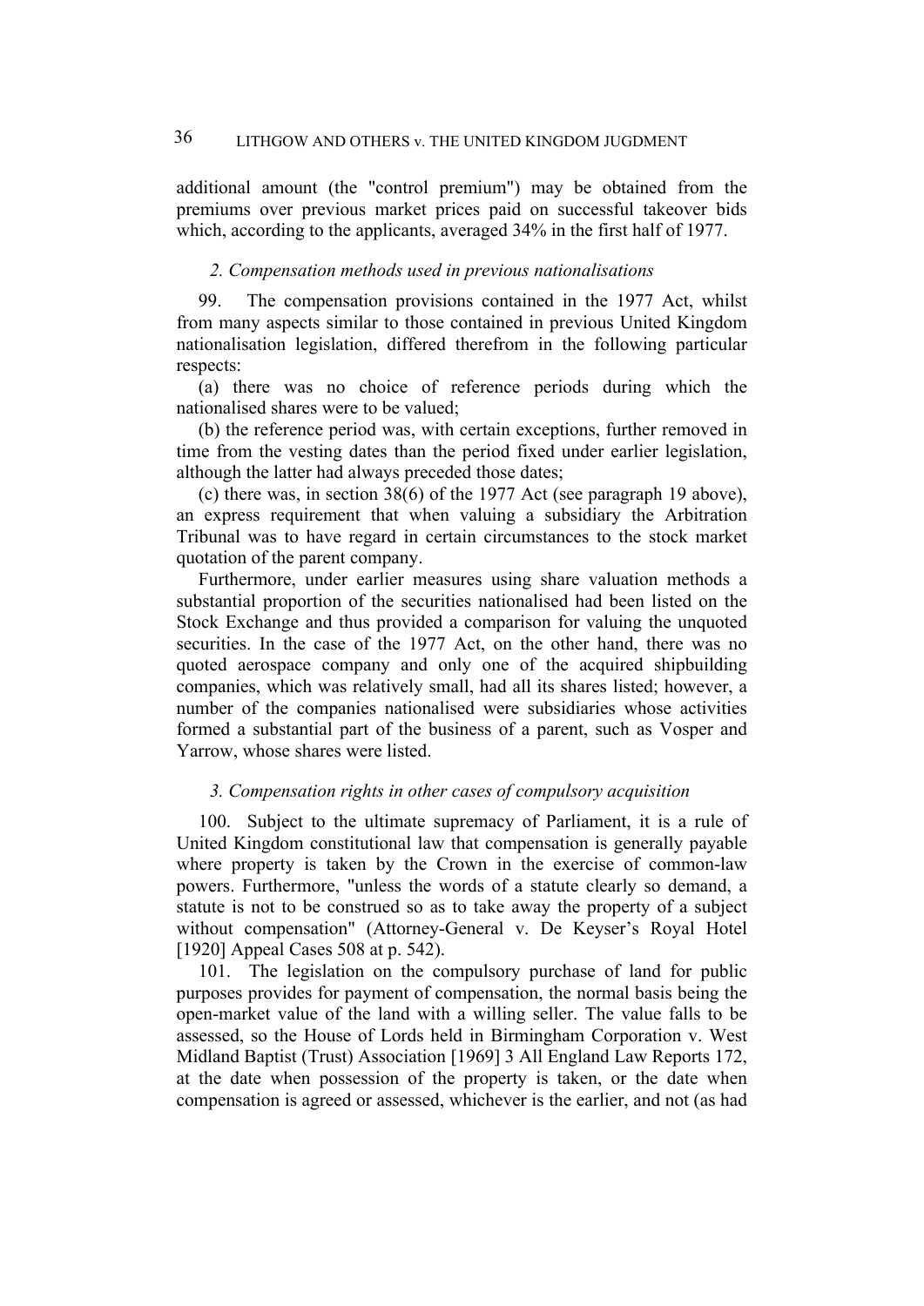additional amount (the "control premium") may be obtained from the premiums over previous market prices paid on successful takeover bids which, according to the applicants, averaged 34% in the first half of 1977.

### *2. Compensation methods used in previous nationalisations*

99. The compensation provisions contained in the 1977 Act, whilst from many aspects similar to those contained in previous United Kingdom nationalisation legislation, differed therefrom in the following particular respects:

(a) there was no choice of reference periods during which the nationalised shares were to be valued;

(b) the reference period was, with certain exceptions, further removed in time from the vesting dates than the period fixed under earlier legislation, although the latter had always preceded those dates;

(c) there was, in section 38(6) of the 1977 Act (see paragraph 19 above), an express requirement that when valuing a subsidiary the Arbitration Tribunal was to have regard in certain circumstances to the stock market quotation of the parent company.

Furthermore, under earlier measures using share valuation methods a substantial proportion of the securities nationalised had been listed on the Stock Exchange and thus provided a comparison for valuing the unquoted securities. In the case of the 1977 Act, on the other hand, there was no quoted aerospace company and only one of the acquired shipbuilding companies, which was relatively small, had all its shares listed; however, a number of the companies nationalised were subsidiaries whose activities formed a substantial part of the business of a parent, such as Vosper and Yarrow, whose shares were listed.

### *3. Compensation rights in other cases of compulsory acquisition*

100. Subject to the ultimate supremacy of Parliament, it is a rule of United Kingdom constitutional law that compensation is generally payable where property is taken by the Crown in the exercise of common-law powers. Furthermore, "unless the words of a statute clearly so demand, a statute is not to be construed so as to take away the property of a subject without compensation" (Attorney-General v. De Keyser's Royal Hotel [1920] Appeal Cases 508 at p. 542).

101. The legislation on the compulsory purchase of land for public purposes provides for payment of compensation, the normal basis being the open-market value of the land with a willing seller. The value falls to be assessed, so the House of Lords held in Birmingham Corporation v. West Midland Baptist (Trust) Association [1969] 3 All England Law Reports 172, at the date when possession of the property is taken, or the date when compensation is agreed or assessed, whichever is the earlier, and not (as had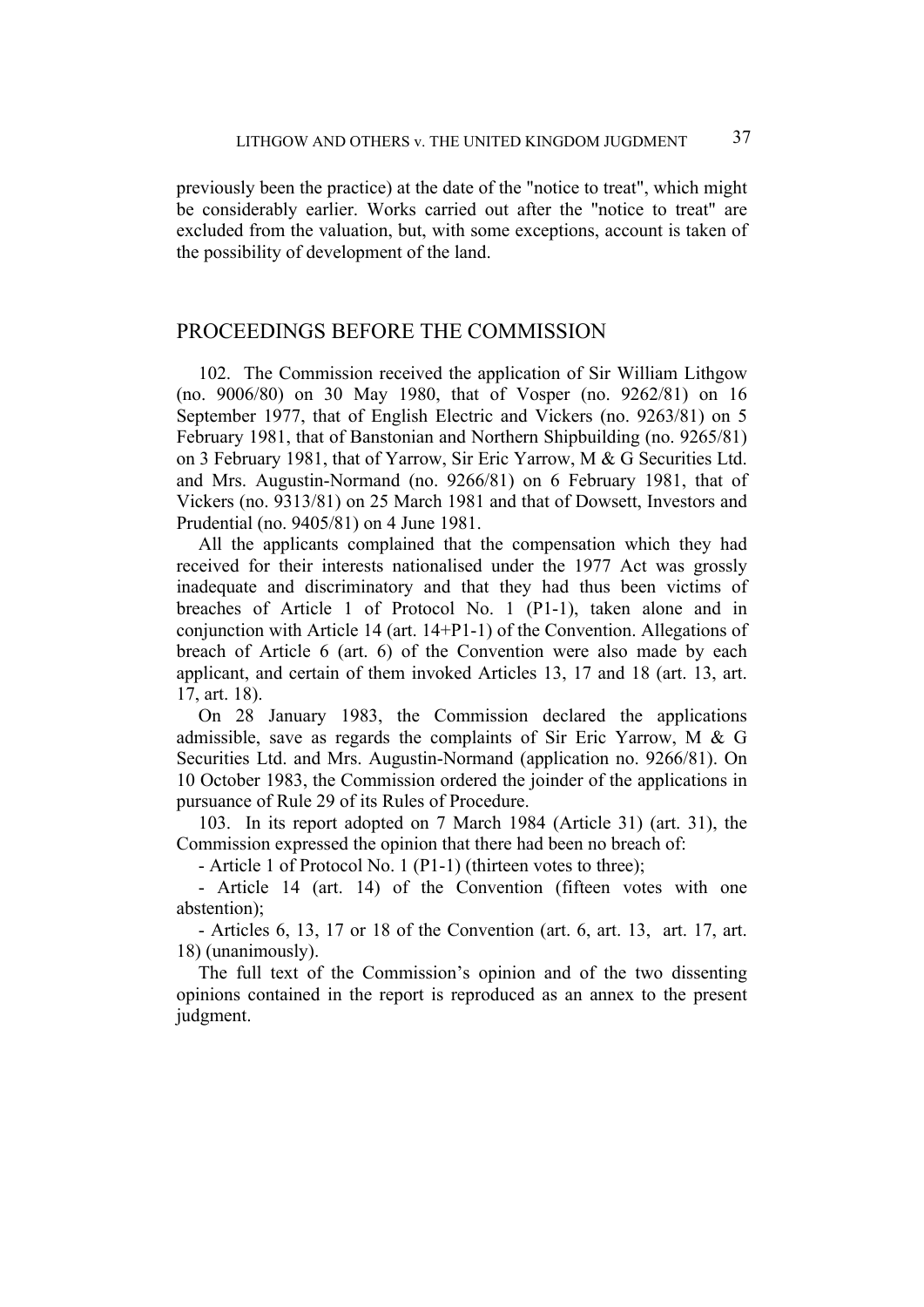previously been the practice) at the date of the "notice to treat", which might be considerably earlier. Works carried out after the "notice to treat" are excluded from the valuation, but, with some exceptions, account is taken of the possibility of development of the land.

## PROCEEDINGS BEFORE THE COMMISSION

102. The Commission received the application of Sir William Lithgow (no. 9006/80) on 30 May 1980, that of Vosper (no. 9262/81) on 16 September 1977, that of English Electric and Vickers (no. 9263/81) on 5 February 1981, that of Banstonian and Northern Shipbuilding (no. 9265/81) on 3 February 1981, that of Yarrow, Sir Eric Yarrow, M & G Securities Ltd. and Mrs. Augustin-Normand (no. 9266/81) on 6 February 1981, that of Vickers (no. 9313/81) on 25 March 1981 and that of Dowsett, Investors and Prudential (no. 9405/81) on 4 June 1981.

All the applicants complained that the compensation which they had received for their interests nationalised under the 1977 Act was grossly inadequate and discriminatory and that they had thus been victims of breaches of Article 1 of Protocol No. 1 (P1-1), taken alone and in conjunction with Article 14 (art. 14+P1-1) of the Convention. Allegations of breach of Article 6 (art. 6) of the Convention were also made by each applicant, and certain of them invoked Articles 13, 17 and 18 (art. 13, art. 17, art. 18).

On 28 January 1983, the Commission declared the applications admissible, save as regards the complaints of Sir Eric Yarrow, M & G Securities Ltd. and Mrs. Augustin-Normand (application no. 9266/81). On 10 October 1983, the Commission ordered the joinder of the applications in pursuance of Rule 29 of its Rules of Procedure.

103. In its report adopted on 7 March 1984 (Article 31) (art. 31), the Commission expressed the opinion that there had been no breach of:

- Article 1 of Protocol No. 1 (P1-1) (thirteen votes to three);

- Article 14 (art. 14) of the Convention (fifteen votes with one abstention);

- Articles 6, 13, 17 or 18 of the Convention (art. 6, art. 13, art. 17, art. 18) (unanimously).

The full text of the Commission's opinion and of the two dissenting opinions contained in the report is reproduced as an annex to the present judgment.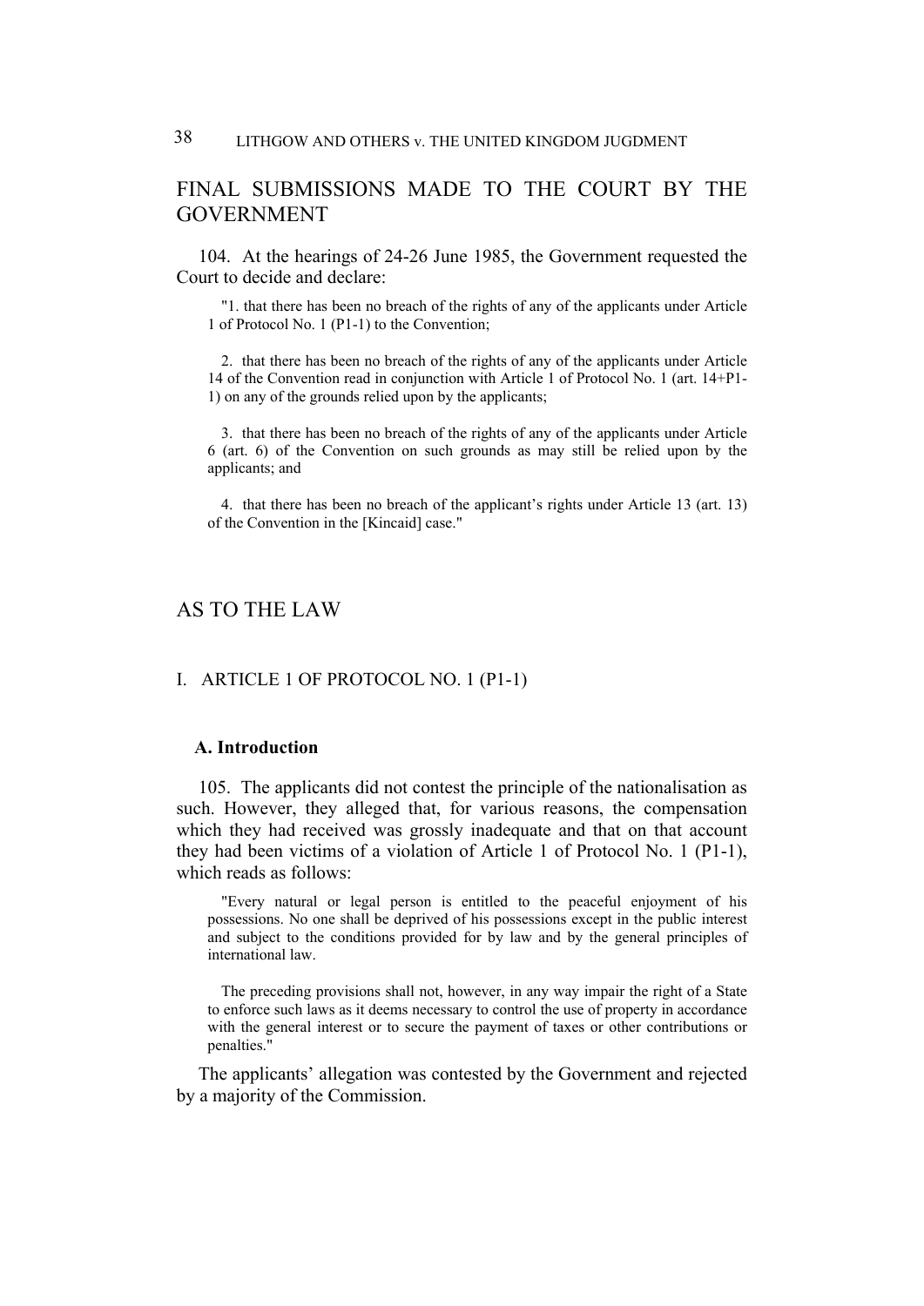## FINAL SUBMISSIONS MADE TO THE COURT BY THE GOVERNMENT

104. At the hearings of 24-26 June 1985, the Government requested the Court to decide and declare:

> "1. that there has been no breach of the rights of any of the applicants under Article 1 of Protocol No. 1 (P1-1) to the Convention;
>
> 2. that there has been no breach of the rights of any of the applicants under Article 14 of the Convention read in conjunction with Article 1 of Protocol No. 1 (art. 14+P1-1) on any of the grounds relied upon by the applicants;
>
> 3. that there has been no breach of the rights of any of the applicants under Article 6 (art. 6) of the Convention on such grounds as may still be relied upon by the applicants; and
>
> 4. that there has been no breach of the applicant's rights under Article 13 (art. 13) of the Convention in the [Kincaid] case."

## AS TO THE LAW

### I. ARTICLE 1 OF PROTOCOL NO. 1 (P1-1)

#### A. Introduction

105. The applicants did not contest the principle of the nationalisation as such. However, they alleged that, for various reasons, the compensation which they had received was grossly inadequate and that on that account they had been victims of a violation of Article 1 of Protocol No. 1 (P1-1), which reads as follows:

> "Every natural or legal person is entitled to the peaceful enjoyment of his possessions. No one shall be deprived of his possessions except in the public interest and subject to the conditions provided for by law and by the general principles of international law.
>
> The preceding provisions shall not, however, in any way impair the right of a State to enforce such laws as it deems necessary to control the use of property in accordance with the general interest or to secure the payment of taxes or other contributions or penalties."

The applicants' allegation was contested by the Government and rejected by a majority of the Commission.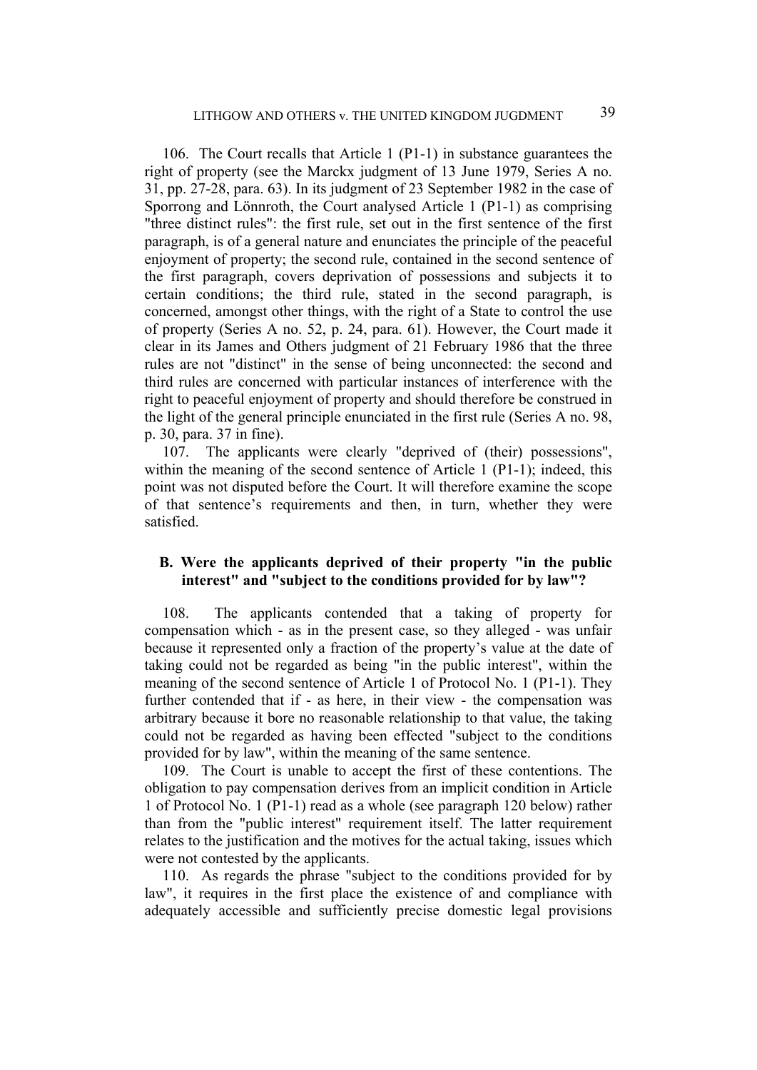106. The Court recalls that Article 1 (P1-1) in substance guarantees the right of property (see the Marckx judgment of 13 June 1979, Series A no. 31, pp. 27-28, para. 63). In its judgment of 23 September 1982 in the case of Sporrong and Lönnroth, the Court analysed Article 1 (P1-1) as comprising "three distinct rules": the first rule, set out in the first sentence of the first paragraph, is of a general nature and enunciates the principle of the peaceful enjoyment of property; the second rule, contained in the second sentence of the first paragraph, covers deprivation of possessions and subjects it to certain conditions; the third rule, stated in the second paragraph, is concerned, amongst other things, with the right of a State to control the use of property (Series A no. 52, p. 24, para. 61). However, the Court made it clear in its James and Others judgment of 21 February 1986 that the three rules are not "distinct" in the sense of being unconnected: the second and third rules are concerned with particular instances of interference with the right to peaceful enjoyment of property and should therefore be construed in the light of the general principle enunciated in the first rule (Series A no. 98, p. 30, para. 37 in fine).

107. The applicants were clearly "deprived of (their) possessions", within the meaning of the second sentence of Article 1 (P1-1); indeed, this point was not disputed before the Court. It will therefore examine the scope of that sentence's requirements and then, in turn, whether they were satisfied.

## B. Were the applicants deprived of their property "in the public interest" and "subject to the conditions provided for by law"?

108. The applicants contended that a taking of property for compensation which - as in the present case, so they alleged - was unfair because it represented only a fraction of the property's value at the date of taking could not be regarded as being "in the public interest", within the meaning of the second sentence of Article 1 of Protocol No. 1 (P1-1). They further contended that if - as here, in their view - the compensation was arbitrary because it bore no reasonable relationship to that value, the taking could not be regarded as having been effected "subject to the conditions provided for by law", within the meaning of the same sentence.

109. The Court is unable to accept the first of these contentions. The obligation to pay compensation derives from an implicit condition in Article 1 of Protocol No. 1 (P1-1) read as a whole (see paragraph 120 below) rather than from the "public interest" requirement itself. The latter requirement relates to the justification and the motives for the actual taking, issues which were not contested by the applicants.

110. As regards the phrase "subject to the conditions provided for by law", it requires in the first place the existence of and compliance with adequately accessible and sufficiently precise domestic legal provisions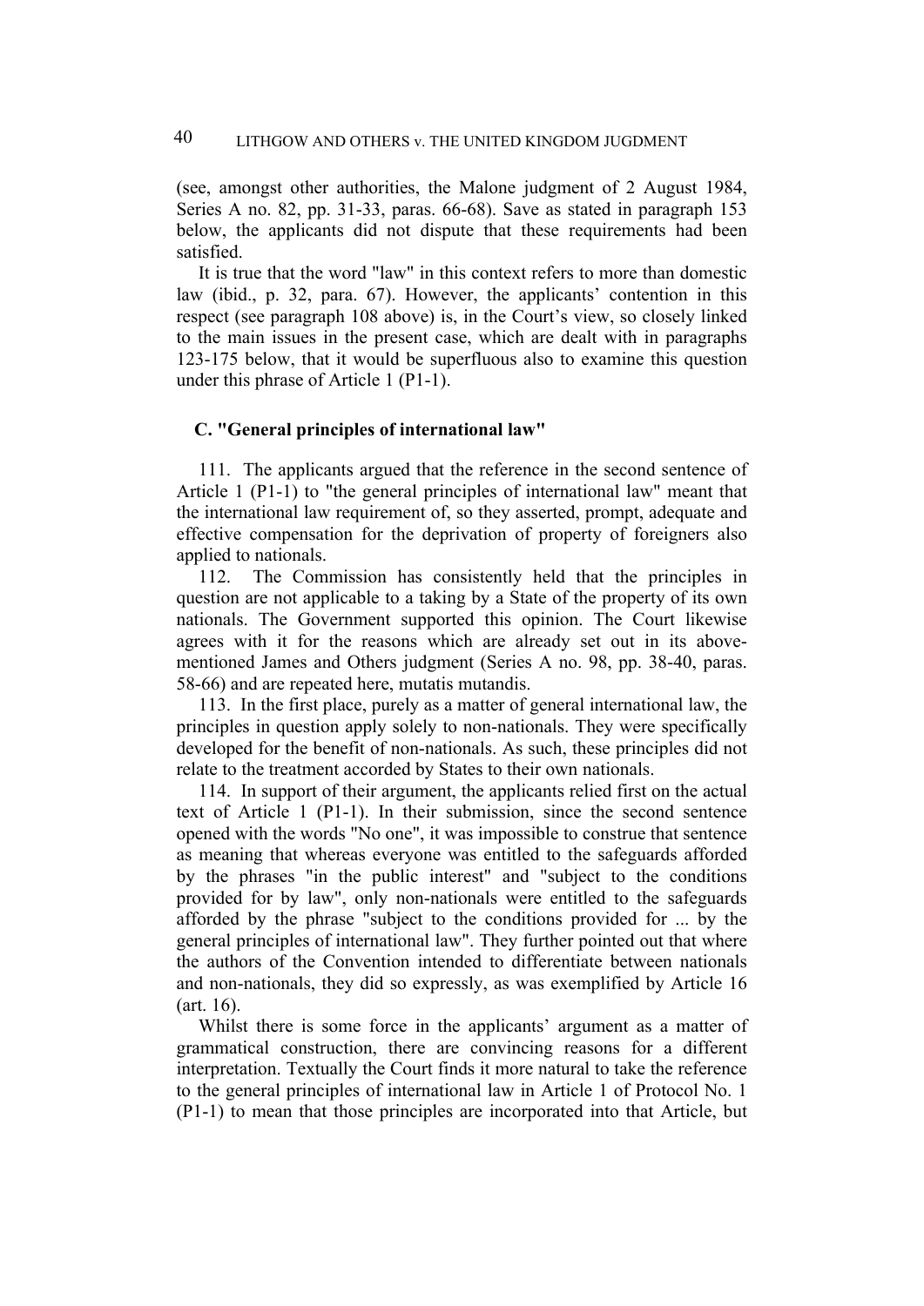(see, amongst other authorities, the Malone judgment of 2 August 1984, Series A no. 82, pp. 31-33, paras. 66-68). Save as stated in paragraph 153 below, the applicants did not dispute that these requirements had been satisfied.

It is true that the word "law" in this context refers to more than domestic law (ibid., p. 32, para. 67). However, the applicants' contention in this respect (see paragraph 108 above) is, in the Court's view, so closely linked to the main issues in the present case, which are dealt with in paragraphs 123-175 below, that it would be superfluous also to examine this question under this phrase of Article 1 (P1-1).

### C. "General principles of international law"

111. The applicants argued that the reference in the second sentence of Article 1 (P1-1) to "the general principles of international law" meant that the international law requirement of, so they asserted, prompt, adequate and effective compensation for the deprivation of property of foreigners also applied to nationals.

112. The Commission has consistently held that the principles in question are not applicable to a taking by a State of the property of its own nationals. The Government supported this opinion. The Court likewise agrees with it for the reasons which are already set out in its above-mentioned James and Others judgment (Series A no. 98, pp. 38-40, paras. 58-66) and are repeated here, mutatis mutandis.

113. In the first place, purely as a matter of general international law, the principles in question apply solely to non-nationals. They were specifically developed for the benefit of non-nationals. As such, these principles did not relate to the treatment accorded by States to their own nationals.

114. In support of their argument, the applicants relied first on the actual text of Article 1 (P1-1). In their submission, since the second sentence opened with the words "No one", it was impossible to construe that sentence as meaning that whereas everyone was entitled to the safeguards afforded by the phrases "in the public interest" and "subject to the conditions provided for by law", only non-nationals were entitled to the safeguards afforded by the phrase "subject to the conditions provided for ... by the general principles of international law". They further pointed out that where the authors of the Convention intended to differentiate between nationals and non-nationals, they did so expressly, as was exemplified by Article 16 (art. 16).

Whilst there is some force in the applicants' argument as a matter of grammatical construction, there are convincing reasons for a different interpretation. Textually the Court finds it more natural to take the reference to the general principles of international law in Article 1 of Protocol No. 1 (P1-1) to mean that those principles are incorporated into that Article, but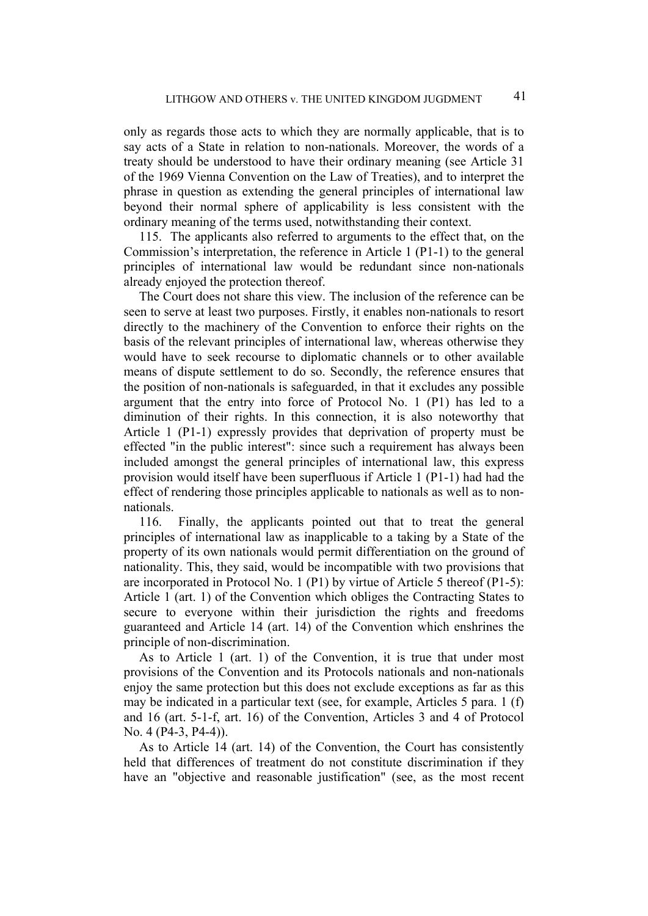only as regards those acts to which they are normally applicable, that is to say acts of a State in relation to non-nationals. Moreover, the words of a treaty should be understood to have their ordinary meaning (see Article 31 of the 1969 Vienna Convention on the Law of Treaties), and to interpret the phrase in question as extending the general principles of international law beyond their normal sphere of applicability is less consistent with the ordinary meaning of the terms used, notwithstanding their context.

115. The applicants also referred to arguments to the effect that, on the Commission's interpretation, the reference in Article 1 (P1-1) to the general principles of international law would be redundant since non-nationals already enjoyed the protection thereof.

The Court does not share this view. The inclusion of the reference can be seen to serve at least two purposes. Firstly, it enables non-nationals to resort directly to the machinery of the Convention to enforce their rights on the basis of the relevant principles of international law, whereas otherwise they would have to seek recourse to diplomatic channels or to other available means of dispute settlement to do so. Secondly, the reference ensures that the position of non-nationals is safeguarded, in that it excludes any possible argument that the entry into force of Protocol No. 1 (P1) has led to a diminution of their rights. In this connection, it is also noteworthy that Article 1 (P1-1) expressly provides that deprivation of property must be effected "in the public interest": since such a requirement has always been included amongst the general principles of international law, this express provision would itself have been superfluous if Article 1 (P1-1) had had the effect of rendering those principles applicable to nationals as well as to non-nationals.

116. Finally, the applicants pointed out that to treat the general principles of international law as inapplicable to a taking by a State of the property of its own nationals would permit differentiation on the ground of nationality. This, they said, would be incompatible with two provisions that are incorporated in Protocol No. 1 (P1) by virtue of Article 5 thereof (P1-5): Article 1 (art. 1) of the Convention which obliges the Contracting States to secure to everyone within their jurisdiction the rights and freedoms guaranteed and Article 14 (art. 14) of the Convention which enshrines the principle of non-discrimination.

As to Article 1 (art. 1) of the Convention, it is true that under most provisions of the Convention and its Protocols nationals and non-nationals enjoy the same protection but this does not exclude exceptions as far as this may be indicated in a particular text (see, for example, Articles 5 para. 1 (f) and 16 (art. 5-1-f, art. 16) of the Convention, Articles 3 and 4 of Protocol No. 4 (P4-3, P4-4)).

As to Article 14 (art. 14) of the Convention, the Court has consistently held that differences of treatment do not constitute discrimination if they have an "objective and reasonable justification" (see, as the most recent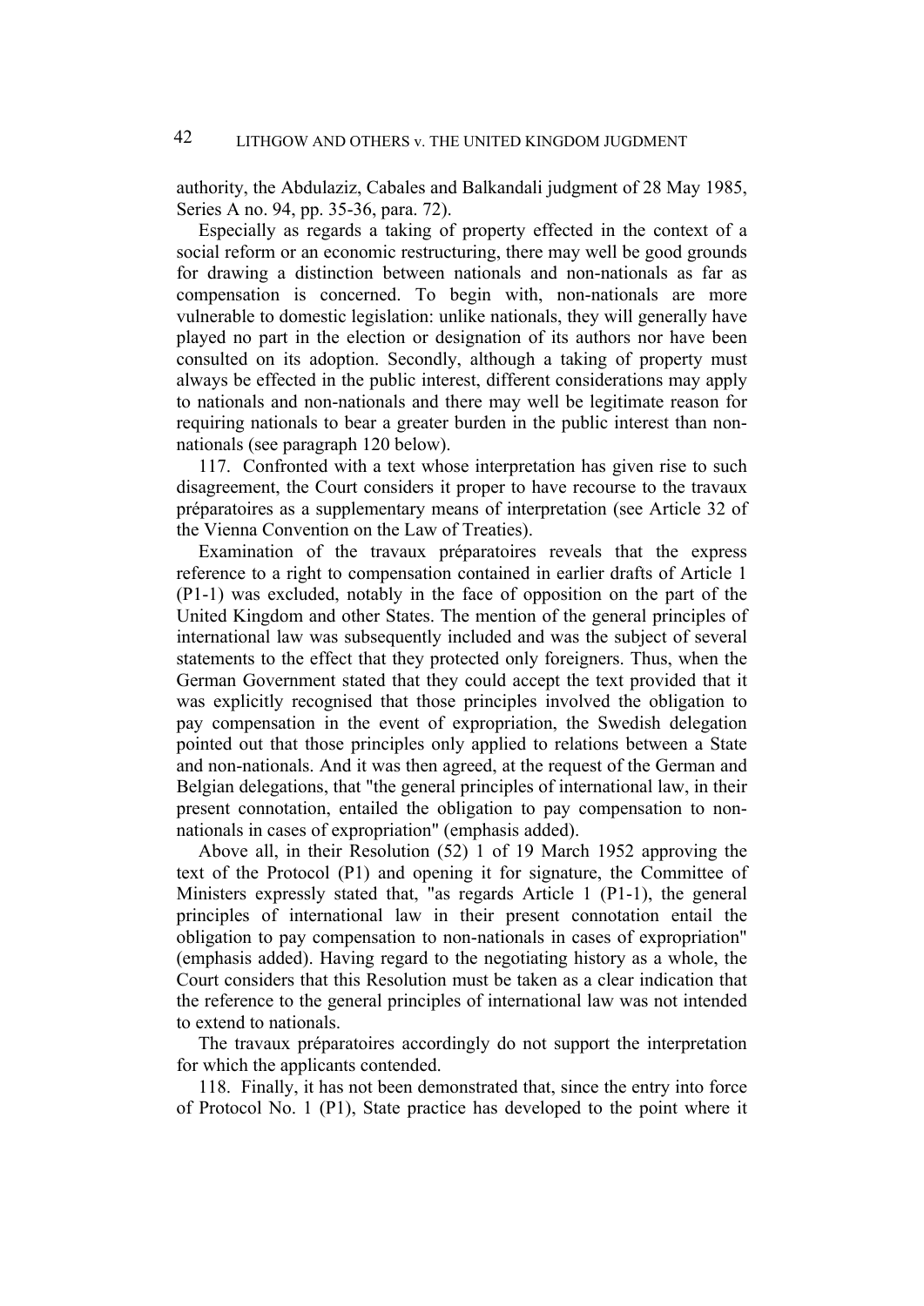authority, the Abdulaziz, Cabales and Balkandali judgment of 28 May 1985, Series A no. 94, pp. 35-36, para. 72).

Especially as regards a taking of property effected in the context of a social reform or an economic restructuring, there may well be good grounds for drawing a distinction between nationals and non-nationals as far as compensation is concerned. To begin with, non-nationals are more vulnerable to domestic legislation: unlike nationals, they will generally have played no part in the election or designation of its authors nor have been consulted on its adoption. Secondly, although a taking of property must always be effected in the public interest, different considerations may apply to nationals and non-nationals and there may well be legitimate reason for requiring nationals to bear a greater burden in the public interest than non-nationals (see paragraph 120 below).

117. Confronted with a text whose interpretation has given rise to such disagreement, the Court considers it proper to have recourse to the travaux préparatoires as a supplementary means of interpretation (see Article 32 of the Vienna Convention on the Law of Treaties).

Examination of the travaux préparatoires reveals that the express reference to a right to compensation contained in earlier drafts of Article 1 (P1-1) was excluded, notably in the face of opposition on the part of the United Kingdom and other States. The mention of the general principles of international law was subsequently included and was the subject of several statements to the effect that they protected only foreigners. Thus, when the German Government stated that they could accept the text provided that it was explicitly recognised that those principles involved the obligation to pay compensation in the event of expropriation, the Swedish delegation pointed out that those principles only applied to relations between a State and non-nationals. And it was then agreed, at the request of the German and Belgian delegations, that "the general principles of international law, in their present connotation, entailed the obligation to pay compensation to non-nationals in cases of expropriation" (emphasis added).

Above all, in their Resolution (52) 1 of 19 March 1952 approving the text of the Protocol (P1) and opening it for signature, the Committee of Ministers expressly stated that, "as regards Article 1 (P1-1), the general principles of international law in their present connotation entail the obligation to pay compensation to non-nationals in cases of expropriation" (emphasis added). Having regard to the negotiating history as a whole, the Court considers that this Resolution must be taken as a clear indication that the reference to the general principles of international law was not intended to extend to nationals.

The travaux préparatoires accordingly do not support the interpretation for which the applicants contended.

118. Finally, it has not been demonstrated that, since the entry into force of Protocol No. 1 (P1), State practice has developed to the point where it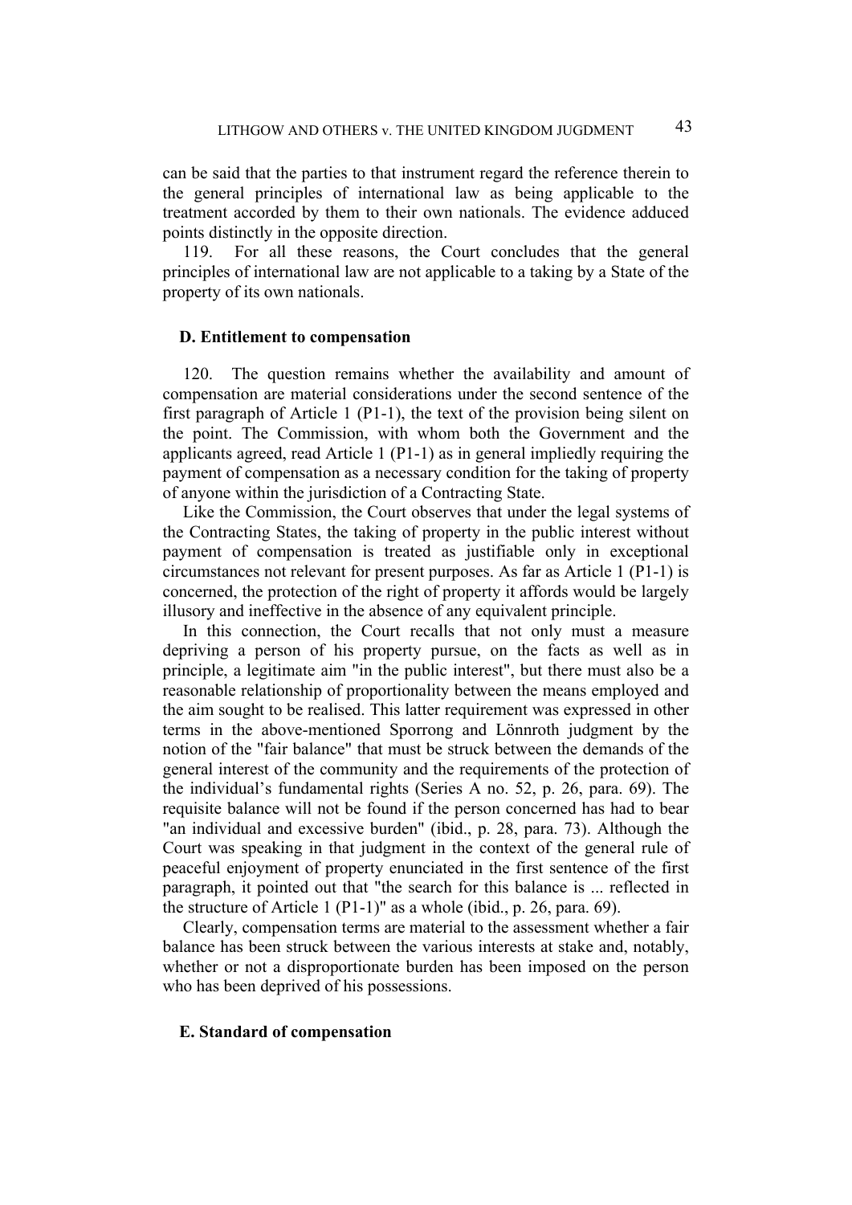can be said that the parties to that instrument regard the reference therein to the general principles of international law as being applicable to the treatment accorded by them to their own nationals. The evidence adduced points distinctly in the opposite direction.

119. For all these reasons, the Court concludes that the general principles of international law are not applicable to a taking by a State of the property of its own nationals.

### D. Entitlement to compensation

120. The question remains whether the availability and amount of compensation are material considerations under the second sentence of the first paragraph of Article 1 (P1-1), the text of the provision being silent on the point. The Commission, with whom both the Government and the applicants agreed, read Article 1 (P1-1) as in general impliedly requiring the payment of compensation as a necessary condition for the taking of property of anyone within the jurisdiction of a Contracting State.

Like the Commission, the Court observes that under the legal systems of the Contracting States, the taking of property in the public interest without payment of compensation is treated as justifiable only in exceptional circumstances not relevant for present purposes. As far as Article 1 (P1-1) is concerned, the protection of the right of property it affords would be largely illusory and ineffective in the absence of any equivalent principle.

In this connection, the Court recalls that not only must a measure depriving a person of his property pursue, on the facts as well as in principle, a legitimate aim "in the public interest", but there must also be a reasonable relationship of proportionality between the means employed and the aim sought to be realised. This latter requirement was expressed in other terms in the above-mentioned Sporrong and Lönnroth judgment by the notion of the "fair balance" that must be struck between the demands of the general interest of the community and the requirements of the protection of the individual's fundamental rights (Series A no. 52, p. 26, para. 69). The requisite balance will not be found if the person concerned has had to bear "an individual and excessive burden" (ibid., p. 28, para. 73). Although the Court was speaking in that judgment in the context of the general rule of peaceful enjoyment of property enunciated in the first sentence of the first paragraph, it pointed out that "the search for this balance is ... reflected in the structure of Article 1 (P1-1)" as a whole (ibid., p. 26, para. 69).

Clearly, compensation terms are material to the assessment whether a fair balance has been struck between the various interests at stake and, notably, whether or not a disproportionate burden has been imposed on the person who has been deprived of his possessions.

### E. Standard of compensation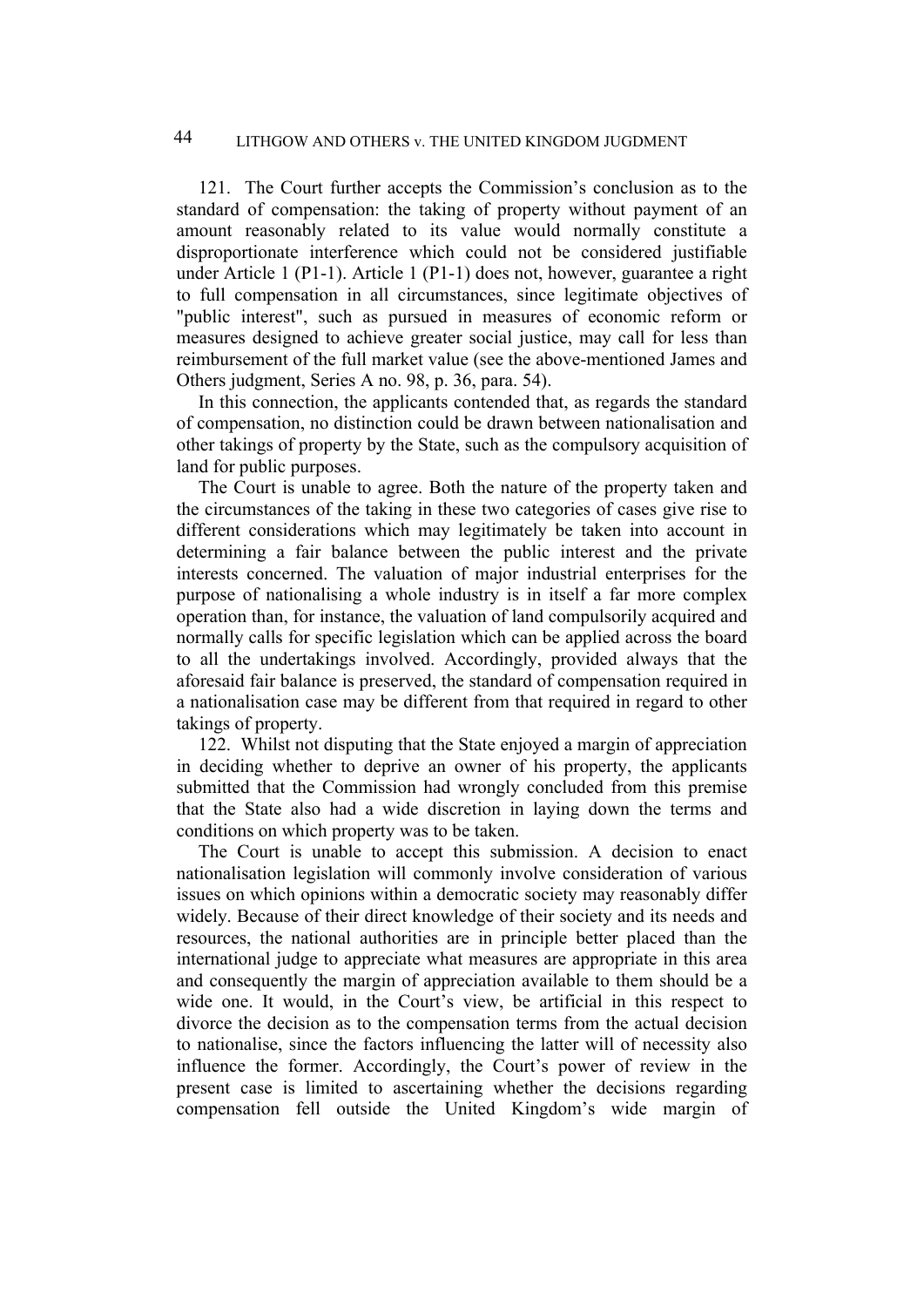121. The Court further accepts the Commission's conclusion as to the standard of compensation: the taking of property without payment of an amount reasonably related to its value would normally constitute a disproportionate interference which could not be considered justifiable under Article 1 (P1-1). Article 1 (P1-1) does not, however, guarantee a right to full compensation in all circumstances, since legitimate objectives of "public interest", such as pursued in measures of economic reform or measures designed to achieve greater social justice, may call for less than reimbursement of the full market value (see the above-mentioned James and Others judgment, Series A no. 98, p. 36, para. 54).

In this connection, the applicants contended that, as regards the standard of compensation, no distinction could be drawn between nationalisation and other takings of property by the State, such as the compulsory acquisition of land for public purposes.

The Court is unable to agree. Both the nature of the property taken and the circumstances of the taking in these two categories of cases give rise to different considerations which may legitimately be taken into account in determining a fair balance between the public interest and the private interests concerned. The valuation of major industrial enterprises for the purpose of nationalising a whole industry is in itself a far more complex operation than, for instance, the valuation of land compulsorily acquired and normally calls for specific legislation which can be applied across the board to all the undertakings involved. Accordingly, provided always that the aforesaid fair balance is preserved, the standard of compensation required in a nationalisation case may be different from that required in regard to other takings of property.

122. Whilst not disputing that the State enjoyed a margin of appreciation in deciding whether to deprive an owner of his property, the applicants submitted that the Commission had wrongly concluded from this premise that the State also had a wide discretion in laying down the terms and conditions on which property was to be taken.

The Court is unable to accept this submission. A decision to enact nationalisation legislation will commonly involve consideration of various issues on which opinions within a democratic society may reasonably differ widely. Because of their direct knowledge of their society and its needs and resources, the national authorities are in principle better placed than the international judge to appreciate what measures are appropriate in this area and consequently the margin of appreciation available to them should be a wide one. It would, in the Court's view, be artificial in this respect to divorce the decision as to the compensation terms from the actual decision to nationalise, since the factors influencing the latter will of necessity also influence the former. Accordingly, the Court's power of review in the present case is limited to ascertaining whether the decisions regarding compensation fell outside the United Kingdom's wide margin of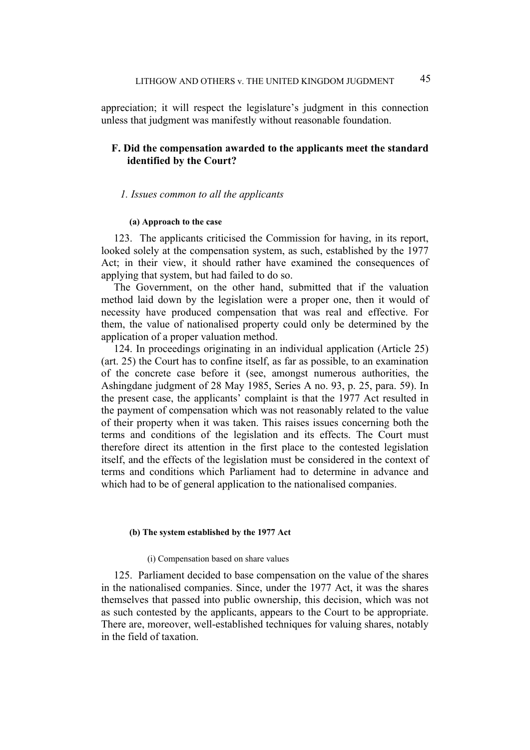appreciation; it will respect the legislature's judgment in this connection unless that judgment was manifestly without reasonable foundation.

## F. Did the compensation awarded to the applicants meet the standard identified by the Court?

### *1. Issues common to all the applicants*

#### (a) Approach to the case

123. The applicants criticised the Commission for having, in its report, looked solely at the compensation system, as such, established by the 1977 Act; in their view, it should rather have examined the consequences of applying that system, but had failed to do so.

The Government, on the other hand, submitted that if the valuation method laid down by the legislation were a proper one, then it would of necessity have produced compensation that was real and effective. For them, the value of nationalised property could only be determined by the application of a proper valuation method.

124. In proceedings originating in an individual application (Article 25) (art. 25) the Court has to confine itself, as far as possible, to an examination of the concrete case before it (see, amongst numerous authorities, the Ashingdane judgment of 28 May 1985, Series A no. 93, p. 25, para. 59). In the present case, the applicants' complaint is that the 1977 Act resulted in the payment of compensation which was not reasonably related to the value of their property when it was taken. This raises issues concerning both the terms and conditions of the legislation and its effects. The Court must therefore direct its attention in the first place to the contested legislation itself, and the effects of the legislation must be considered in the context of terms and conditions which Parliament had to determine in advance and which had to be of general application to the nationalised companies.

#### (b) The system established by the 1977 Act

(i) Compensation based on share values

125. Parliament decided to base compensation on the value of the shares in the nationalised companies. Since, under the 1977 Act, it was the shares themselves that passed into public ownership, this decision, which was not as such contested by the applicants, appears to the Court to be appropriate. There are, moreover, well-established techniques for valuing shares, notably in the field of taxation.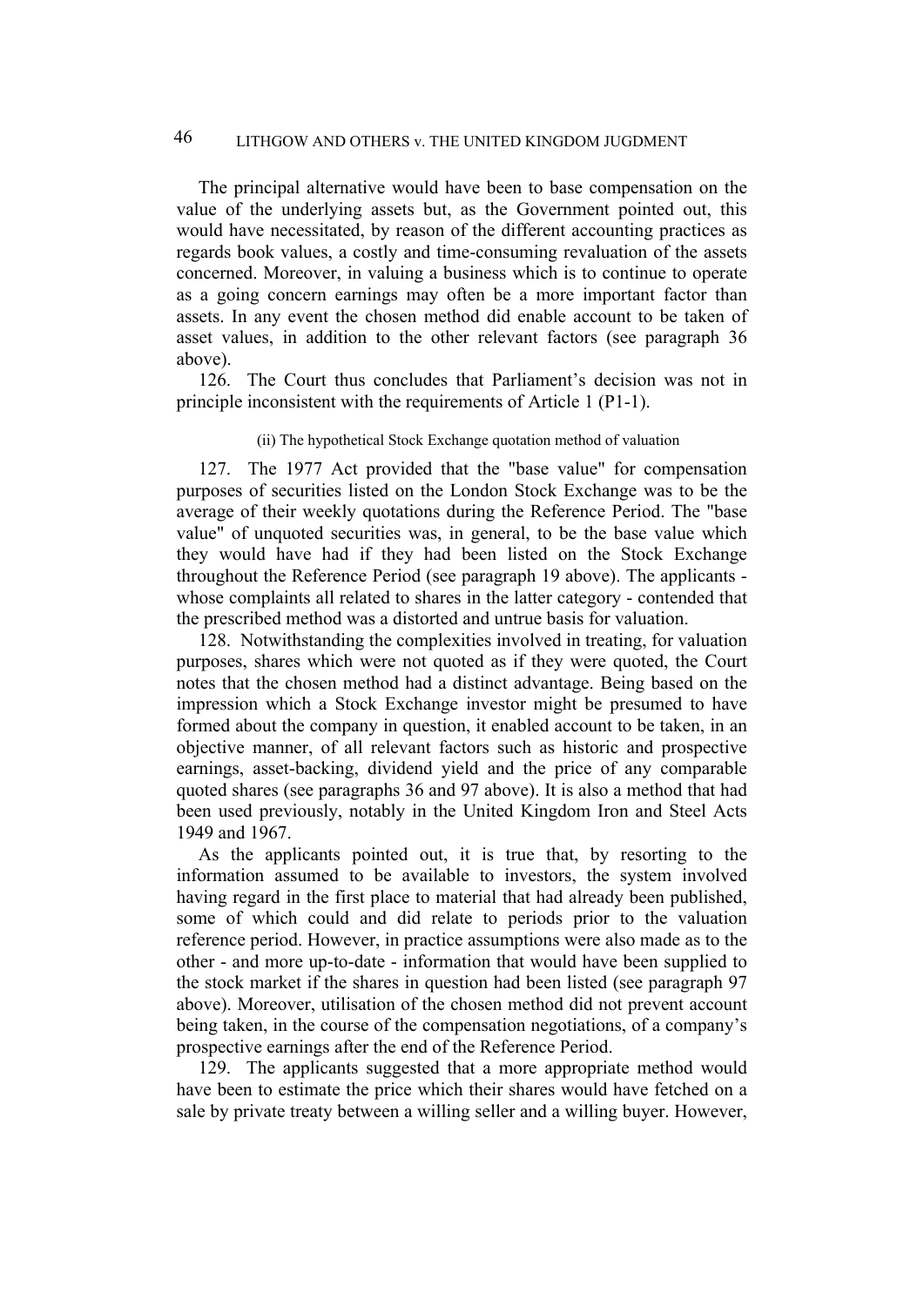The principal alternative would have been to base compensation on the value of the underlying assets but, as the Government pointed out, this would have necessitated, by reason of the different accounting practices as regards book values, a costly and time-consuming revaluation of the assets concerned. Moreover, in valuing a business which is to continue to operate as a going concern earnings may often be a more important factor than assets. In any event the chosen method did enable account to be taken of asset values, in addition to the other relevant factors (see paragraph 36 above).

126. The Court thus concludes that Parliament's decision was not in principle inconsistent with the requirements of Article 1 (P1-1).

(ii) The hypothetical Stock Exchange quotation method of valuation

127. The 1977 Act provided that the "base value" for compensation purposes of securities listed on the London Stock Exchange was to be the average of their weekly quotations during the Reference Period. The "base value" of unquoted securities was, in general, to be the base value which they would have had if they had been listed on the Stock Exchange throughout the Reference Period (see paragraph 19 above). The applicants - whose complaints all related to shares in the latter category - contended that the prescribed method was a distorted and untrue basis for valuation.

128. Notwithstanding the complexities involved in treating, for valuation purposes, shares which were not quoted as if they were quoted, the Court notes that the chosen method had a distinct advantage. Being based on the impression which a Stock Exchange investor might be presumed to have formed about the company in question, it enabled account to be taken, in an objective manner, of all relevant factors such as historic and prospective earnings, asset-backing, dividend yield and the price of any comparable quoted shares (see paragraphs 36 and 97 above). It is also a method that had been used previously, notably in the United Kingdom Iron and Steel Acts 1949 and 1967.

As the applicants pointed out, it is true that, by resorting to the information assumed to be available to investors, the system involved having regard in the first place to material that had already been published, some of which could and did relate to periods prior to the valuation reference period. However, in practice assumptions were also made as to the other - and more up-to-date - information that would have been supplied to the stock market if the shares in question had been listed (see paragraph 97 above). Moreover, utilisation of the chosen method did not prevent account being taken, in the course of the compensation negotiations, of a company's prospective earnings after the end of the Reference Period.

129. The applicants suggested that a more appropriate method would have been to estimate the price which their shares would have fetched on a sale by private treaty between a willing seller and a willing buyer. However,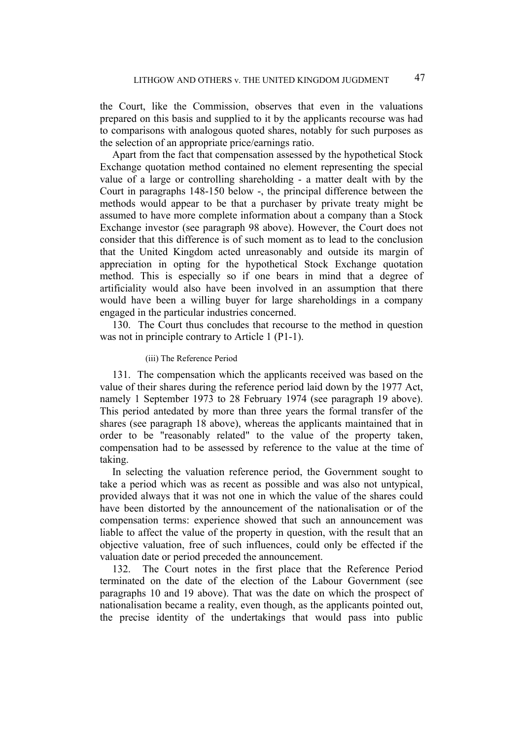the Court, like the Commission, observes that even in the valuations prepared on this basis and supplied to it by the applicants recourse was had to comparisons with analogous quoted shares, notably for such purposes as the selection of an appropriate price/earnings ratio.

Apart from the fact that compensation assessed by the hypothetical Stock Exchange quotation method contained no element representing the special value of a large or controlling shareholding - a matter dealt with by the Court in paragraphs 148-150 below -, the principal difference between the methods would appear to be that a purchaser by private treaty might be assumed to have more complete information about a company than a Stock Exchange investor (see paragraph 98 above). However, the Court does not consider that this difference is of such moment as to lead to the conclusion that the United Kingdom acted unreasonably and outside its margin of appreciation in opting for the hypothetical Stock Exchange quotation method. This is especially so if one bears in mind that a degree of artificiality would also have been involved in an assumption that there would have been a willing buyer for large shareholdings in a company engaged in the particular industries concerned.

130. The Court thus concludes that recourse to the method in question was not in principle contrary to Article 1 (P1-1).

(iii) The Reference Period

131. The compensation which the applicants received was based on the value of their shares during the reference period laid down by the 1977 Act, namely 1 September 1973 to 28 February 1974 (see paragraph 19 above). This period antedated by more than three years the formal transfer of the shares (see paragraph 18 above), whereas the applicants maintained that in order to be "reasonably related" to the value of the property taken, compensation had to be assessed by reference to the value at the time of taking.

In selecting the valuation reference period, the Government sought to take a period which was as recent as possible and was also not untypical, provided always that it was not one in which the value of the shares could have been distorted by the announcement of the nationalisation or of the compensation terms: experience showed that such an announcement was liable to affect the value of the property in question, with the result that an objective valuation, free of such influences, could only be effected if the valuation date or period preceded the announcement.

132. The Court notes in the first place that the Reference Period terminated on the date of the election of the Labour Government (see paragraphs 10 and 19 above). That was the date on which the prospect of nationalisation became a reality, even though, as the applicants pointed out, the precise identity of the undertakings that would pass into public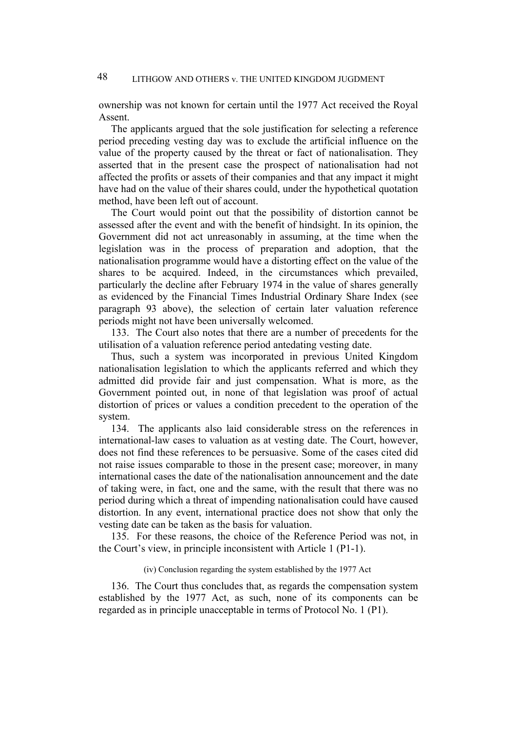ownership was not known for certain until the 1977 Act received the Royal Assent.

The applicants argued that the sole justification for selecting a reference period preceding vesting day was to exclude the artificial influence on the value of the property caused by the threat or fact of nationalisation. They asserted that in the present case the prospect of nationalisation had not affected the profits or assets of their companies and that any impact it might have had on the value of their shares could, under the hypothetical quotation method, have been left out of account.

The Court would point out that the possibility of distortion cannot be assessed after the event and with the benefit of hindsight. In its opinion, the Government did not act unreasonably in assuming, at the time when the legislation was in the process of preparation and adoption, that the nationalisation programme would have a distorting effect on the value of the shares to be acquired. Indeed, in the circumstances which prevailed, particularly the decline after February 1974 in the value of shares generally as evidenced by the Financial Times Industrial Ordinary Share Index (see paragraph 93 above), the selection of certain later valuation reference periods might not have been universally welcomed.

133. The Court also notes that there are a number of precedents for the utilisation of a valuation reference period antedating vesting date.

Thus, such a system was incorporated in previous United Kingdom nationalisation legislation to which the applicants referred and which they admitted did provide fair and just compensation. What is more, as the Government pointed out, in none of that legislation was proof of actual distortion of prices or values a condition precedent to the operation of the system.

134. The applicants also laid considerable stress on the references in international-law cases to valuation as at vesting date. The Court, however, does not find these references to be persuasive. Some of the cases cited did not raise issues comparable to those in the present case; moreover, in many international cases the date of the nationalisation announcement and the date of taking were, in fact, one and the same, with the result that there was no period during which a threat of impending nationalisation could have caused distortion. In any event, international practice does not show that only the vesting date can be taken as the basis for valuation.

135. For these reasons, the choice of the Reference Period was not, in the Court's view, in principle inconsistent with Article 1 (P1-1).

(iv) Conclusion regarding the system established by the 1977 Act

136. The Court thus concludes that, as regards the compensation system established by the 1977 Act, as such, none of its components can be regarded as in principle unacceptable in terms of Protocol No. 1 (P1).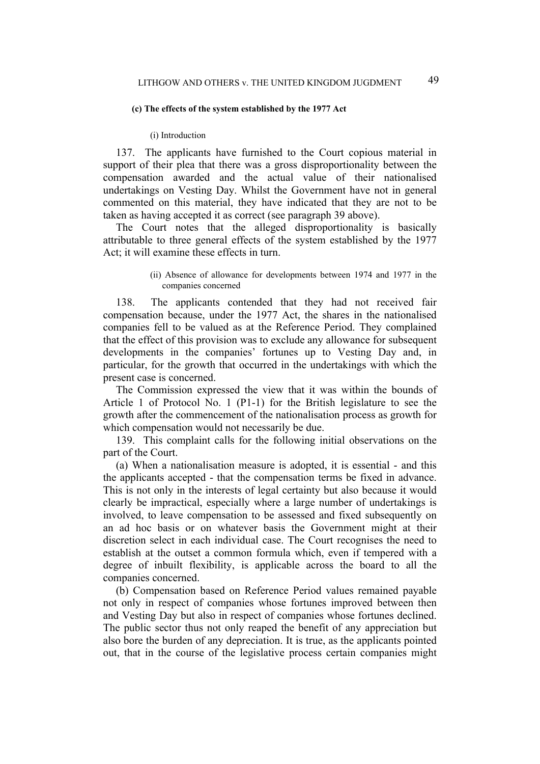#### (c) The effects of the system established by the 1977 Act

(i) Introduction

137. The applicants have furnished to the Court copious material in support of their plea that there was a gross disproportionality between the compensation awarded and the actual value of their nationalised undertakings on Vesting Day. Whilst the Government have not in general commented on this material, they have indicated that they are not to be taken as having accepted it as correct (see paragraph 39 above).

The Court notes that the alleged disproportionality is basically attributable to three general effects of the system established by the 1977 Act; it will examine these effects in turn.

(ii) Absence of allowance for developments between 1974 and 1977 in the companies concerned

138. The applicants contended that they had not received fair compensation because, under the 1977 Act, the shares in the nationalised companies fell to be valued as at the Reference Period. They complained that the effect of this provision was to exclude any allowance for subsequent developments in the companies' fortunes up to Vesting Day and, in particular, for the growth that occurred in the undertakings with which the present case is concerned.

The Commission expressed the view that it was within the bounds of Article 1 of Protocol No. 1 (P1-1) for the British legislature to see the growth after the commencement of the nationalisation process as growth for which compensation would not necessarily be due.

139. This complaint calls for the following initial observations on the part of the Court.

(a) When a nationalisation measure is adopted, it is essential - and this the applicants accepted - that the compensation terms be fixed in advance. This is not only in the interests of legal certainty but also because it would clearly be impractical, especially where a large number of undertakings is involved, to leave compensation to be assessed and fixed subsequently on an ad hoc basis or on whatever basis the Government might at their discretion select in each individual case. The Court recognises the need to establish at the outset a common formula which, even if tempered with a degree of inbuilt flexibility, is applicable across the board to all the companies concerned.

(b) Compensation based on Reference Period values remained payable not only in respect of companies whose fortunes improved between then and Vesting Day but also in respect of companies whose fortunes declined. The public sector thus not only reaped the benefit of any appreciation but also bore the burden of any depreciation. It is true, as the applicants pointed out, that in the course of the legislative process certain companies might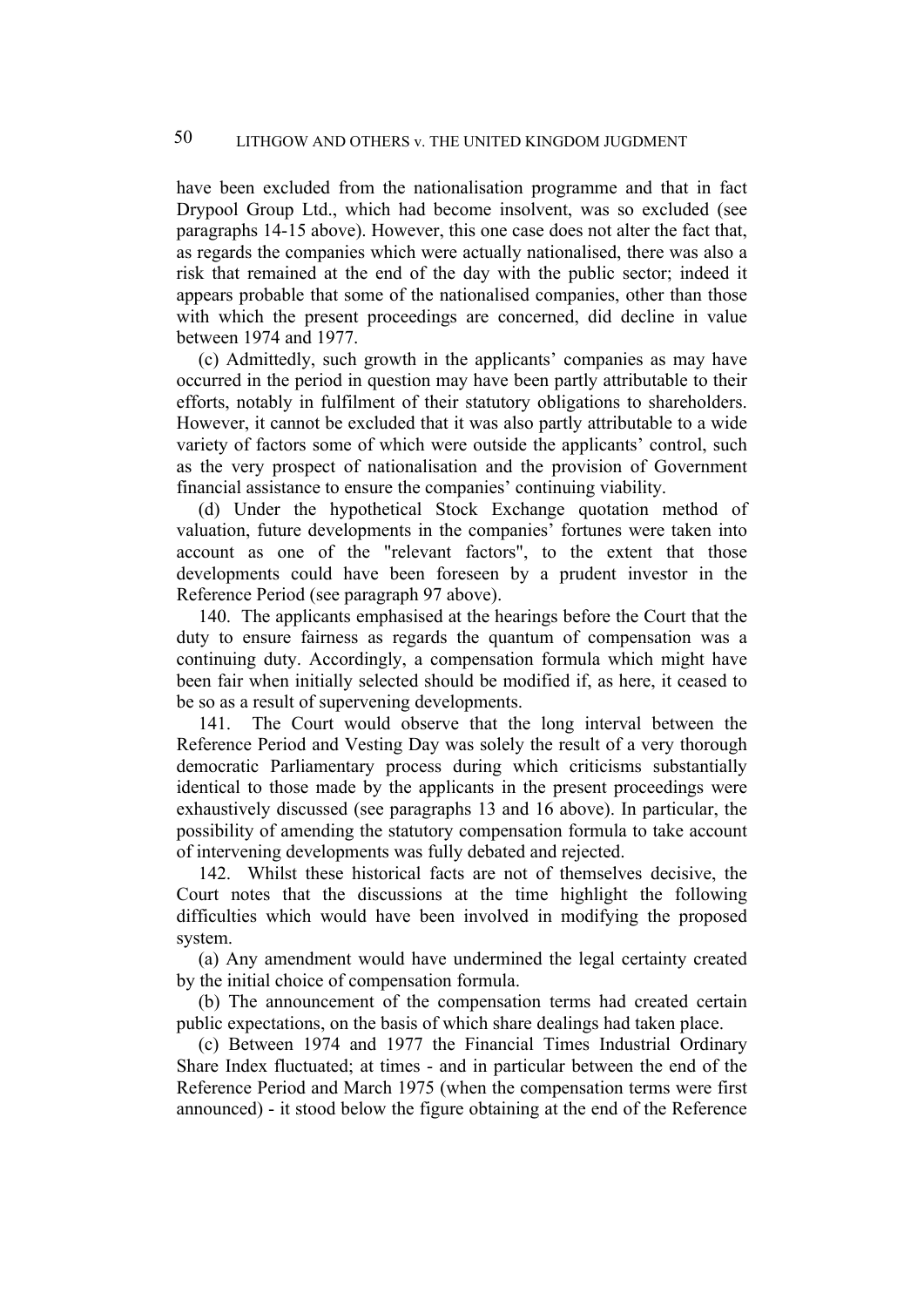have been excluded from the nationalisation programme and that in fact Drypool Group Ltd., which had become insolvent, was so excluded (see paragraphs 14-15 above). However, this one case does not alter the fact that, as regards the companies which were actually nationalised, there was also a risk that remained at the end of the day with the public sector; indeed it appears probable that some of the nationalised companies, other than those with which the present proceedings are concerned, did decline in value between 1974 and 1977.

(c) Admittedly, such growth in the applicants' companies as may have occurred in the period in question may have been partly attributable to their efforts, notably in fulfilment of their statutory obligations to shareholders. However, it cannot be excluded that it was also partly attributable to a wide variety of factors some of which were outside the applicants' control, such as the very prospect of nationalisation and the provision of Government financial assistance to ensure the companies' continuing viability.

(d) Under the hypothetical Stock Exchange quotation method of valuation, future developments in the companies' fortunes were taken into account as one of the "relevant factors", to the extent that those developments could have been foreseen by a prudent investor in the Reference Period (see paragraph 97 above).

140. The applicants emphasised at the hearings before the Court that the duty to ensure fairness as regards the quantum of compensation was a continuing duty. Accordingly, a compensation formula which might have been fair when initially selected should be modified if, as here, it ceased to be so as a result of supervening developments.

141. The Court would observe that the long interval between the Reference Period and Vesting Day was solely the result of a very thorough democratic Parliamentary process during which criticisms substantially identical to those made by the applicants in the present proceedings were exhaustively discussed (see paragraphs 13 and 16 above). In particular, the possibility of amending the statutory compensation formula to take account of intervening developments was fully debated and rejected.

142. Whilst these historical facts are not of themselves decisive, the Court notes that the discussions at the time highlight the following difficulties which would have been involved in modifying the proposed system.

(a) Any amendment would have undermined the legal certainty created by the initial choice of compensation formula.

(b) The announcement of the compensation terms had created certain public expectations, on the basis of which share dealings had taken place.

(c) Between 1974 and 1977 the Financial Times Industrial Ordinary Share Index fluctuated; at times - and in particular between the end of the Reference Period and March 1975 (when the compensation terms were first announced) - it stood below the figure obtaining at the end of the Reference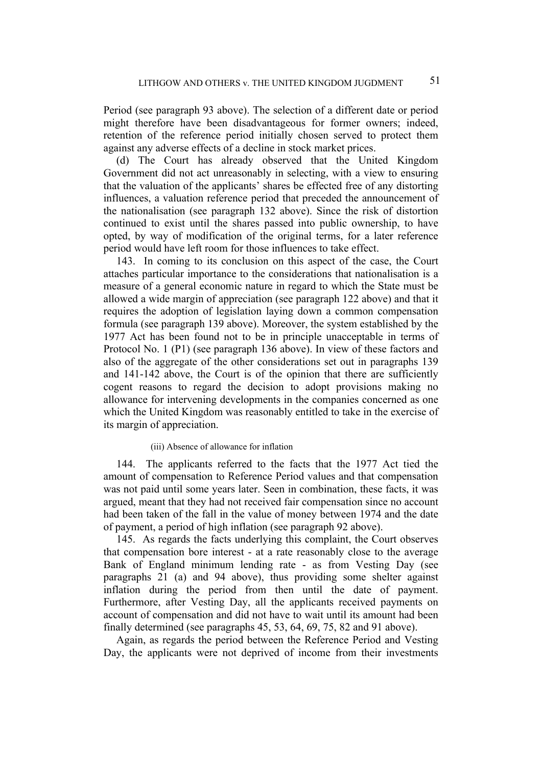Period (see paragraph 93 above). The selection of a different date or period might therefore have been disadvantageous for former owners; indeed, retention of the reference period initially chosen served to protect them against any adverse effects of a decline in stock market prices.

(d) The Court has already observed that the United Kingdom Government did not act unreasonably in selecting, with a view to ensuring that the valuation of the applicants' shares be effected free of any distorting influences, a valuation reference period that preceded the announcement of the nationalisation (see paragraph 132 above). Since the risk of distortion continued to exist until the shares passed into public ownership, to have opted, by way of modification of the original terms, for a later reference period would have left room for those influences to take effect.

143. In coming to its conclusion on this aspect of the case, the Court attaches particular importance to the considerations that nationalisation is a measure of a general economic nature in regard to which the State must be allowed a wide margin of appreciation (see paragraph 122 above) and that it requires the adoption of legislation laying down a common compensation formula (see paragraph 139 above). Moreover, the system established by the 1977 Act has been found not to be in principle unacceptable in terms of Protocol No. 1 (P1) (see paragraph 136 above). In view of these factors and also of the aggregate of the other considerations set out in paragraphs 139 and 141-142 above, the Court is of the opinion that there are sufficiently cogent reasons to regard the decision to adopt provisions making no allowance for intervening developments in the companies concerned as one which the United Kingdom was reasonably entitled to take in the exercise of its margin of appreciation.

(iii) Absence of allowance for inflation

144. The applicants referred to the facts that the 1977 Act tied the amount of compensation to Reference Period values and that compensation was not paid until some years later. Seen in combination, these facts, it was argued, meant that they had not received fair compensation since no account had been taken of the fall in the value of money between 1974 and the date of payment, a period of high inflation (see paragraph 92 above).

145. As regards the facts underlying this complaint, the Court observes that compensation bore interest - at a rate reasonably close to the average Bank of England minimum lending rate - as from Vesting Day (see paragraphs 21 (a) and 94 above), thus providing some shelter against inflation during the period from then until the date of payment. Furthermore, after Vesting Day, all the applicants received payments on account of compensation and did not have to wait until its amount had been finally determined (see paragraphs 45, 53, 64, 69, 75, 82 and 91 above).

Again, as regards the period between the Reference Period and Vesting Day, the applicants were not deprived of income from their investments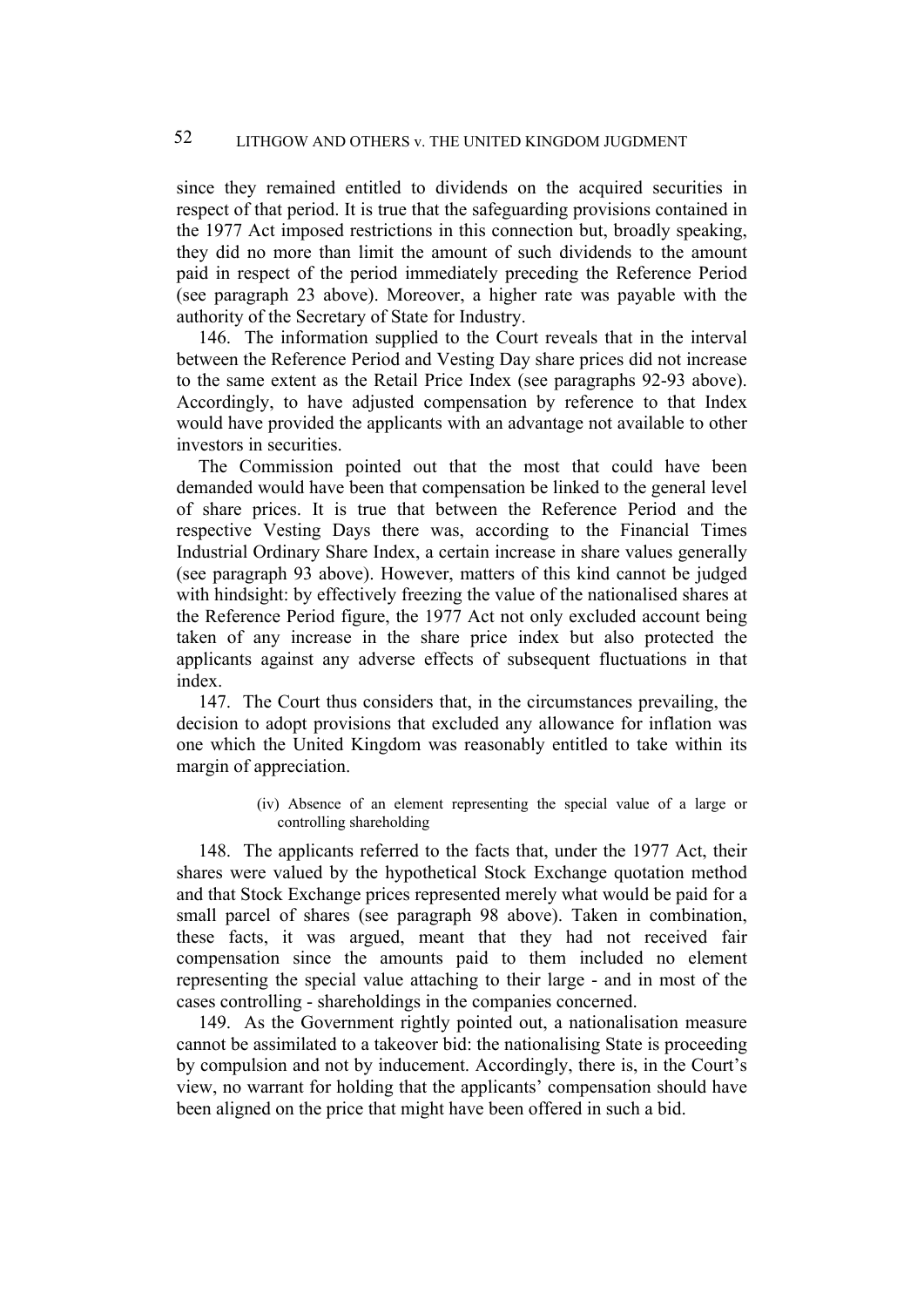since they remained entitled to dividends on the acquired securities in respect of that period. It is true that the safeguarding provisions contained in the 1977 Act imposed restrictions in this connection but, broadly speaking, they did no more than limit the amount of such dividends to the amount paid in respect of the period immediately preceding the Reference Period (see paragraph 23 above). Moreover, a higher rate was payable with the authority of the Secretary of State for Industry.

146. The information supplied to the Court reveals that in the interval between the Reference Period and Vesting Day share prices did not increase to the same extent as the Retail Price Index (see paragraphs 92-93 above). Accordingly, to have adjusted compensation by reference to that Index would have provided the applicants with an advantage not available to other investors in securities.

The Commission pointed out that the most that could have been demanded would have been that compensation be linked to the general level of share prices. It is true that between the Reference Period and the respective Vesting Days there was, according to the Financial Times Industrial Ordinary Share Index, a certain increase in share values generally (see paragraph 93 above). However, matters of this kind cannot be judged with hindsight: by effectively freezing the value of the nationalised shares at the Reference Period figure, the 1977 Act not only excluded account being taken of any increase in the share price index but also protected the applicants against any adverse effects of subsequent fluctuations in that index.

147. The Court thus considers that, in the circumstances prevailing, the decision to adopt provisions that excluded any allowance for inflation was one which the United Kingdom was reasonably entitled to take within its margin of appreciation.

(iv) Absence of an element representing the special value of a large or controlling shareholding

148. The applicants referred to the facts that, under the 1977 Act, their shares were valued by the hypothetical Stock Exchange quotation method and that Stock Exchange prices represented merely what would be paid for a small parcel of shares (see paragraph 98 above). Taken in combination, these facts, it was argued, meant that they had not received fair compensation since the amounts paid to them included no element representing the special value attaching to their large - and in most of the cases controlling - shareholdings in the companies concerned.

149. As the Government rightly pointed out, a nationalisation measure cannot be assimilated to a takeover bid: the nationalising State is proceeding by compulsion and not by inducement. Accordingly, there is, in the Court's view, no warrant for holding that the applicants' compensation should have been aligned on the price that might have been offered in such a bid.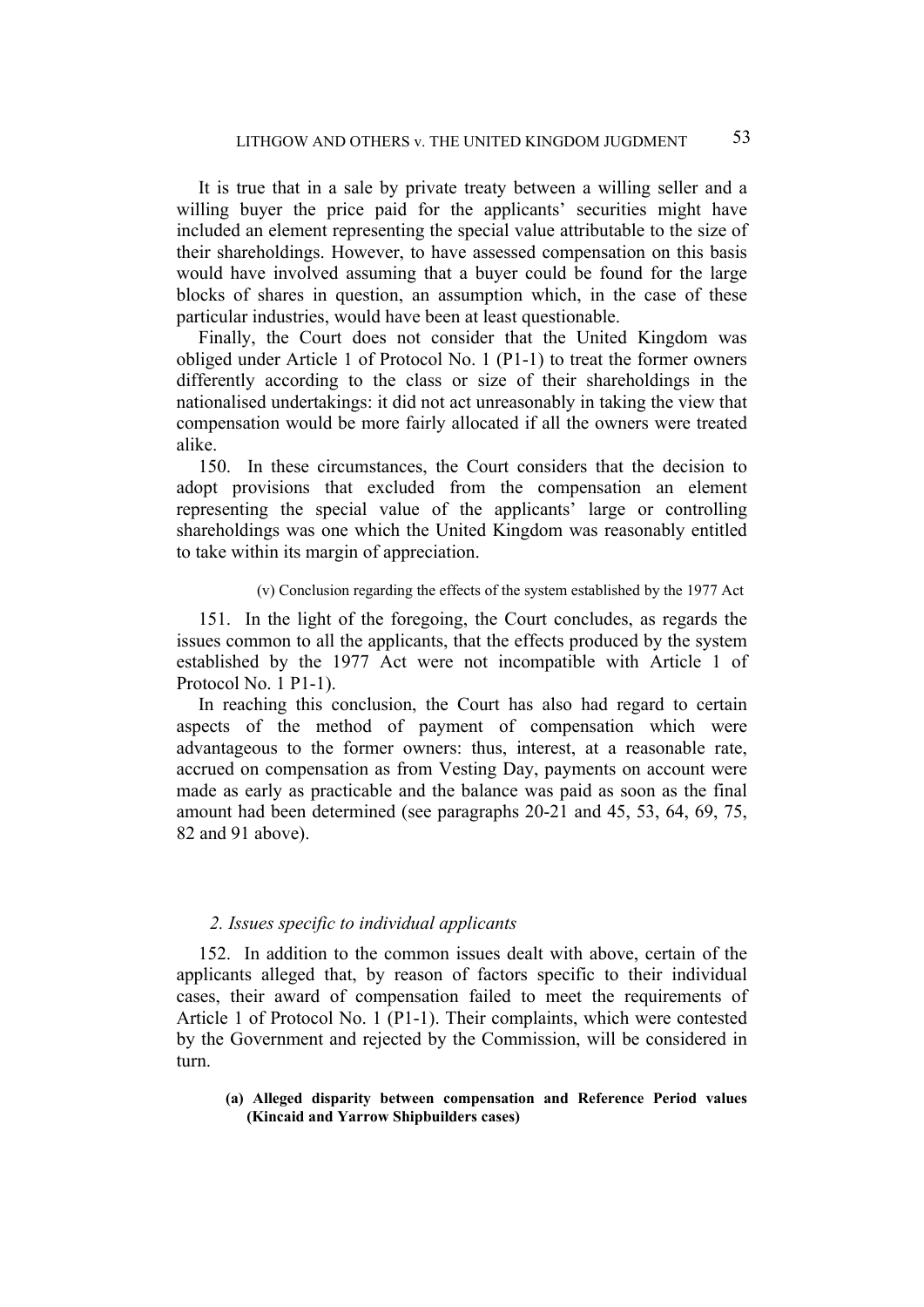It is true that in a sale by private treaty between a willing seller and a willing buyer the price paid for the applicants' securities might have included an element representing the special value attributable to the size of their shareholdings. However, to have assessed compensation on this basis would have involved assuming that a buyer could be found for the large blocks of shares in question, an assumption which, in the case of these particular industries, would have been at least questionable.

Finally, the Court does not consider that the United Kingdom was obliged under Article 1 of Protocol No. 1 (P1-1) to treat the former owners differently according to the class or size of their shareholdings in the nationalised undertakings: it did not act unreasonably in taking the view that compensation would be more fairly allocated if all the owners were treated alike.

150. In these circumstances, the Court considers that the decision to adopt provisions that excluded from the compensation an element representing the special value of the applicants' large or controlling shareholdings was one which the United Kingdom was reasonably entitled to take within its margin of appreciation.

(v) Conclusion regarding the effects of the system established by the 1977 Act

151. In the light of the foregoing, the Court concludes, as regards the issues common to all the applicants, that the effects produced by the system established by the 1977 Act were not incompatible with Article 1 of Protocol No. 1 P1-1).

In reaching this conclusion, the Court has also had regard to certain aspects of the method of payment of compensation which were advantageous to the former owners: thus, interest, at a reasonable rate, accrued on compensation as from Vesting Day, payments on account were made as early as practicable and the balance was paid as soon as the final amount had been determined (see paragraphs 20-21 and 45, 53, 64, 69, 75, 82 and 91 above).

### *2. Issues specific to individual applicants*

152. In addition to the common issues dealt with above, certain of the applicants alleged that, by reason of factors specific to their individual cases, their award of compensation failed to meet the requirements of Article 1 of Protocol No. 1 (P1-1). Their complaints, which were contested by the Government and rejected by the Commission, will be considered in turn.

#### **(a) Alleged disparity between compensation and Reference Period values (Kincaid and Yarrow Shipbuilders cases)**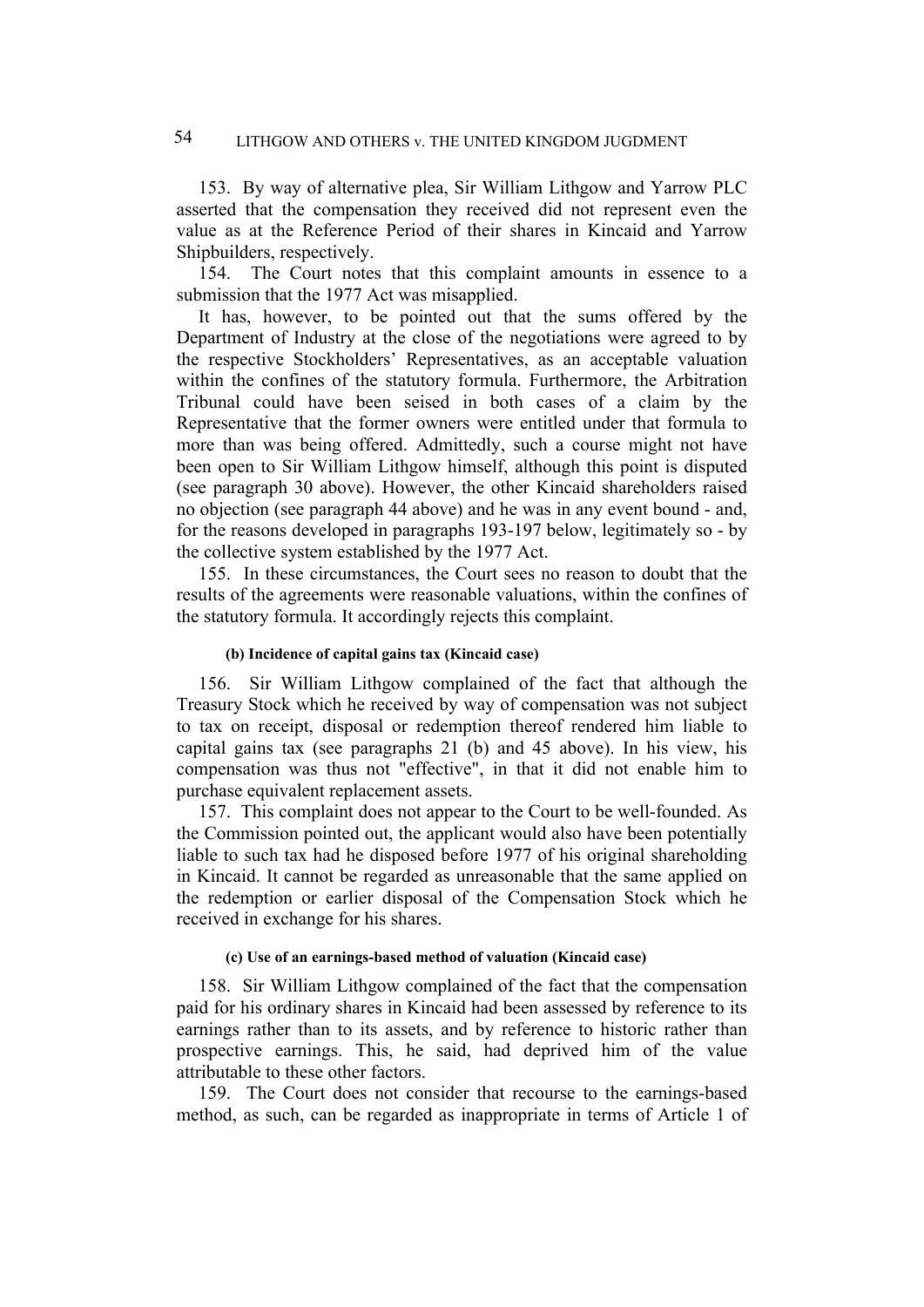153. By way of alternative plea, Sir William Lithgow and Yarrow PLC asserted that the compensation they received did not represent even the value as at the Reference Period of their shares in Kincaid and Yarrow Shipbuilders, respectively.

154. The Court notes that this complaint amounts in essence to a submission that the 1977 Act was misapplied.

It has, however, to be pointed out that the sums offered by the Department of Industry at the close of the negotiations were agreed to by the respective Stockholders' Representatives, as an acceptable valuation within the confines of the statutory formula. Furthermore, the Arbitration Tribunal could have been seised in both cases of a claim by the Representative that the former owners were entitled under that formula to more than was being offered. Admittedly, such a course might not have been open to Sir William Lithgow himself, although this point is disputed (see paragraph 30 above). However, the other Kincaid shareholders raised no objection (see paragraph 44 above) and he was in any event bound - and, for the reasons developed in paragraphs 193-197 below, legitimately so - by the collective system established by the 1977 Act.

155. In these circumstances, the Court sees no reason to doubt that the results of the agreements were reasonable valuations, within the confines of the statutory formula. It accordingly rejects this complaint.

#### (b) Incidence of capital gains tax (Kincaid case)

156. Sir William Lithgow complained of the fact that although the Treasury Stock which he received by way of compensation was not subject to tax on receipt, disposal or redemption thereof rendered him liable to capital gains tax (see paragraphs 21 (b) and 45 above). In his view, his compensation was thus not "effective", in that it did not enable him to purchase equivalent replacement assets.

157. This complaint does not appear to the Court to be well-founded. As the Commission pointed out, the applicant would also have been potentially liable to such tax had he disposed before 1977 of his original shareholding in Kincaid. It cannot be regarded as unreasonable that the same applied on the redemption or earlier disposal of the Compensation Stock which he received in exchange for his shares.

#### (c) Use of an earnings-based method of valuation (Kincaid case)

158. Sir William Lithgow complained of the fact that the compensation paid for his ordinary shares in Kincaid had been assessed by reference to its earnings rather than to its assets, and by reference to historic rather than prospective earnings. This, he said, had deprived him of the value attributable to these other factors.

159. The Court does not consider that recourse to the earnings-based method, as such, can be regarded as inappropriate in terms of Article 1 of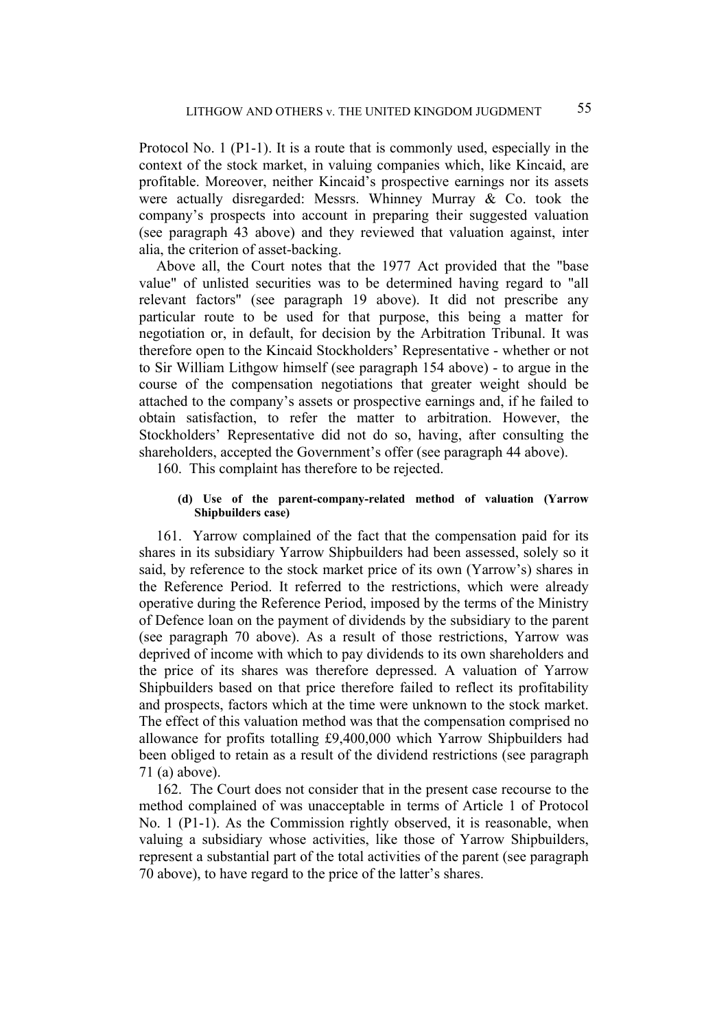Protocol No. 1 (P1-1). It is a route that is commonly used, especially in the context of the stock market, in valuing companies which, like Kincaid, are profitable. Moreover, neither Kincaid's prospective earnings nor its assets were actually disregarded: Messrs. Whinney Murray & Co. took the company's prospects into account in preparing their suggested valuation (see paragraph 43 above) and they reviewed that valuation against, inter alia, the criterion of asset-backing.

Above all, the Court notes that the 1977 Act provided that the "base value" of unlisted securities was to be determined having regard to "all relevant factors" (see paragraph 19 above). It did not prescribe any particular route to be used for that purpose, this being a matter for negotiation or, in default, for decision by the Arbitration Tribunal. It was therefore open to the Kincaid Stockholders' Representative - whether or not to Sir William Lithgow himself (see paragraph 154 above) - to argue in the course of the compensation negotiations that greater weight should be attached to the company's assets or prospective earnings and, if he failed to obtain satisfaction, to refer the matter to arbitration. However, the Stockholders' Representative did not do so, having, after consulting the shareholders, accepted the Government's offer (see paragraph 44 above).

160. This complaint has therefore to be rejected.

#### (d) Use of the parent-company-related method of valuation (Yarrow Shipbuilders case)

161. Yarrow complained of the fact that the compensation paid for its shares in its subsidiary Yarrow Shipbuilders had been assessed, solely so it said, by reference to the stock market price of its own (Yarrow's) shares in the Reference Period. It referred to the restrictions, which were already operative during the Reference Period, imposed by the terms of the Ministry of Defence loan on the payment of dividends by the subsidiary to the parent (see paragraph 70 above). As a result of those restrictions, Yarrow was deprived of income with which to pay dividends to its own shareholders and the price of its shares was therefore depressed. A valuation of Yarrow Shipbuilders based on that price therefore failed to reflect its profitability and prospects, factors which at the time were unknown to the stock market. The effect of this valuation method was that the compensation comprised no allowance for profits totalling £9,400,000 which Yarrow Shipbuilders had been obliged to retain as a result of the dividend restrictions (see paragraph 71 (a) above).

162. The Court does not consider that in the present case recourse to the method complained of was unacceptable in terms of Article 1 of Protocol No. 1 (P1-1). As the Commission rightly observed, it is reasonable, when valuing a subsidiary whose activities, like those of Yarrow Shipbuilders, represent a substantial part of the total activities of the parent (see paragraph 70 above), to have regard to the price of the latter's shares.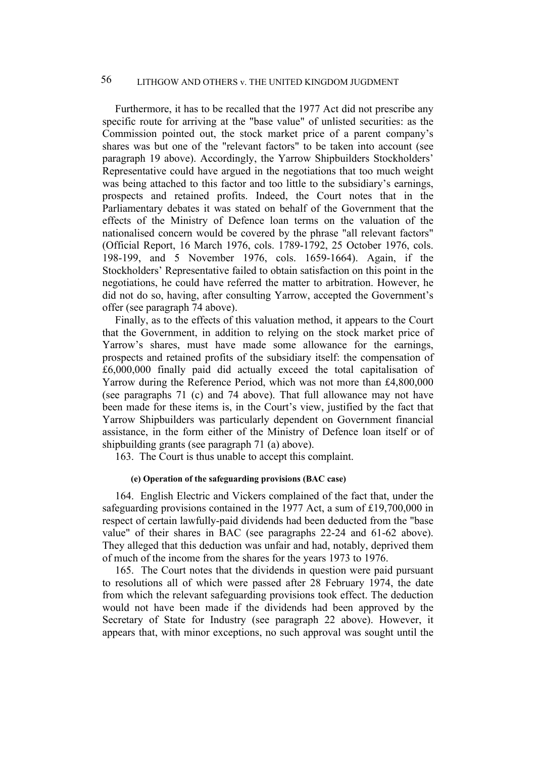Furthermore, it has to be recalled that the 1977 Act did not prescribe any specific route for arriving at the "base value" of unlisted securities: as the Commission pointed out, the stock market price of a parent company's shares was but one of the "relevant factors" to be taken into account (see paragraph 19 above). Accordingly, the Yarrow Shipbuilders Stockholders' Representative could have argued in the negotiations that too much weight was being attached to this factor and too little to the subsidiary's earnings, prospects and retained profits. Indeed, the Court notes that in the Parliamentary debates it was stated on behalf of the Government that the effects of the Ministry of Defence loan terms on the valuation of the nationalised concern would be covered by the phrase "all relevant factors" (Official Report, 16 March 1976, cols. 1789-1792, 25 October 1976, cols. 198-199, and 5 November 1976, cols. 1659-1664). Again, if the Stockholders' Representative failed to obtain satisfaction on this point in the negotiations, he could have referred the matter to arbitration. However, he did not do so, having, after consulting Yarrow, accepted the Government's offer (see paragraph 74 above).

Finally, as to the effects of this valuation method, it appears to the Court that the Government, in addition to relying on the stock market price of Yarrow's shares, must have made some allowance for the earnings, prospects and retained profits of the subsidiary itself: the compensation of £6,000,000 finally paid did actually exceed the total capitalisation of Yarrow during the Reference Period, which was not more than £4,800,000 (see paragraphs 71 (c) and 74 above). That full allowance may not have been made for these items is, in the Court's view, justified by the fact that Yarrow Shipbuilders was particularly dependent on Government financial assistance, in the form either of the Ministry of Defence loan itself or of shipbuilding grants (see paragraph 71 (a) above).

163. The Court is thus unable to accept this complaint.

##### (e) Operation of the safeguarding provisions (BAC case)

164. English Electric and Vickers complained of the fact that, under the safeguarding provisions contained in the 1977 Act, a sum of £19,700,000 in respect of certain lawfully-paid dividends had been deducted from the "base value" of their shares in BAC (see paragraphs 22-24 and 61-62 above). They alleged that this deduction was unfair and had, notably, deprived them of much of the income from the shares for the years 1973 to 1976.

165. The Court notes that the dividends in question were paid pursuant to resolutions all of which were passed after 28 February 1974, the date from which the relevant safeguarding provisions took effect. The deduction would not have been made if the dividends had been approved by the Secretary of State for Industry (see paragraph 22 above). However, it appears that, with minor exceptions, no such approval was sought until the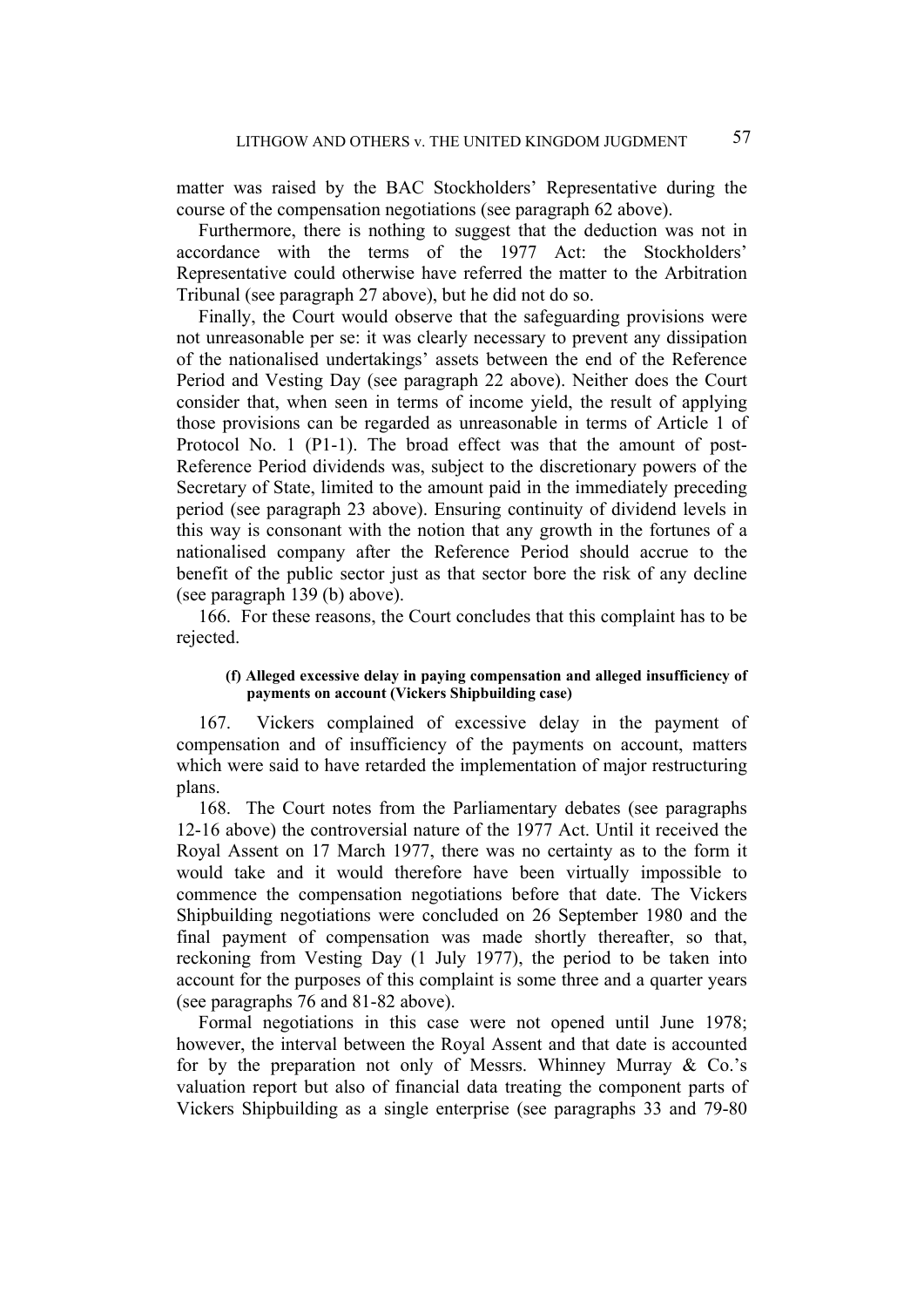matter was raised by the BAC Stockholders' Representative during the course of the compensation negotiations (see paragraph 62 above).

Furthermore, there is nothing to suggest that the deduction was not in accordance with the terms of the 1977 Act: the Stockholders' Representative could otherwise have referred the matter to the Arbitration Tribunal (see paragraph 27 above), but he did not do so.

Finally, the Court would observe that the safeguarding provisions were not unreasonable per se: it was clearly necessary to prevent any dissipation of the nationalised undertakings' assets between the end of the Reference Period and Vesting Day (see paragraph 22 above). Neither does the Court consider that, when seen in terms of income yield, the result of applying those provisions can be regarded as unreasonable in terms of Article 1 of Protocol No. 1 (P1-1). The broad effect was that the amount of post-Reference Period dividends was, subject to the discretionary powers of the Secretary of State, limited to the amount paid in the immediately preceding period (see paragraph 23 above). Ensuring continuity of dividend levels in this way is consonant with the notion that any growth in the fortunes of a nationalised company after the Reference Period should accrue to the benefit of the public sector just as that sector bore the risk of any decline (see paragraph 139 (b) above).

166. For these reasons, the Court concludes that this complaint has to be rejected.

#### (f) Alleged excessive delay in paying compensation and alleged insufficiency of payments on account (Vickers Shipbuilding case)

167. Vickers complained of excessive delay in the payment of compensation and of insufficiency of the payments on account, matters which were said to have retarded the implementation of major restructuring plans.

168. The Court notes from the Parliamentary debates (see paragraphs 12-16 above) the controversial nature of the 1977 Act. Until it received the Royal Assent on 17 March 1977, there was no certainty as to the form it would take and it would therefore have been virtually impossible to commence the compensation negotiations before that date. The Vickers Shipbuilding negotiations were concluded on 26 September 1980 and the final payment of compensation was made shortly thereafter, so that, reckoning from Vesting Day (1 July 1977), the period to be taken into account for the purposes of this complaint is some three and a quarter years (see paragraphs 76 and 81-82 above).

Formal negotiations in this case were not opened until June 1978; however, the interval between the Royal Assent and that date is accounted for by the preparation not only of Messrs. Whinney Murray & Co.'s valuation report but also of financial data treating the component parts of Vickers Shipbuilding as a single enterprise (see paragraphs 33 and 79-80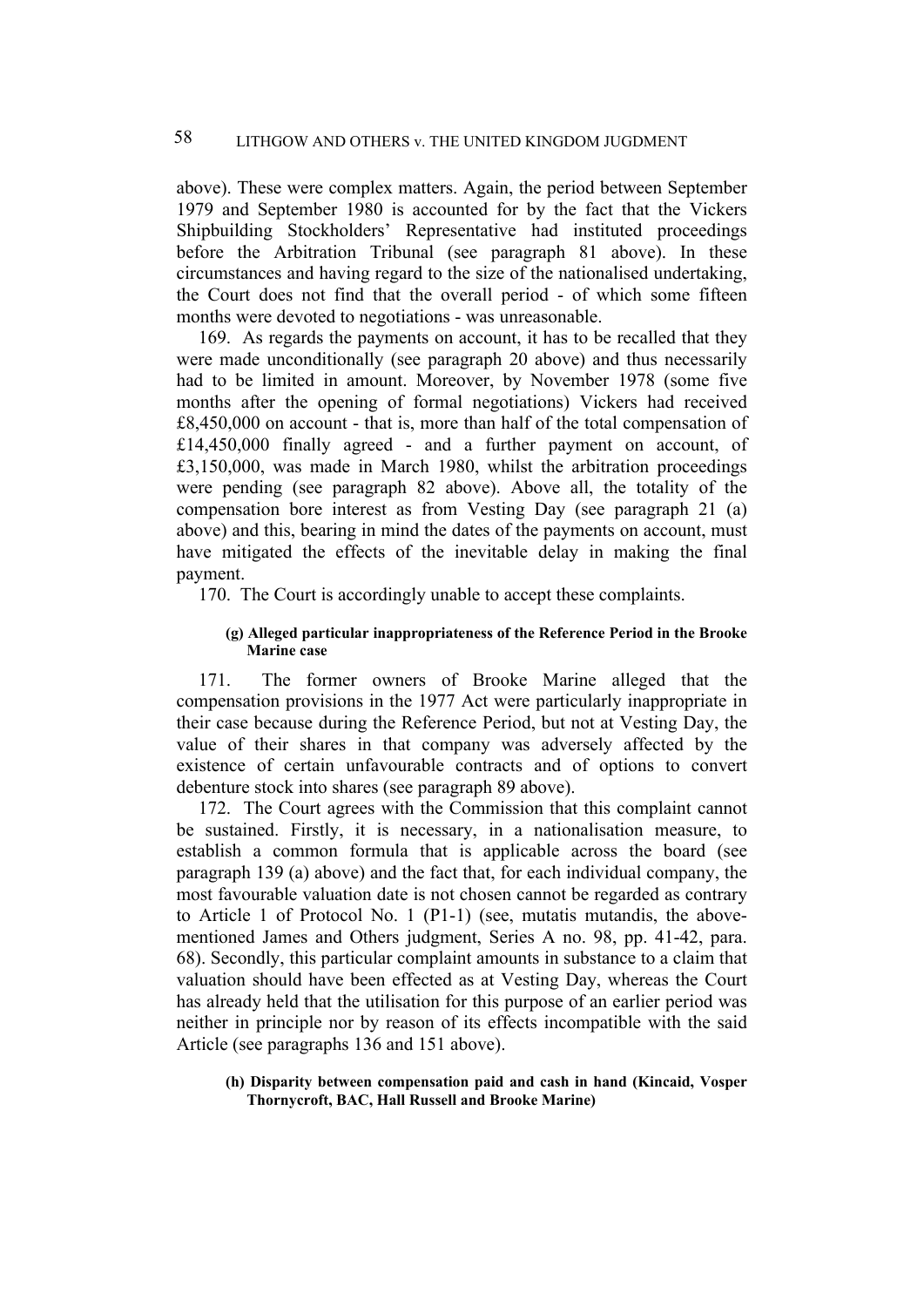above). These were complex matters. Again, the period between September 1979 and September 1980 is accounted for by the fact that the Vickers Shipbuilding Stockholders' Representative had instituted proceedings before the Arbitration Tribunal (see paragraph 81 above). In these circumstances and having regard to the size of the nationalised undertaking, the Court does not find that the overall period - of which some fifteen months were devoted to negotiations - was unreasonable.

169. As regards the payments on account, it has to be recalled that they were made unconditionally (see paragraph 20 above) and thus necessarily had to be limited in amount. Moreover, by November 1978 (some five months after the opening of formal negotiations) Vickers had received £8,450,000 on account - that is, more than half of the total compensation of £14,450,000 finally agreed - and a further payment on account, of £3,150,000, was made in March 1980, whilst the arbitration proceedings were pending (see paragraph 82 above). Above all, the totality of the compensation bore interest as from Vesting Day (see paragraph 21 (a) above) and this, bearing in mind the dates of the payments on account, must have mitigated the effects of the inevitable delay in making the final payment.

170. The Court is accordingly unable to accept these complaints.

#### (g) Alleged particular inappropriateness of the Reference Period in the Brooke Marine case

171. The former owners of Brooke Marine alleged that the compensation provisions in the 1977 Act were particularly inappropriate in their case because during the Reference Period, but not at Vesting Day, the value of their shares in that company was adversely affected by the existence of certain unfavourable contracts and of options to convert debenture stock into shares (see paragraph 89 above).

172. The Court agrees with the Commission that this complaint cannot be sustained. Firstly, it is necessary, in a nationalisation measure, to establish a common formula that is applicable across the board (see paragraph 139 (a) above) and the fact that, for each individual company, the most favourable valuation date is not chosen cannot be regarded as contrary to Article 1 of Protocol No. 1 (P1-1) (see, mutatis mutandis, the above-mentioned James and Others judgment, Series A no. 98, pp. 41-42, para. 68). Secondly, this particular complaint amounts in substance to a claim that valuation should have been effected as at Vesting Day, whereas the Court has already held that the utilisation for this purpose of an earlier period was neither in principle nor by reason of its effects incompatible with the said Article (see paragraphs 136 and 151 above).

#### (h) Disparity between compensation paid and cash in hand (Kincaid, Vosper Thornycroft, BAC, Hall Russell and Brooke Marine)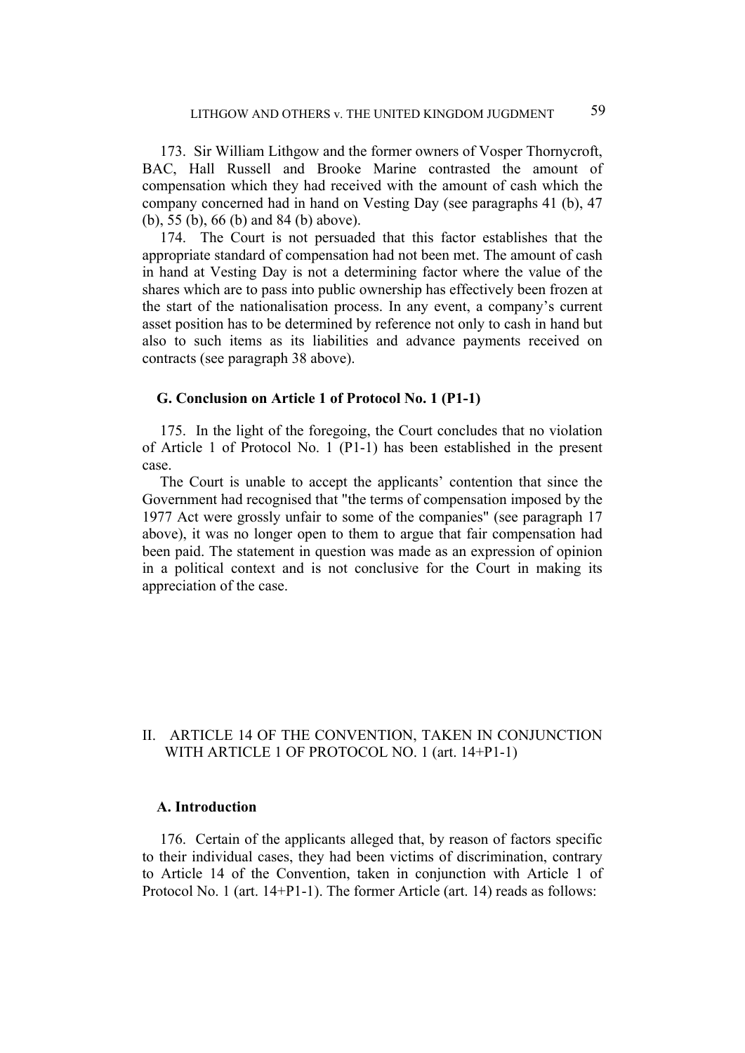173. Sir William Lithgow and the former owners of Vosper Thornycroft, BAC, Hall Russell and Brooke Marine contrasted the amount of compensation which they had received with the amount of cash which the company concerned had in hand on Vesting Day (see paragraphs 41 (b), 47 (b), 55 (b), 66 (b) and 84 (b) above).

174. The Court is not persuaded that this factor establishes that the appropriate standard of compensation had not been met. The amount of cash in hand at Vesting Day is not a determining factor where the value of the shares which are to pass into public ownership has effectively been frozen at the start of the nationalisation process. In any event, a company's current asset position has to be determined by reference not only to cash in hand but also to such items as its liabilities and advance payments received on contracts (see paragraph 38 above).

### G. Conclusion on Article 1 of Protocol No. 1 (P1-1)

175. In the light of the foregoing, the Court concludes that no violation of Article 1 of Protocol No. 1 (P1-1) has been established in the present case.

The Court is unable to accept the applicants' contention that since the Government had recognised that "the terms of compensation imposed by the 1977 Act were grossly unfair to some of the companies" (see paragraph 17 above), it was no longer open to them to argue that fair compensation had been paid. The statement in question was made as an expression of opinion in a political context and is not conclusive for the Court in making its appreciation of the case.

## II. ARTICLE 14 OF THE CONVENTION, TAKEN IN CONJUNCTION WITH ARTICLE 1 OF PROTOCOL NO. 1 (art. 14+P1-1)

### A. Introduction

176. Certain of the applicants alleged that, by reason of factors specific to their individual cases, they had been victims of discrimination, contrary to Article 14 of the Convention, taken in conjunction with Article 1 of Protocol No. 1 (art. 14+P1-1). The former Article (art. 14) reads as follows: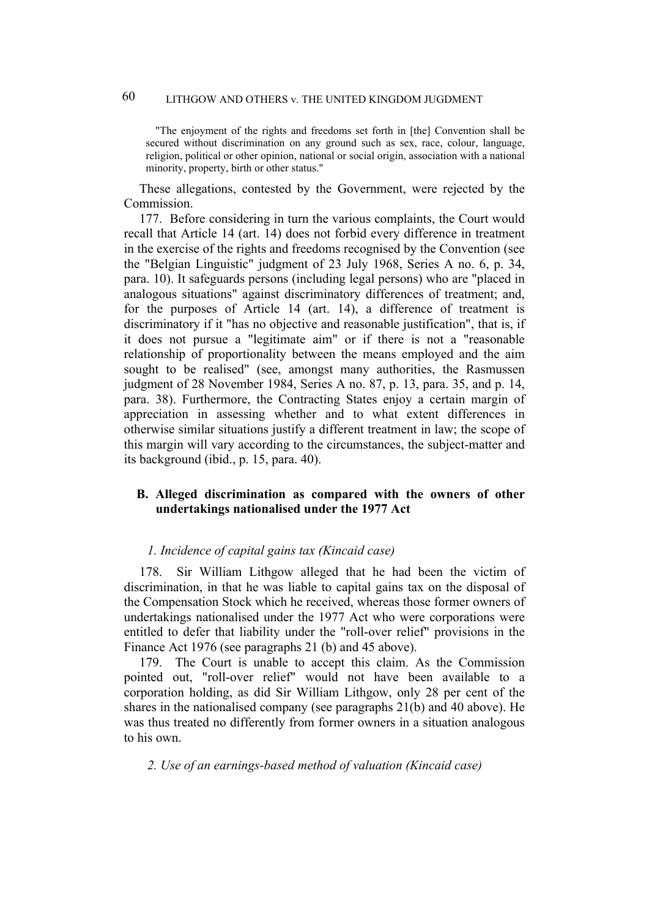> "The enjoyment of the rights and freedoms set forth in [the] Convention shall be secured without discrimination on any ground such as sex, race, colour, language, religion, political or other opinion, national or social origin, association with a national minority, property, birth or other status."

These allegations, contested by the Government, were rejected by the Commission.

177. Before considering in turn the various complaints, the Court would recall that Article 14 (art. 14) does not forbid every difference in treatment in the exercise of the rights and freedoms recognised by the Convention (see the "Belgian Linguistic" judgment of 23 July 1968, Series A no. 6, p. 34, para. 10). It safeguards persons (including legal persons) who are "placed in analogous situations" against discriminatory differences of treatment; and, for the purposes of Article 14 (art. 14), a difference of treatment is discriminatory if it "has no objective and reasonable justification", that is, if it does not pursue a "legitimate aim" or if there is not a "reasonable relationship of proportionality between the means employed and the aim sought to be realised" (see, amongst many authorities, the Rasmussen judgment of 28 November 1984, Series A no. 87, p. 13, para. 35, and p. 14, para. 38). Furthermore, the Contracting States enjoy a certain margin of appreciation in assessing whether and to what extent differences in otherwise similar situations justify a different treatment in law; the scope of this margin will vary according to the circumstances, the subject-matter and its background (ibid., p. 15, para. 40).

## B. Alleged discrimination as compared with the owners of other undertakings nationalised under the 1977 Act

### *1. Incidence of capital gains tax (Kincaid case)*

178. Sir William Lithgow alleged that he had been the victim of discrimination, in that he was liable to capital gains tax on the disposal of the Compensation Stock which he received, whereas those former owners of undertakings nationalised under the 1977 Act who were corporations were entitled to defer that liability under the "roll-over relief" provisions in the Finance Act 1976 (see paragraphs 21 (b) and 45 above).

179. The Court is unable to accept this claim. As the Commission pointed out, "roll-over relief" would not have been available to a corporation holding, as did Sir William Lithgow, only 28 per cent of the shares in the nationalised company (see paragraphs 21(b) and 40 above). He was thus treated no differently from former owners in a situation analogous to his own.

### *2. Use of an earnings-based method of valuation (Kincaid case)*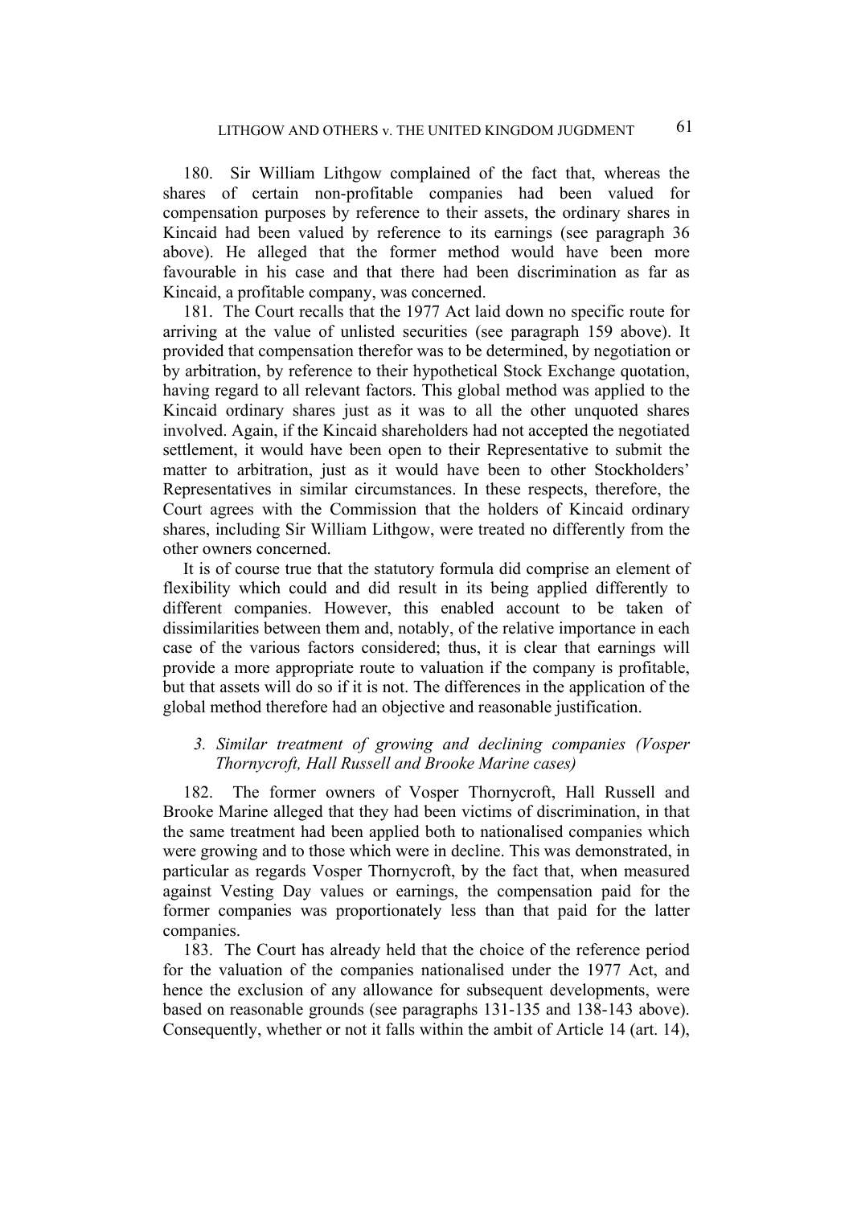180. Sir William Lithgow complained of the fact that, whereas the shares of certain non-profitable companies had been valued for compensation purposes by reference to their assets, the ordinary shares in Kincaid had been valued by reference to its earnings (see paragraph 36 above). He alleged that the former method would have been more favourable in his case and that there had been discrimination as far as Kincaid, a profitable company, was concerned.

181. The Court recalls that the 1977 Act laid down no specific route for arriving at the value of unlisted securities (see paragraph 159 above). It provided that compensation therefor was to be determined, by negotiation or by arbitration, by reference to their hypothetical Stock Exchange quotation, having regard to all relevant factors. This global method was applied to the Kincaid ordinary shares just as it was to all the other unquoted shares involved. Again, if the Kincaid shareholders had not accepted the negotiated settlement, it would have been open to their Representative to submit the matter to arbitration, just as it would have been to other Stockholders' Representatives in similar circumstances. In these respects, therefore, the Court agrees with the Commission that the holders of Kincaid ordinary shares, including Sir William Lithgow, were treated no differently from the other owners concerned.

It is of course true that the statutory formula did comprise an element of flexibility which could and did result in its being applied differently to different companies. However, this enabled account to be taken of dissimilarities between them and, notably, of the relative importance in each case of the various factors considered; thus, it is clear that earnings will provide a more appropriate route to valuation if the company is profitable, but that assets will do so if it is not. The differences in the application of the global method therefore had an objective and reasonable justification.

### *3. Similar treatment of growing and declining companies (Vosper Thornycroft, Hall Russell and Brooke Marine cases)*

182. The former owners of Vosper Thornycroft, Hall Russell and Brooke Marine alleged that they had been victims of discrimination, in that the same treatment had been applied both to nationalised companies which were growing and to those which were in decline. This was demonstrated, in particular as regards Vosper Thornycroft, by the fact that, when measured against Vesting Day values or earnings, the compensation paid for the former companies was proportionately less than that paid for the latter companies.

183. The Court has already held that the choice of the reference period for the valuation of the companies nationalised under the 1977 Act, and hence the exclusion of any allowance for subsequent developments, were based on reasonable grounds (see paragraphs 131-135 and 138-143 above). Consequently, whether or not it falls within the ambit of Article 14 (art. 14),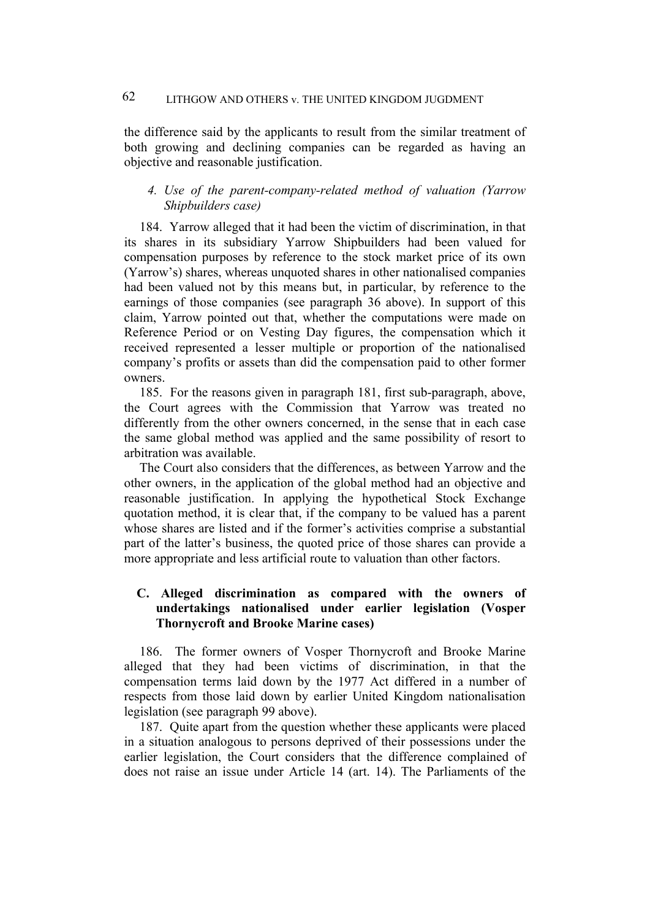the difference said by the applicants to result from the similar treatment of both growing and declining companies can be regarded as having an objective and reasonable justification.

#### *4. Use of the parent-company-related method of valuation (Yarrow Shipbuilders case)*

184. Yarrow alleged that it had been the victim of discrimination, in that its shares in its subsidiary Yarrow Shipbuilders had been valued for compensation purposes by reference to the stock market price of its own (Yarrow's) shares, whereas unquoted shares in other nationalised companies had been valued not by this means but, in particular, by reference to the earnings of those companies (see paragraph 36 above). In support of this claim, Yarrow pointed out that, whether the computations were made on Reference Period or on Vesting Day figures, the compensation which it received represented a lesser multiple or proportion of the nationalised company's profits or assets than did the compensation paid to other former owners.

185. For the reasons given in paragraph 181, first sub-paragraph, above, the Court agrees with the Commission that Yarrow was treated no differently from the other owners concerned, in the sense that in each case the same global method was applied and the same possibility of resort to arbitration was available.

The Court also considers that the differences, as between Yarrow and the other owners, in the application of the global method had an objective and reasonable justification. In applying the hypothetical Stock Exchange quotation method, it is clear that, if the company to be valued has a parent whose shares are listed and if the former's activities comprise a substantial part of the latter's business, the quoted price of those shares can provide a more appropriate and less artificial route to valuation than other factors.

### C. Alleged discrimination as compared with the owners of undertakings nationalised under earlier legislation (Vosper Thornycroft and Brooke Marine cases)

186. The former owners of Vosper Thornycroft and Brooke Marine alleged that they had been victims of discrimination, in that the compensation terms laid down by the 1977 Act differed in a number of respects from those laid down by earlier United Kingdom nationalisation legislation (see paragraph 99 above).

187. Quite apart from the question whether these applicants were placed in a situation analogous to persons deprived of their possessions under the earlier legislation, the Court considers that the difference complained of does not raise an issue under Article 14 (art. 14). The Parliaments of the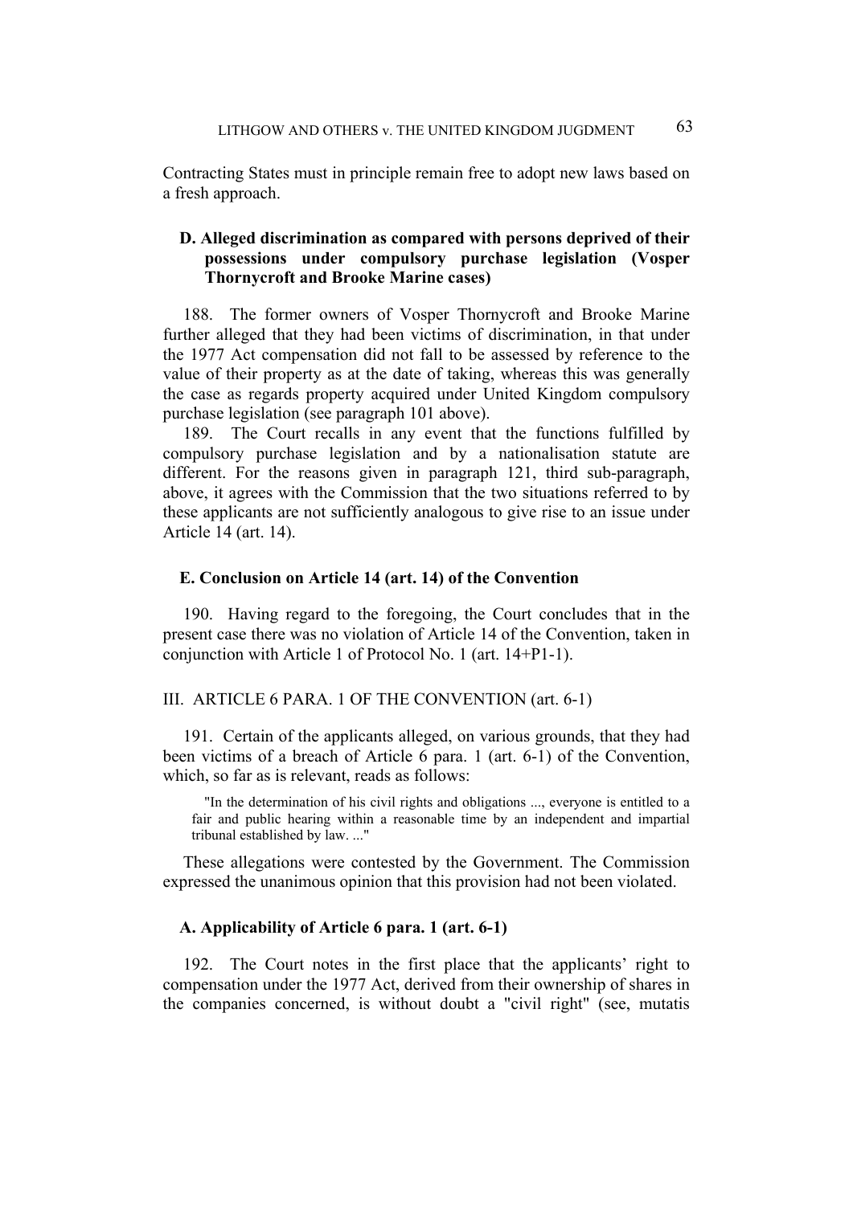Contracting States must in principle remain free to adopt new laws based on a fresh approach.

### D. Alleged discrimination as compared with persons deprived of their possessions under compulsory purchase legislation (Vosper Thornycroft and Brooke Marine cases)

188. The former owners of Vosper Thornycroft and Brooke Marine further alleged that they had been victims of discrimination, in that under the 1977 Act compensation did not fall to be assessed by reference to the value of their property as at the date of taking, whereas this was generally the case as regards property acquired under United Kingdom compulsory purchase legislation (see paragraph 101 above).

189. The Court recalls in any event that the functions fulfilled by compulsory purchase legislation and by a nationalisation statute are different. For the reasons given in paragraph 121, third sub-paragraph, above, it agrees with the Commission that the two situations referred to by these applicants are not sufficiently analogous to give rise to an issue under Article 14 (art. 14).

### E. Conclusion on Article 14 (art. 14) of the Convention

190. Having regard to the foregoing, the Court concludes that in the present case there was no violation of Article 14 of the Convention, taken in conjunction with Article 1 of Protocol No. 1 (art. 14+P1-1).

## III. ARTICLE 6 PARA. 1 OF THE CONVENTION (art. 6-1)

191. Certain of the applicants alleged, on various grounds, that they had been victims of a breach of Article 6 para. 1 (art. 6-1) of the Convention, which, so far as is relevant, reads as follows:

> "In the determination of his civil rights and obligations ..., everyone is entitled to a fair and public hearing within a reasonable time by an independent and impartial tribunal established by law. ..."

These allegations were contested by the Government. The Commission expressed the unanimous opinion that this provision had not been violated.

### A. Applicability of Article 6 para. 1 (art. 6-1)

192. The Court notes in the first place that the applicants' right to compensation under the 1977 Act, derived from their ownership of shares in the companies concerned, is without doubt a "civil right" (see, mutatis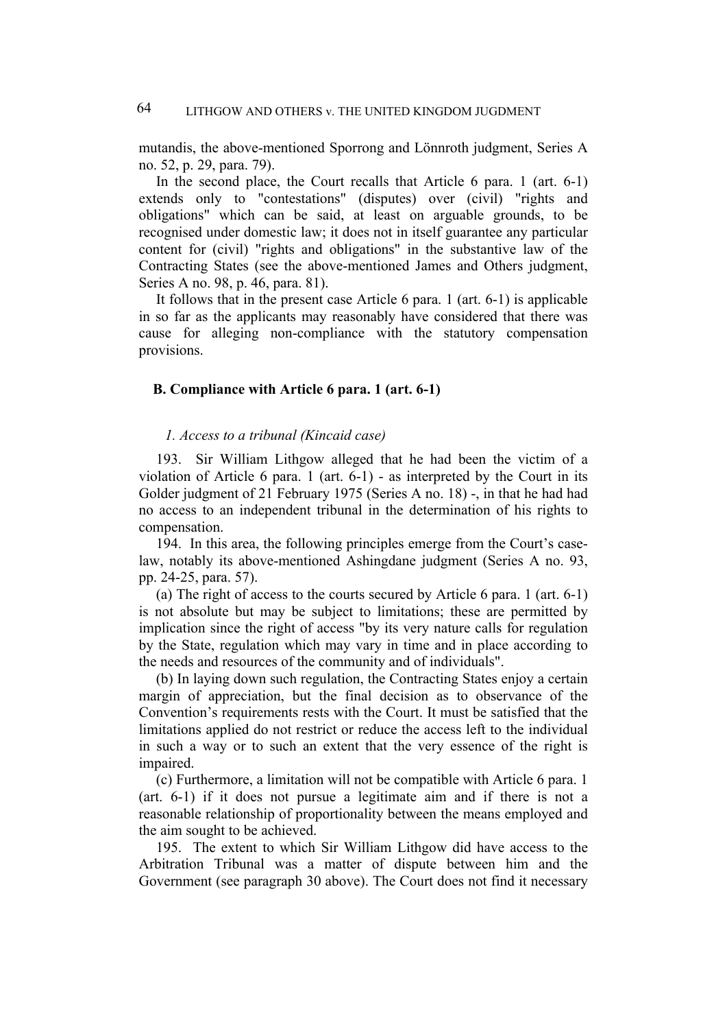mutandis, the above-mentioned Sporrong and Lönnroth judgment, Series A no. 52, p. 29, para. 79).

In the second place, the Court recalls that Article 6 para. 1 (art. 6-1) extends only to "contestations" (disputes) over (civil) "rights and obligations" which can be said, at least on arguable grounds, to be recognised under domestic law; it does not in itself guarantee any particular content for (civil) "rights and obligations" in the substantive law of the Contracting States (see the above-mentioned James and Others judgment, Series A no. 98, p. 46, para. 81).

It follows that in the present case Article 6 para. 1 (art. 6-1) is applicable in so far as the applicants may reasonably have considered that there was cause for alleging non-compliance with the statutory compensation provisions.

### B. Compliance with Article 6 para. 1 (art. 6-1)

#### *1. Access to a tribunal (Kincaid case)*

193. Sir William Lithgow alleged that he had been the victim of a violation of Article 6 para. 1 (art. 6-1) - as interpreted by the Court in its Golder judgment of 21 February 1975 (Series A no. 18) -, in that he had had no access to an independent tribunal in the determination of his rights to compensation.

194. In this area, the following principles emerge from the Court's case-law, notably its above-mentioned Ashingdane judgment (Series A no. 93, pp. 24-25, para. 57).

(a) The right of access to the courts secured by Article 6 para. 1 (art. 6-1) is not absolute but may be subject to limitations; these are permitted by implication since the right of access "by its very nature calls for regulation by the State, regulation which may vary in time and in place according to the needs and resources of the community and of individuals".

(b) In laying down such regulation, the Contracting States enjoy a certain margin of appreciation, but the final decision as to observance of the Convention's requirements rests with the Court. It must be satisfied that the limitations applied do not restrict or reduce the access left to the individual in such a way or to such an extent that the very essence of the right is impaired.

(c) Furthermore, a limitation will not be compatible with Article 6 para. 1 (art. 6-1) if it does not pursue a legitimate aim and if there is not a reasonable relationship of proportionality between the means employed and the aim sought to be achieved.

195. The extent to which Sir William Lithgow did have access to the Arbitration Tribunal was a matter of dispute between him and the Government (see paragraph 30 above). The Court does not find it necessary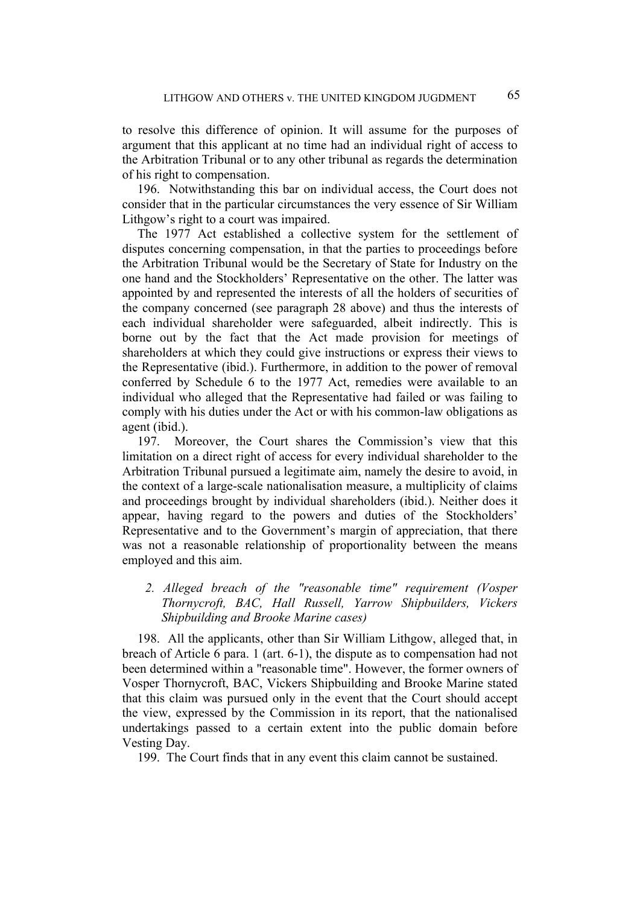to resolve this difference of opinion. It will assume for the purposes of argument that this applicant at no time had an individual right of access to the Arbitration Tribunal or to any other tribunal as regards the determination of his right to compensation.

196. Notwithstanding this bar on individual access, the Court does not consider that in the particular circumstances the very essence of Sir William Lithgow's right to a court was impaired.

The 1977 Act established a collective system for the settlement of disputes concerning compensation, in that the parties to proceedings before the Arbitration Tribunal would be the Secretary of State for Industry on the one hand and the Stockholders' Representative on the other. The latter was appointed by and represented the interests of all the holders of securities of the company concerned (see paragraph 28 above) and thus the interests of each individual shareholder were safeguarded, albeit indirectly. This is borne out by the fact that the Act made provision for meetings of shareholders at which they could give instructions or express their views to the Representative (ibid.). Furthermore, in addition to the power of removal conferred by Schedule 6 to the 1977 Act, remedies were available to an individual who alleged that the Representative had failed or was failing to comply with his duties under the Act or with his common-law obligations as agent (ibid.).

197. Moreover, the Court shares the Commission's view that this limitation on a direct right of access for every individual shareholder to the Arbitration Tribunal pursued a legitimate aim, namely the desire to avoid, in the context of a large-scale nationalisation measure, a multiplicity of claims and proceedings brought by individual shareholders (ibid.). Neither does it appear, having regard to the powers and duties of the Stockholders' Representative and to the Government's margin of appreciation, that there was not a reasonable relationship of proportionality between the means employed and this aim.

*2. Alleged breach of the "reasonable time" requirement (Vosper Thornycroft, BAC, Hall Russell, Yarrow Shipbuilders, Vickers Shipbuilding and Brooke Marine cases)*

198. All the applicants, other than Sir William Lithgow, alleged that, in breach of Article 6 para. 1 (art. 6-1), the dispute as to compensation had not been determined within a "reasonable time". However, the former owners of Vosper Thornycroft, BAC, Vickers Shipbuilding and Brooke Marine stated that this claim was pursued only in the event that the Court should accept the view, expressed by the Commission in its report, that the nationalised undertakings passed to a certain extent into the public domain before Vesting Day.

199. The Court finds that in any event this claim cannot be sustained.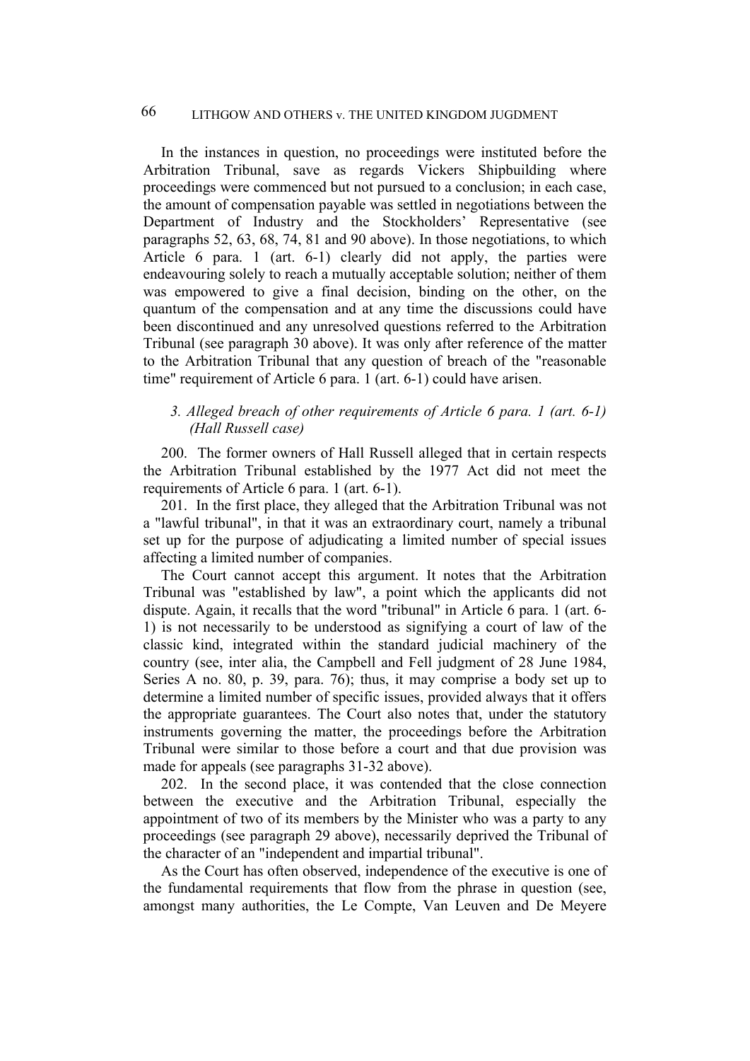In the instances in question, no proceedings were instituted before the Arbitration Tribunal, save as regards Vickers Shipbuilding where proceedings were commenced but not pursued to a conclusion; in each case, the amount of compensation payable was settled in negotiations between the Department of Industry and the Stockholders' Representative (see paragraphs 52, 63, 68, 74, 81 and 90 above). In those negotiations, to which Article 6 para. 1 (art. 6-1) clearly did not apply, the parties were endeavouring solely to reach a mutually acceptable solution; neither of them was empowered to give a final decision, binding on the other, on the quantum of the compensation and at any time the discussions could have been discontinued and any unresolved questions referred to the Arbitration Tribunal (see paragraph 30 above). It was only after reference of the matter to the Arbitration Tribunal that any question of breach of the "reasonable time" requirement of Article 6 para. 1 (art. 6-1) could have arisen.

### *3. Alleged breach of other requirements of Article 6 para. 1 (art. 6-1) (Hall Russell case)*

200. The former owners of Hall Russell alleged that in certain respects the Arbitration Tribunal established by the 1977 Act did not meet the requirements of Article 6 para. 1 (art. 6-1).

201. In the first place, they alleged that the Arbitration Tribunal was not a "lawful tribunal", in that it was an extraordinary court, namely a tribunal set up for the purpose of adjudicating a limited number of special issues affecting a limited number of companies.

The Court cannot accept this argument. It notes that the Arbitration Tribunal was "established by law", a point which the applicants did not dispute. Again, it recalls that the word "tribunal" in Article 6 para. 1 (art. 6-1) is not necessarily to be understood as signifying a court of law of the classic kind, integrated within the standard judicial machinery of the country (see, inter alia, the Campbell and Fell judgment of 28 June 1984, Series A no. 80, p. 39, para. 76); thus, it may comprise a body set up to determine a limited number of specific issues, provided always that it offers the appropriate guarantees. The Court also notes that, under the statutory instruments governing the matter, the proceedings before the Arbitration Tribunal were similar to those before a court and that due provision was made for appeals (see paragraphs 31-32 above).

202. In the second place, it was contended that the close connection between the executive and the Arbitration Tribunal, especially the appointment of two of its members by the Minister who was a party to any proceedings (see paragraph 29 above), necessarily deprived the Tribunal of the character of an "independent and impartial tribunal".

As the Court has often observed, independence of the executive is one of the fundamental requirements that flow from the phrase in question (see, amongst many authorities, the Le Compte, Van Leuven and De Meyere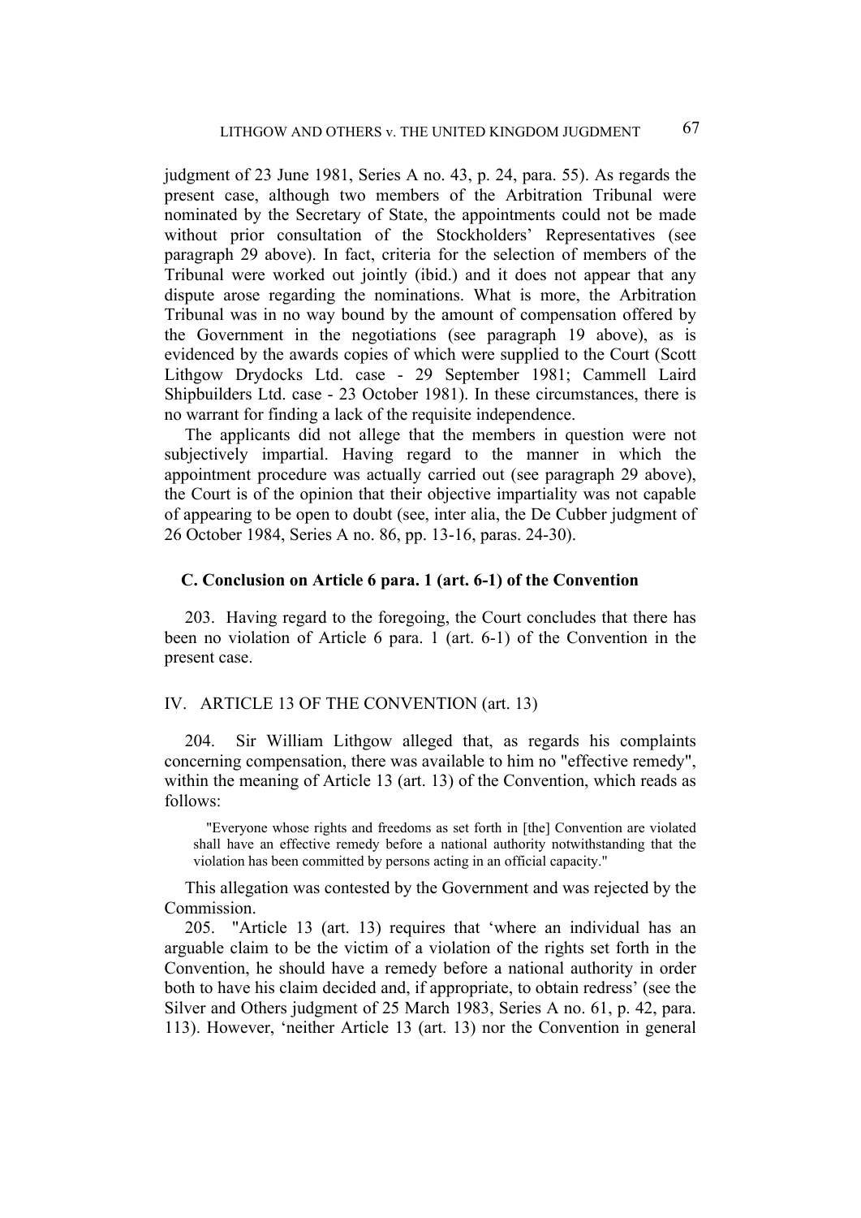judgment of 23 June 1981, Series A no. 43, p. 24, para. 55). As regards the present case, although two members of the Arbitration Tribunal were nominated by the Secretary of State, the appointments could not be made without prior consultation of the Stockholders' Representatives (see paragraph 29 above). In fact, criteria for the selection of members of the Tribunal were worked out jointly (ibid.) and it does not appear that any dispute arose regarding the nominations. What is more, the Arbitration Tribunal was in no way bound by the amount of compensation offered by the Government in the negotiations (see paragraph 19 above), as is evidenced by the awards copies of which were supplied to the Court (Scott Lithgow Drydocks Ltd. case - 29 September 1981; Cammell Laird Shipbuilders Ltd. case - 23 October 1981). In these circumstances, there is no warrant for finding a lack of the requisite independence.

The applicants did not allege that the members in question were not subjectively impartial. Having regard to the manner in which the appointment procedure was actually carried out (see paragraph 29 above), the Court is of the opinion that their objective impartiality was not capable of appearing to be open to doubt (see, inter alia, the De Cubber judgment of 26 October 1984, Series A no. 86, pp. 13-16, paras. 24-30).

### C. Conclusion on Article 6 para. 1 (art. 6-1) of the Convention

203. Having regard to the foregoing, the Court concludes that there has been no violation of Article 6 para. 1 (art. 6-1) of the Convention in the present case.

## IV. ARTICLE 13 OF THE CONVENTION (art. 13)

204. Sir William Lithgow alleged that, as regards his complaints concerning compensation, there was available to him no "effective remedy", within the meaning of Article 13 (art. 13) of the Convention, which reads as follows:

> "Everyone whose rights and freedoms as set forth in [the] Convention are violated shall have an effective remedy before a national authority notwithstanding that the violation has been committed by persons acting in an official capacity."

This allegation was contested by the Government and was rejected by the Commission.

205. "Article 13 (art. 13) requires that 'where an individual has an arguable claim to be the victim of a violation of the rights set forth in the Convention, he should have a remedy before a national authority in order both to have his claim decided and, if appropriate, to obtain redress' (see the Silver and Others judgment of 25 March 1983, Series A no. 61, p. 42, para. 113). However, 'neither Article 13 (art. 13) nor the Convention in general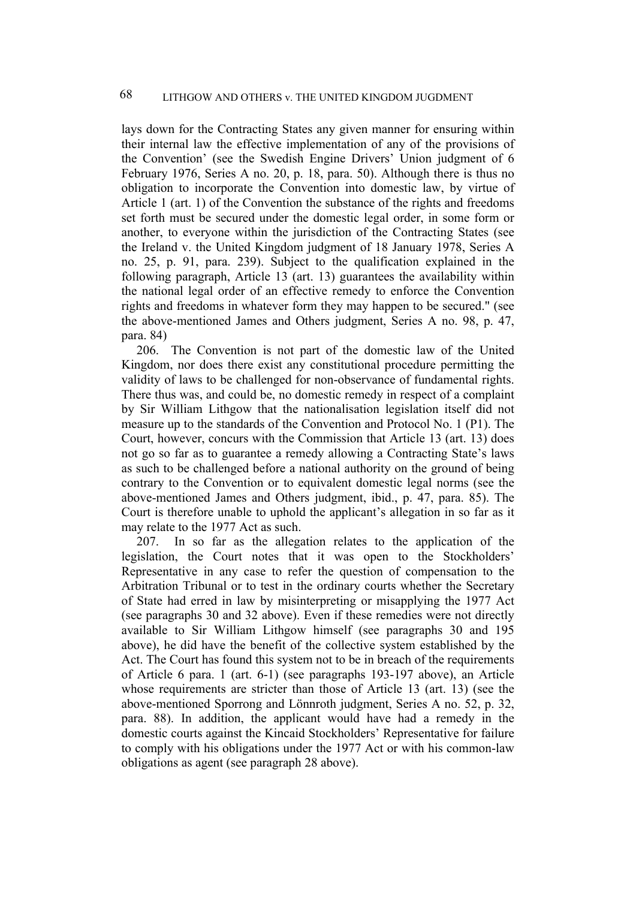lays down for the Contracting States any given manner for ensuring within their internal law the effective implementation of any of the provisions of the Convention' (see the Swedish Engine Drivers' Union judgment of 6 February 1976, Series A no. 20, p. 18, para. 50). Although there is thus no obligation to incorporate the Convention into domestic law, by virtue of Article 1 (art. 1) of the Convention the substance of the rights and freedoms set forth must be secured under the domestic legal order, in some form or another, to everyone within the jurisdiction of the Contracting States (see the Ireland v. the United Kingdom judgment of 18 January 1978, Series A no. 25, p. 91, para. 239). Subject to the qualification explained in the following paragraph, Article 13 (art. 13) guarantees the availability within the national legal order of an effective remedy to enforce the Convention rights and freedoms in whatever form they may happen to be secured." (see the above-mentioned James and Others judgment, Series A no. 98, p. 47, para. 84)

206. The Convention is not part of the domestic law of the United Kingdom, nor does there exist any constitutional procedure permitting the validity of laws to be challenged for non-observance of fundamental rights. There thus was, and could be, no domestic remedy in respect of a complaint by Sir William Lithgow that the nationalisation legislation itself did not measure up to the standards of the Convention and Protocol No. 1 (P1). The Court, however, concurs with the Commission that Article 13 (art. 13) does not go so far as to guarantee a remedy allowing a Contracting State's laws as such to be challenged before a national authority on the ground of being contrary to the Convention or to equivalent domestic legal norms (see the above-mentioned James and Others judgment, ibid., p. 47, para. 85). The Court is therefore unable to uphold the applicant's allegation in so far as it may relate to the 1977 Act as such.

207. In so far as the allegation relates to the application of the legislation, the Court notes that it was open to the Stockholders' Representative in any case to refer the question of compensation to the Arbitration Tribunal or to test in the ordinary courts whether the Secretary of State had erred in law by misinterpreting or misapplying the 1977 Act (see paragraphs 30 and 32 above). Even if these remedies were not directly available to Sir William Lithgow himself (see paragraphs 30 and 195 above), he did have the benefit of the collective system established by the Act. The Court has found this system not to be in breach of the requirements of Article 6 para. 1 (art. 6-1) (see paragraphs 193-197 above), an Article whose requirements are stricter than those of Article 13 (art. 13) (see the above-mentioned Sporrong and Lönnroth judgment, Series A no. 52, p. 32, para. 88). In addition, the applicant would have had a remedy in the domestic courts against the Kincaid Stockholders' Representative for failure to comply with his obligations under the 1977 Act or with his common-law obligations as agent (see paragraph 28 above).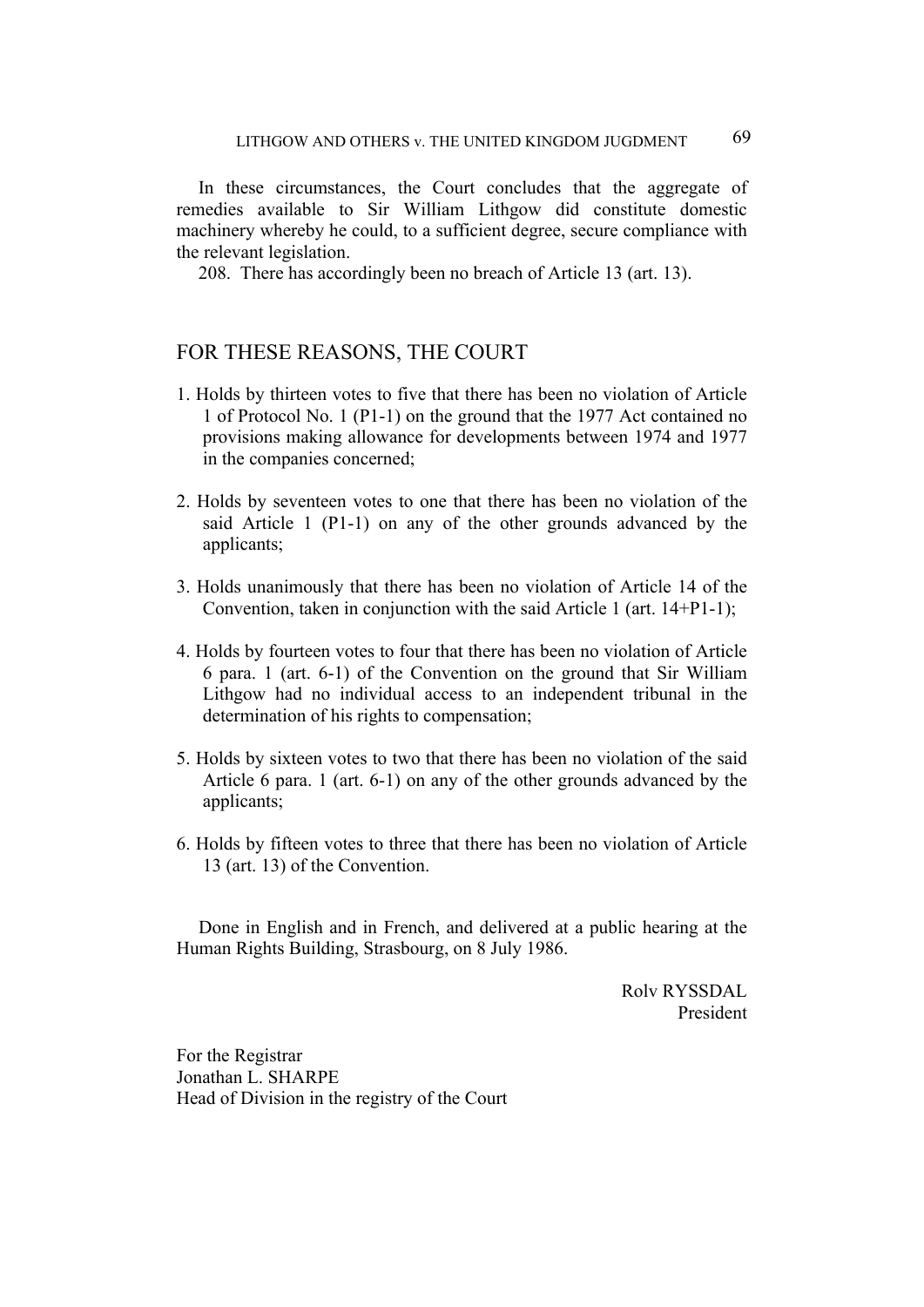In these circumstances, the Court concludes that the aggregate of remedies available to Sir William Lithgow did constitute domestic machinery whereby he could, to a sufficient degree, secure compliance with the relevant legislation.

208. There has accordingly been no breach of Article 13 (art. 13).

## FOR THESE REASONS, THE COURT

1. Holds by thirteen votes to five that there has been no violation of Article 1 of Protocol No. 1 (P1-1) on the ground that the 1977 Act contained no provisions making allowance for developments between 1974 and 1977 in the companies concerned;

2. Holds by seventeen votes to one that there has been no violation of the said Article 1 (P1-1) on any of the other grounds advanced by the applicants;

3. Holds unanimously that there has been no violation of Article 14 of the Convention, taken in conjunction with the said Article 1 (art. 14+P1-1);

4. Holds by fourteen votes to four that there has been no violation of Article 6 para. 1 (art. 6-1) of the Convention on the ground that Sir William Lithgow had no individual access to an independent tribunal in the determination of his rights to compensation;

5. Holds by sixteen votes to two that there has been no violation of the said Article 6 para. 1 (art. 6-1) on any of the other grounds advanced by the applicants;

6. Holds by fifteen votes to three that there has been no violation of Article 13 (art. 13) of the Convention.

Done in English and in French, and delivered at a public hearing at the Human Rights Building, Strasbourg, on 8 July 1986.

Rolv RYSSDAL
President

For the Registrar
Jonathan L. SHARPE
Head of Division in the registry of the Court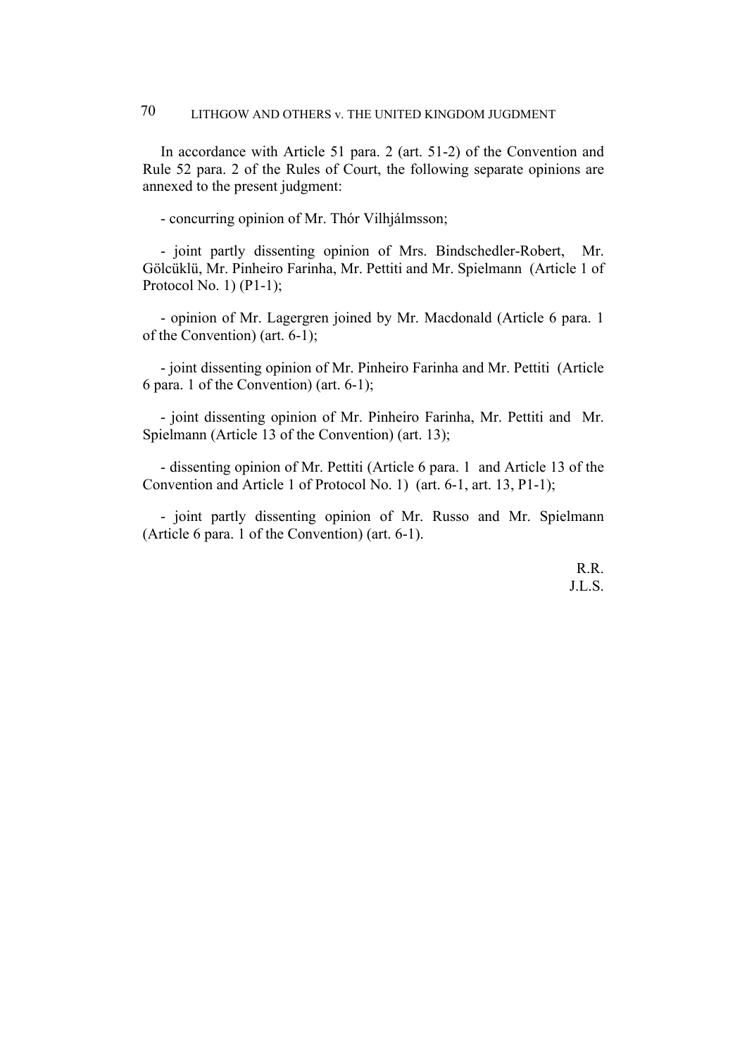In accordance with Article 51 para. 2 (art. 51-2) of the Convention and Rule 52 para. 2 of the Rules of Court, the following separate opinions are annexed to the present judgment:

- concurring opinion of Mr. Thór Vilhjálmsson;

- joint partly dissenting opinion of Mrs. Bindschedler-Robert, Mr. Gölcüklü, Mr. Pinheiro Farinha, Mr. Pettiti and Mr. Spielmann (Article 1 of Protocol No. 1) (P1-1);

- opinion of Mr. Lagergren joined by Mr. Macdonald (Article 6 para. 1 of the Convention) (art. 6-1);

- joint dissenting opinion of Mr. Pinheiro Farinha and Mr. Pettiti (Article 6 para. 1 of the Convention) (art. 6-1);

- joint dissenting opinion of Mr. Pinheiro Farinha, Mr. Pettiti and Mr. Spielmann (Article 13 of the Convention) (art. 13);

- dissenting opinion of Mr. Pettiti (Article 6 para. 1 and Article 13 of the Convention and Article 1 of Protocol No. 1) (art. 6-1, art. 13, P1-1);

- joint partly dissenting opinion of Mr. Russo and Mr. Spielmann (Article 6 para. 1 of the Convention) (art. 6-1).

R.R.
J.L.S.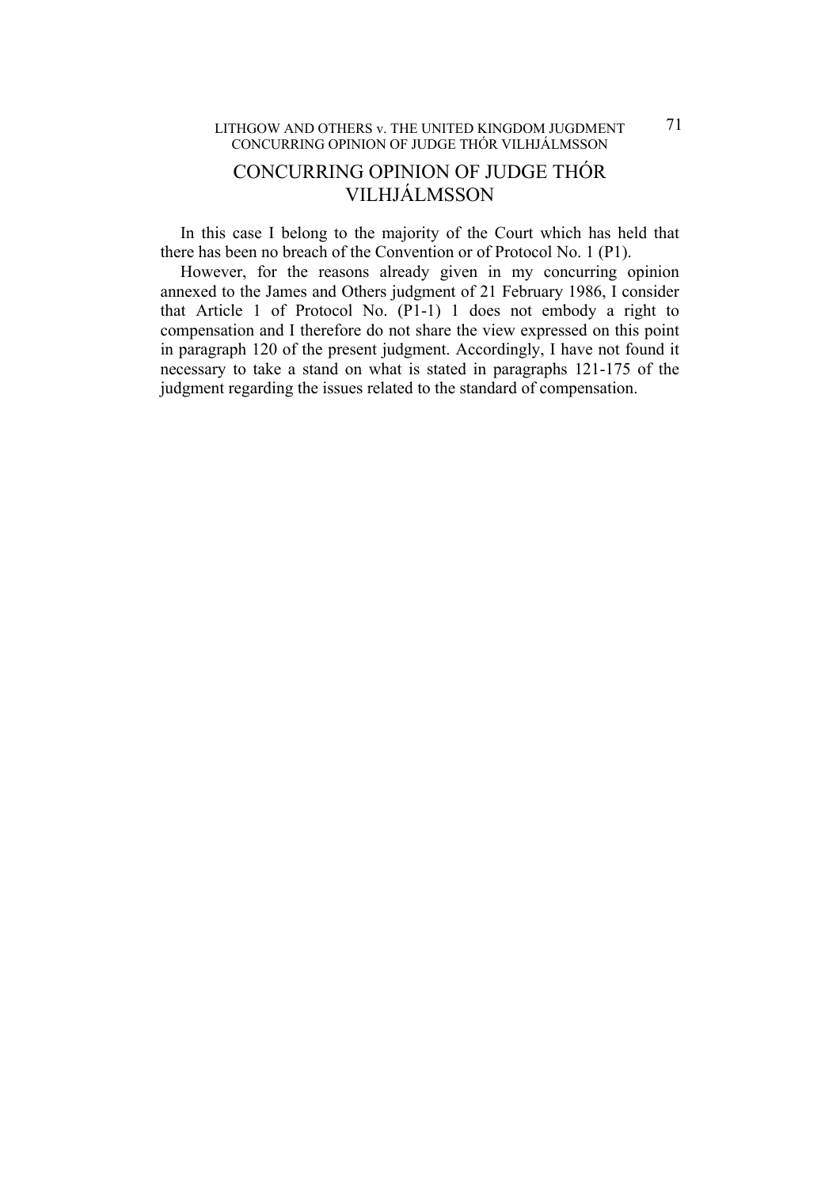# CONCURRING OPINION OF JUDGE THÓR VILHJÁLMSSON

In this case I belong to the majority of the Court which has held that there has been no breach of the Convention or of Protocol No. 1 (P1).

However, for the reasons already given in my concurring opinion annexed to the James and Others judgment of 21 February 1986, I consider that Article 1 of Protocol No. (P1-1) 1 does not embody a right to compensation and I therefore do not share the view expressed on this point in paragraph 120 of the present judgment. Accordingly, I have not found it necessary to take a stand on what is stated in paragraphs 121-175 of the judgment regarding the issues related to the standard of compensation.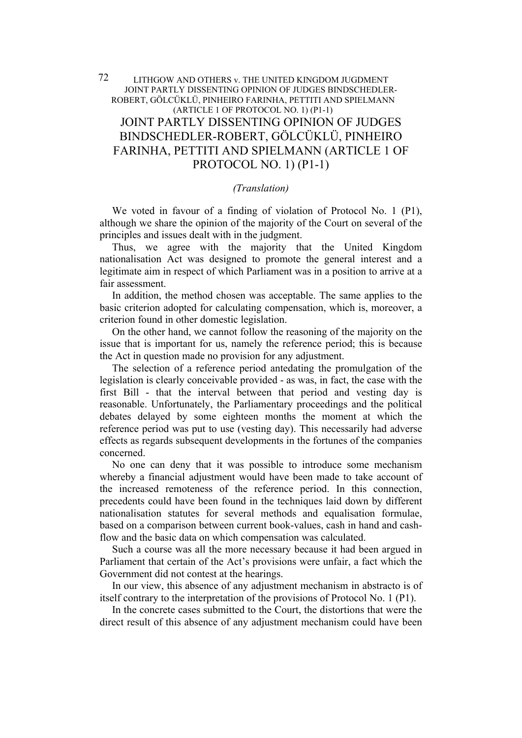# JOINT PARTLY DISSENTING OPINION OF JUDGES BINDSCHEDLER-ROBERT, GÖLCÜKLÜ, PINHEIRO FARINHA, PETTITI AND SPIELMANN (ARTICLE 1 OF PROTOCOL NO. 1) (P1-1)

*(Translation)*

We voted in favour of a finding of violation of Protocol No. 1 (P1), although we share the opinion of the majority of the Court on several of the principles and issues dealt with in the judgment.

Thus, we agree with the majority that the United Kingdom nationalisation Act was designed to promote the general interest and a legitimate aim in respect of which Parliament was in a position to arrive at a fair assessment.

In addition, the method chosen was acceptable. The same applies to the basic criterion adopted for calculating compensation, which is, moreover, a criterion found in other domestic legislation.

On the other hand, we cannot follow the reasoning of the majority on the issue that is important for us, namely the reference period; this is because the Act in question made no provision for any adjustment.

The selection of a reference period antedating the promulgation of the legislation is clearly conceivable provided - as was, in fact, the case with the first Bill - that the interval between that period and vesting day is reasonable. Unfortunately, the Parliamentary proceedings and the political debates delayed by some eighteen months the moment at which the reference period was put to use (vesting day). This necessarily had adverse effects as regards subsequent developments in the fortunes of the companies concerned.

No one can deny that it was possible to introduce some mechanism whereby a financial adjustment would have been made to take account of the increased remoteness of the reference period. In this connection, precedents could have been found in the techniques laid down by different nationalisation statutes for several methods and equalisation formulae, based on a comparison between current book-values, cash in hand and cash-flow and the basic data on which compensation was calculated.

Such a course was all the more necessary because it had been argued in Parliament that certain of the Act's provisions were unfair, a fact which the Government did not contest at the hearings.

In our view, this absence of any adjustment mechanism in abstracto is of itself contrary to the interpretation of the provisions of Protocol No. 1 (P1).

In the concrete cases submitted to the Court, the distortions that were the direct result of this absence of any adjustment mechanism could have been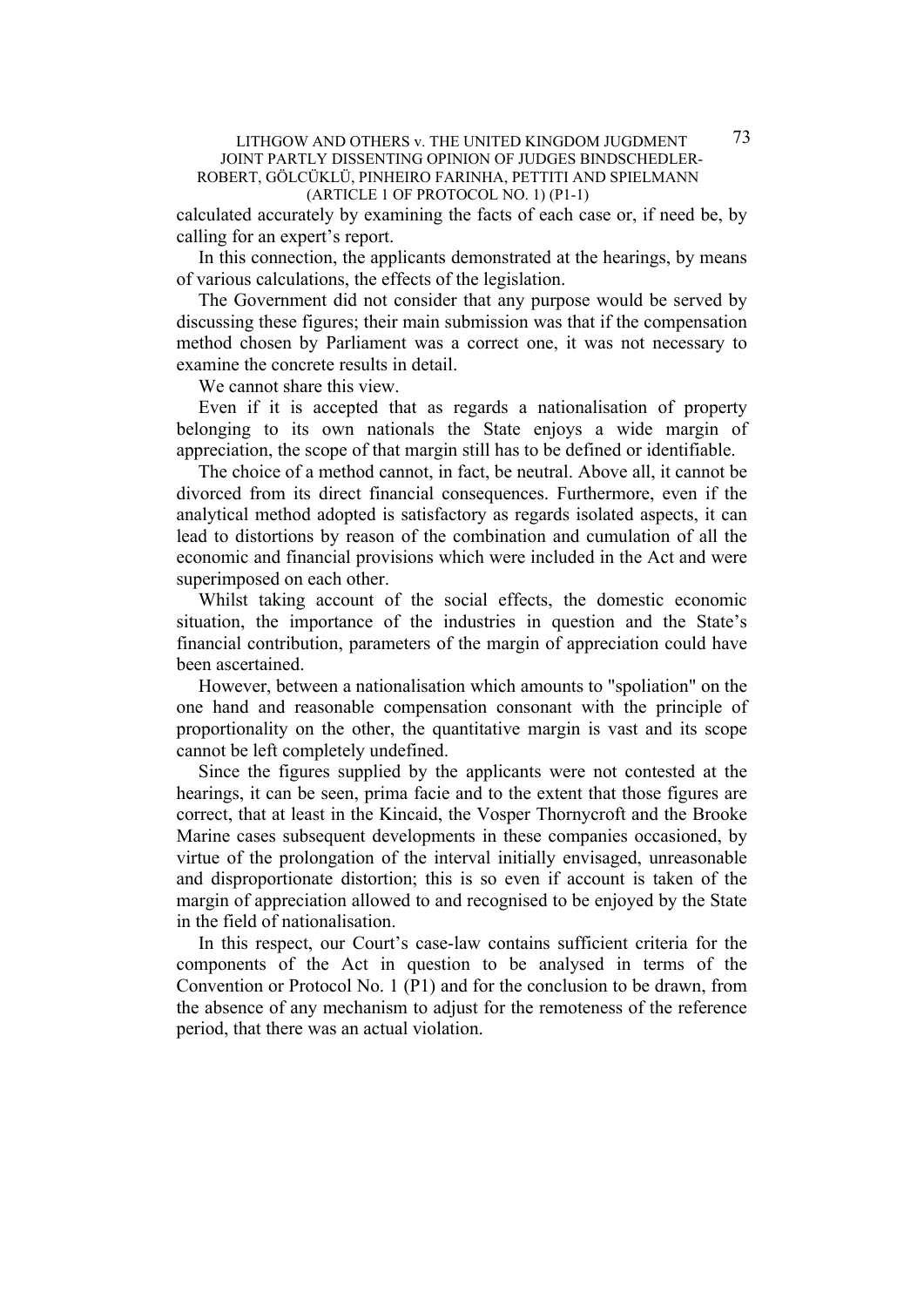calculated accurately by examining the facts of each case or, if need be, by calling for an expert's report.

In this connection, the applicants demonstrated at the hearings, by means of various calculations, the effects of the legislation.

The Government did not consider that any purpose would be served by discussing these figures; their main submission was that if the compensation method chosen by Parliament was a correct one, it was not necessary to examine the concrete results in detail.

We cannot share this view.

Even if it is accepted that as regards a nationalisation of property belonging to its own nationals the State enjoys a wide margin of appreciation, the scope of that margin still has to be defined or identifiable.

The choice of a method cannot, in fact, be neutral. Above all, it cannot be divorced from its direct financial consequences. Furthermore, even if the analytical method adopted is satisfactory as regards isolated aspects, it can lead to distortions by reason of the combination and cumulation of all the economic and financial provisions which were included in the Act and were superimposed on each other.

Whilst taking account of the social effects, the domestic economic situation, the importance of the industries in question and the State's financial contribution, parameters of the margin of appreciation could have been ascertained.

However, between a nationalisation which amounts to "spoliation" on the one hand and reasonable compensation consonant with the principle of proportionality on the other, the quantitative margin is vast and its scope cannot be left completely undefined.

Since the figures supplied by the applicants were not contested at the hearings, it can be seen, prima facie and to the extent that those figures are correct, that at least in the Kincaid, the Vosper Thornycroft and the Brooke Marine cases subsequent developments in these companies occasioned, by virtue of the prolongation of the interval initially envisaged, unreasonable and disproportionate distortion; this is so even if account is taken of the margin of appreciation allowed to and recognised to be enjoyed by the State in the field of nationalisation.

In this respect, our Court's case-law contains sufficient criteria for the components of the Act in question to be analysed in terms of the Convention or Protocol No. 1 (P1) and for the conclusion to be drawn, from the absence of any mechanism to adjust for the remoteness of the reference period, that there was an actual violation.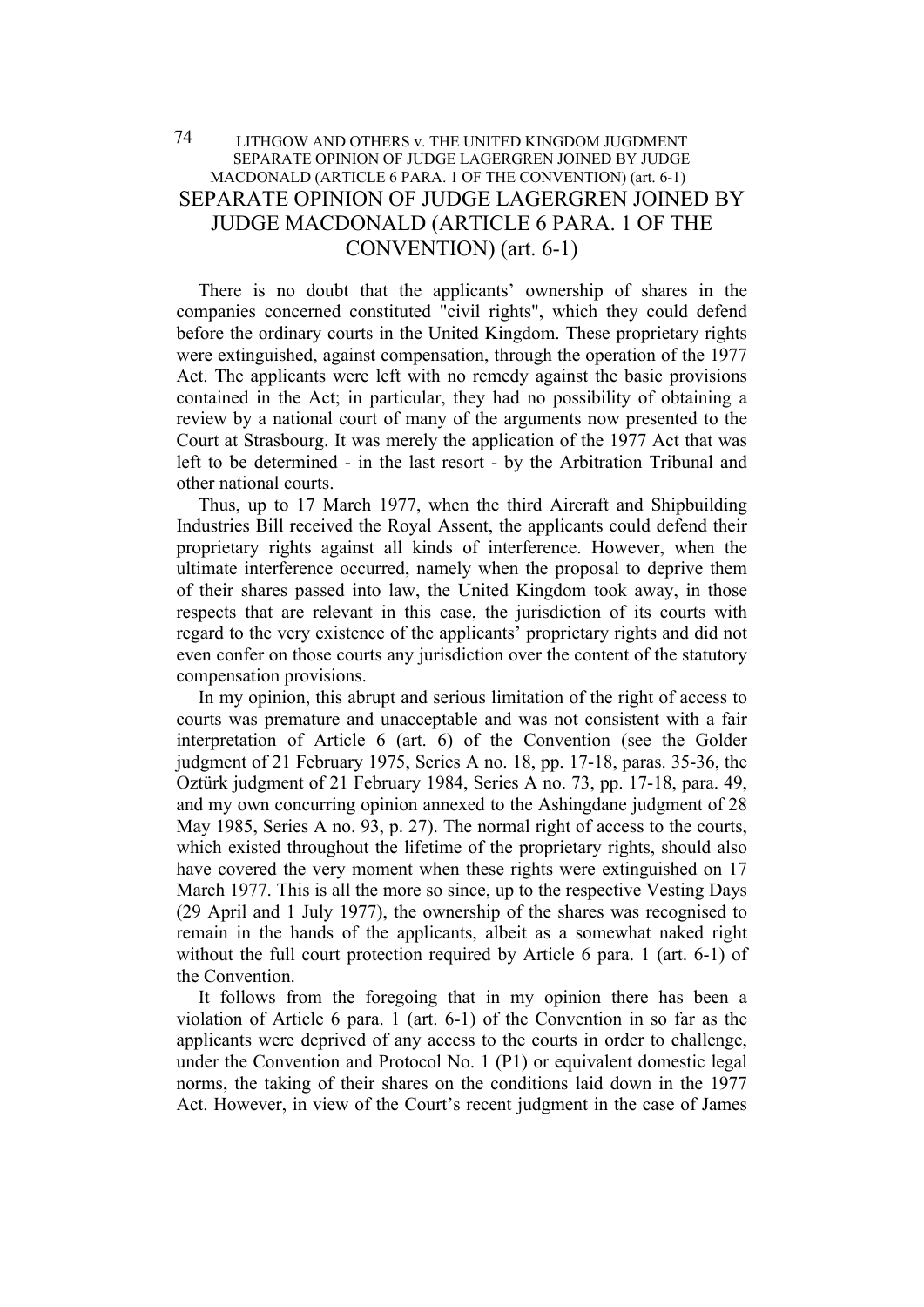# SEPARATE OPINION OF JUDGE LAGERGREN JOINED BY JUDGE MACDONALD (ARTICLE 6 PARA. 1 OF THE CONVENTION) (art. 6-1)

There is no doubt that the applicants' ownership of shares in the companies concerned constituted "civil rights", which they could defend before the ordinary courts in the United Kingdom. These proprietary rights were extinguished, against compensation, through the operation of the 1977 Act. The applicants were left with no remedy against the basic provisions contained in the Act; in particular, they had no possibility of obtaining a review by a national court of many of the arguments now presented to the Court at Strasbourg. It was merely the application of the 1977 Act that was left to be determined - in the last resort - by the Arbitration Tribunal and other national courts.

Thus, up to 17 March 1977, when the third Aircraft and Shipbuilding Industries Bill received the Royal Assent, the applicants could defend their proprietary rights against all kinds of interference. However, when the ultimate interference occurred, namely when the proposal to deprive them of their shares passed into law, the United Kingdom took away, in those respects that are relevant in this case, the jurisdiction of its courts with regard to the very existence of the applicants' proprietary rights and did not even confer on those courts any jurisdiction over the content of the statutory compensation provisions.

In my opinion, this abrupt and serious limitation of the right of access to courts was premature and unacceptable and was not consistent with a fair interpretation of Article 6 (art. 6) of the Convention (see the Golder judgment of 21 February 1975, Series A no. 18, pp. 17-18, paras. 35-36, the Oztürk judgment of 21 February 1984, Series A no. 73, pp. 17-18, para. 49, and my own concurring opinion annexed to the Ashingdane judgment of 28 May 1985, Series A no. 93, p. 27). The normal right of access to the courts, which existed throughout the lifetime of the proprietary rights, should also have covered the very moment when these rights were extinguished on 17 March 1977. This is all the more so since, up to the respective Vesting Days (29 April and 1 July 1977), the ownership of the shares was recognised to remain in the hands of the applicants, albeit as a somewhat naked right without the full court protection required by Article 6 para. 1 (art. 6-1) of the Convention.

It follows from the foregoing that in my opinion there has been a violation of Article 6 para. 1 (art. 6-1) of the Convention in so far as the applicants were deprived of any access to the courts in order to challenge, under the Convention and Protocol No. 1 (P1) or equivalent domestic legal norms, the taking of their shares on the conditions laid down in the 1977 Act. However, in view of the Court's recent judgment in the case of James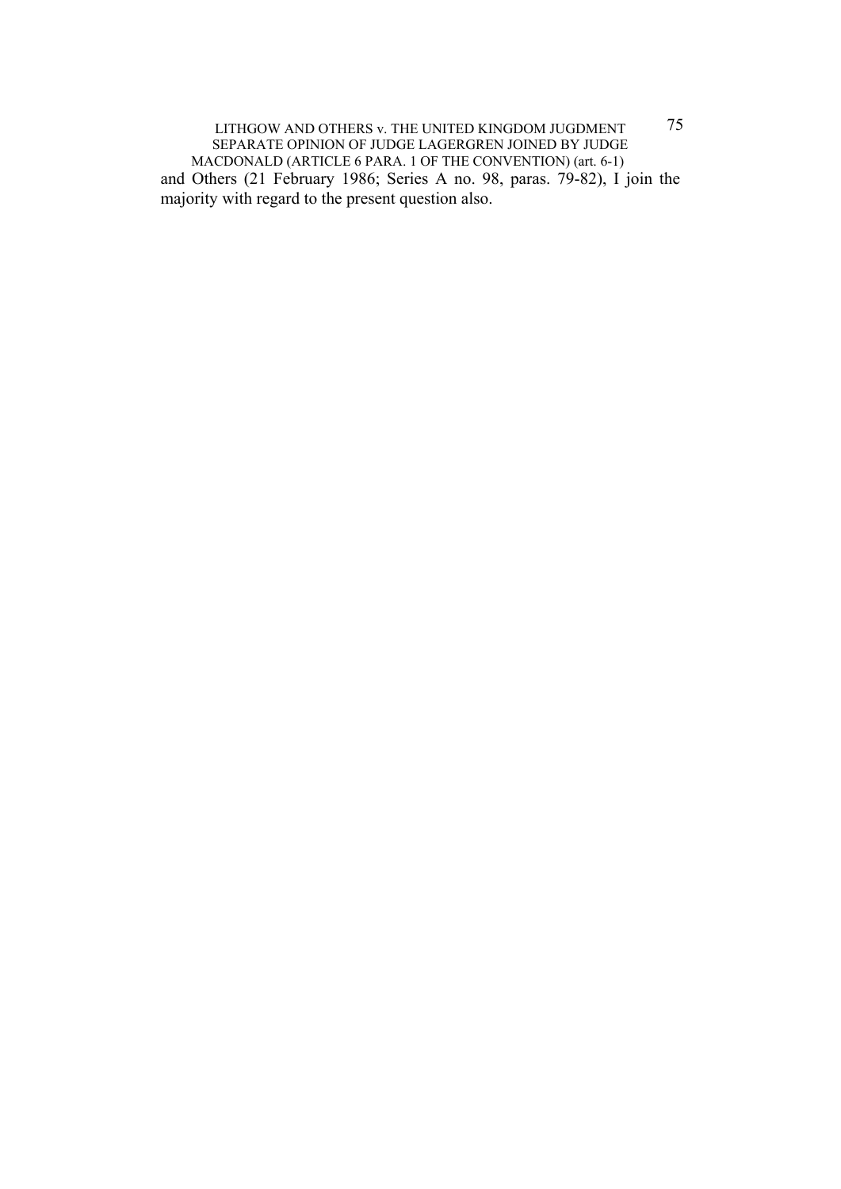and Others (21 February 1986; Series A no. 98, paras. 79-82), I join the majority with regard to the present question also.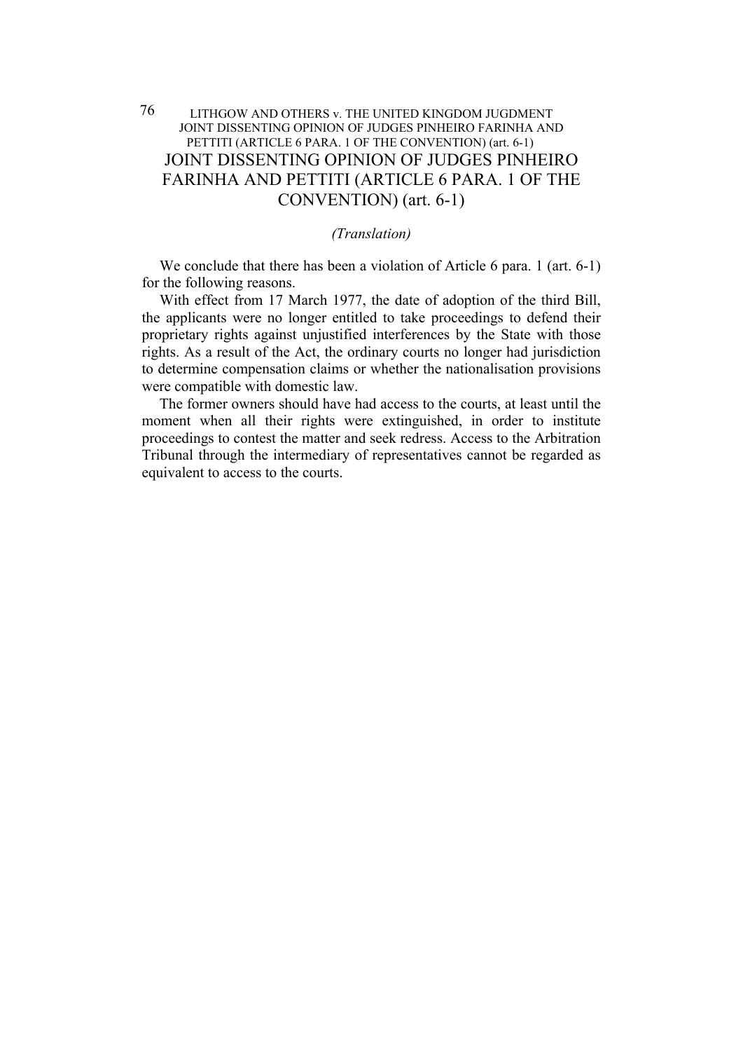# JOINT DISSENTING OPINION OF JUDGES PINHEIRO FARINHA AND PETTITI (ARTICLE 6 PARA. 1 OF THE CONVENTION) (art. 6-1)

*(Translation)*

We conclude that there has been a violation of Article 6 para. 1 (art. 6-1) for the following reasons.

With effect from 17 March 1977, the date of adoption of the third Bill, the applicants were no longer entitled to take proceedings to defend their proprietary rights against unjustified interferences by the State with those rights. As a result of the Act, the ordinary courts no longer had jurisdiction to determine compensation claims or whether the nationalisation provisions were compatible with domestic law.

The former owners should have had access to the courts, at least until the moment when all their rights were extinguished, in order to institute proceedings to contest the matter and seek redress. Access to the Arbitration Tribunal through the intermediary of representatives cannot be regarded as equivalent to access to the courts.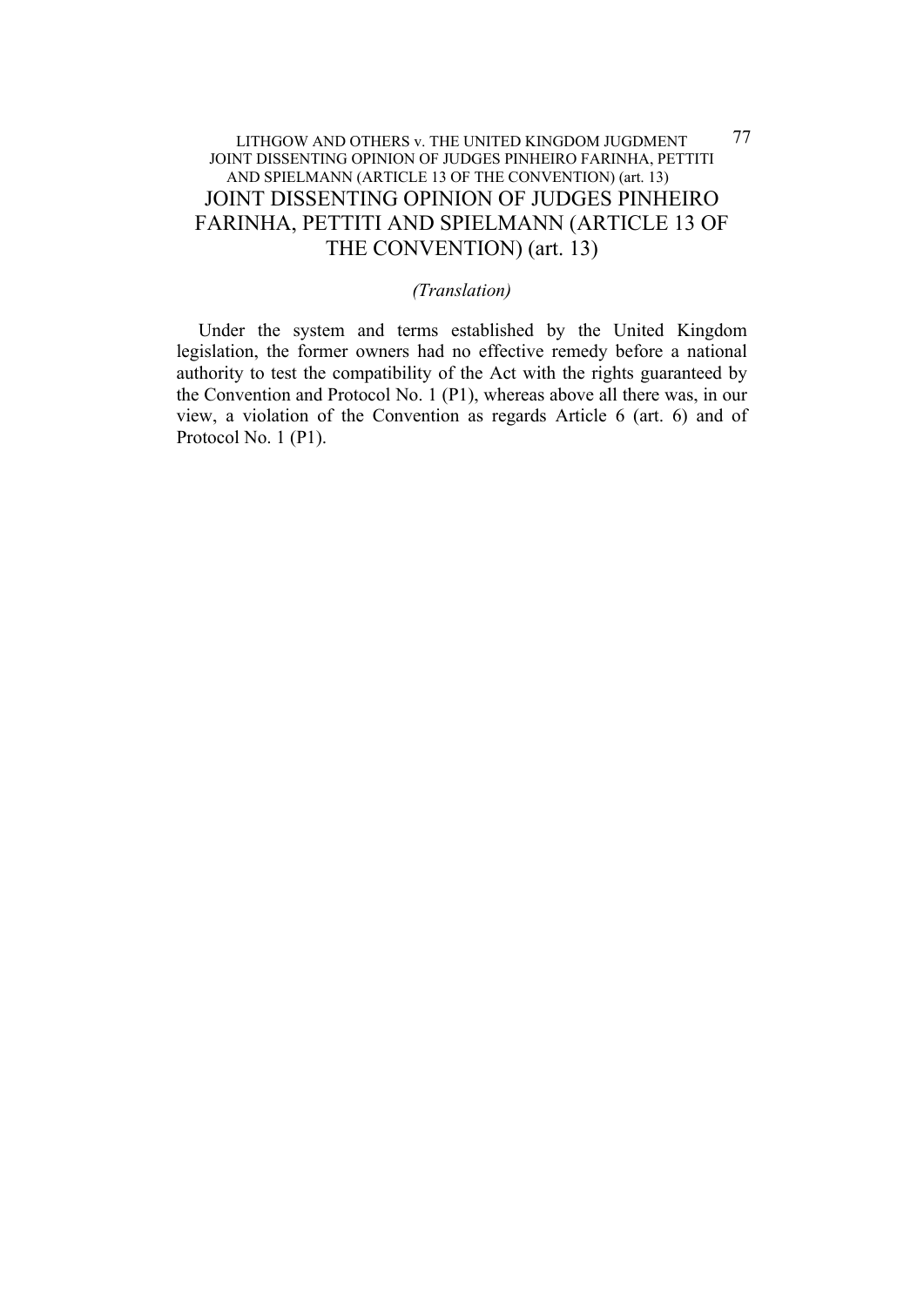# JOINT DISSENTING OPINION OF JUDGES PINHEIRO FARINHA, PETTITI AND SPIELMANN (ARTICLE 13 OF THE CONVENTION) (art. 13)

*(Translation)*

Under the system and terms established by the United Kingdom legislation, the former owners had no effective remedy before a national authority to test the compatibility of the Act with the rights guaranteed by the Convention and Protocol No. 1 (P1), whereas above all there was, in our view, a violation of the Convention as regards Article 6 (art. 6) and of Protocol No. 1 (P1).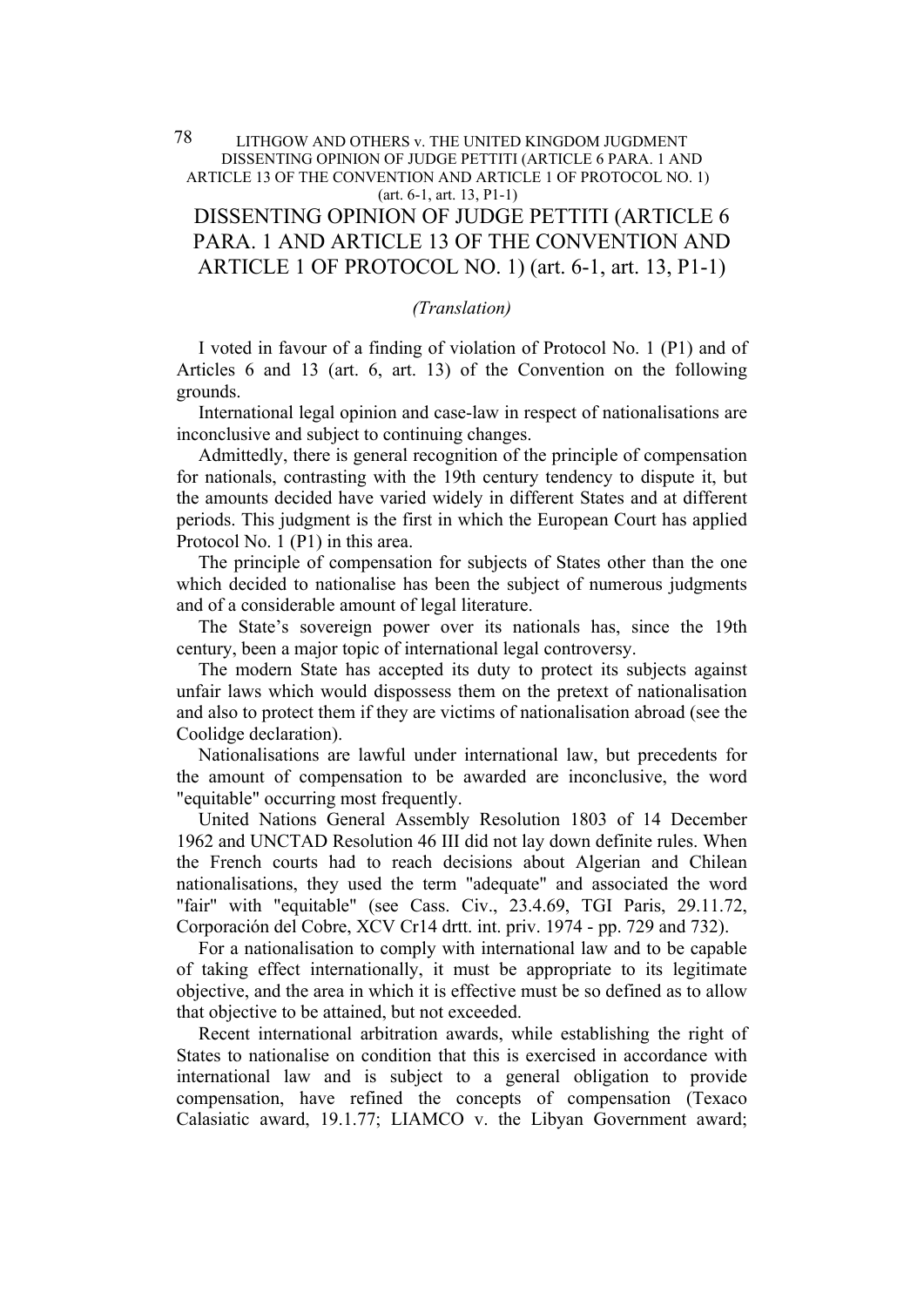# DISSENTING OPINION OF JUDGE PETTITI (ARTICLE 6 PARA. 1 AND ARTICLE 13 OF THE CONVENTION AND ARTICLE 1 OF PROTOCOL NO. 1) (art. 6-1, art. 13, P1-1)

*(Translation)*

I voted in favour of a finding of violation of Protocol No. 1 (P1) and of Articles 6 and 13 (art. 6, art. 13) of the Convention on the following grounds.

International legal opinion and case-law in respect of nationalisations are inconclusive and subject to continuing changes.

Admittedly, there is general recognition of the principle of compensation for nationals, contrasting with the 19th century tendency to dispute it, but the amounts decided have varied widely in different States and at different periods. This judgment is the first in which the European Court has applied Protocol No. 1 (P1) in this area.

The principle of compensation for subjects of States other than the one which decided to nationalise has been the subject of numerous judgments and of a considerable amount of legal literature.

The State's sovereign power over its nationals has, since the 19th century, been a major topic of international legal controversy.

The modern State has accepted its duty to protect its subjects against unfair laws which would dispossess them on the pretext of nationalisation and also to protect them if they are victims of nationalisation abroad (see the Coolidge declaration).

Nationalisations are lawful under international law, but precedents for the amount of compensation to be awarded are inconclusive, the word "equitable" occurring most frequently.

United Nations General Assembly Resolution 1803 of 14 December 1962 and UNCTAD Resolution 46 III did not lay down definite rules. When the French courts had to reach decisions about Algerian and Chilean nationalisations, they used the term "adequate" and associated the word "fair" with "equitable" (see Cass. Civ., 23.4.69, TGI Paris, 29.11.72, Corporación del Cobre, XCV Cr14 drtt. int. priv. 1974 - pp. 729 and 732).

For a nationalisation to comply with international law and to be capable of taking effect internationally, it must be appropriate to its legitimate objective, and the area in which it is effective must be so defined as to allow that objective to be attained, but not exceeded.

Recent international arbitration awards, while establishing the right of States to nationalise on condition that this is exercised in accordance with international law and is subject to a general obligation to provide compensation, have refined the concepts of compensation (Texaco Calasiatic award, 19.1.77; LIAMCO v. the Libyan Government award;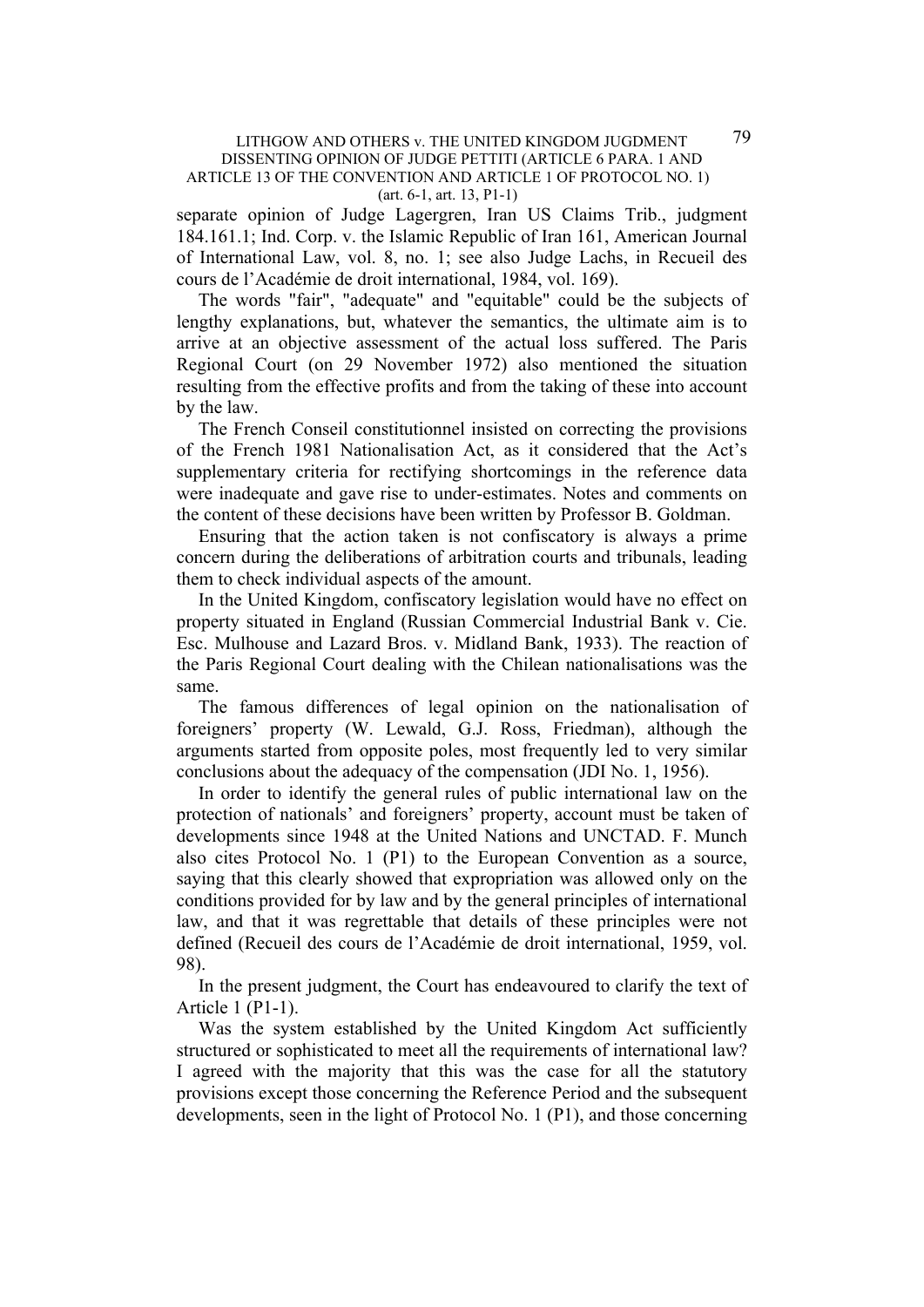separate opinion of Judge Lagergren, Iran US Claims Trib., judgment 184.161.1; Ind. Corp. v. the Islamic Republic of Iran 161, American Journal of International Law, vol. 8, no. 1; see also Judge Lachs, in Recueil des cours de l'Académie de droit international, 1984, vol. 169).

The words "fair", "adequate" and "equitable" could be the subjects of lengthy explanations, but, whatever the semantics, the ultimate aim is to arrive at an objective assessment of the actual loss suffered. The Paris Regional Court (on 29 November 1972) also mentioned the situation resulting from the effective profits and from the taking of these into account by the law.

The French Conseil constitutionnel insisted on correcting the provisions of the French 1981 Nationalisation Act, as it considered that the Act's supplementary criteria for rectifying shortcomings in the reference data were inadequate and gave rise to under-estimates. Notes and comments on the content of these decisions have been written by Professor B. Goldman.

Ensuring that the action taken is not confiscatory is always a prime concern during the deliberations of arbitration courts and tribunals, leading them to check individual aspects of the amount.

In the United Kingdom, confiscatory legislation would have no effect on property situated in England (Russian Commercial Industrial Bank v. Cie. Esc. Mulhouse and Lazard Bros. v. Midland Bank, 1933). The reaction of the Paris Regional Court dealing with the Chilean nationalisations was the same.

The famous differences of legal opinion on the nationalisation of foreigners' property (W. Lewald, G.J. Ross, Friedman), although the arguments started from opposite poles, most frequently led to very similar conclusions about the adequacy of the compensation (JDI No. 1, 1956).

In order to identify the general rules of public international law on the protection of nationals' and foreigners' property, account must be taken of developments since 1948 at the United Nations and UNCTAD. F. Munch also cites Protocol No. 1 (P1) to the European Convention as a source, saying that this clearly showed that expropriation was allowed only on the conditions provided for by law and by the general principles of international law, and that it was regrettable that details of these principles were not defined (Recueil des cours de l'Académie de droit international, 1959, vol. 98).

In the present judgment, the Court has endeavoured to clarify the text of Article 1 (P1-1).

Was the system established by the United Kingdom Act sufficiently structured or sophisticated to meet all the requirements of international law? I agreed with the majority that this was the case for all the statutory provisions except those concerning the Reference Period and the subsequent developments, seen in the light of Protocol No. 1 (P1), and those concerning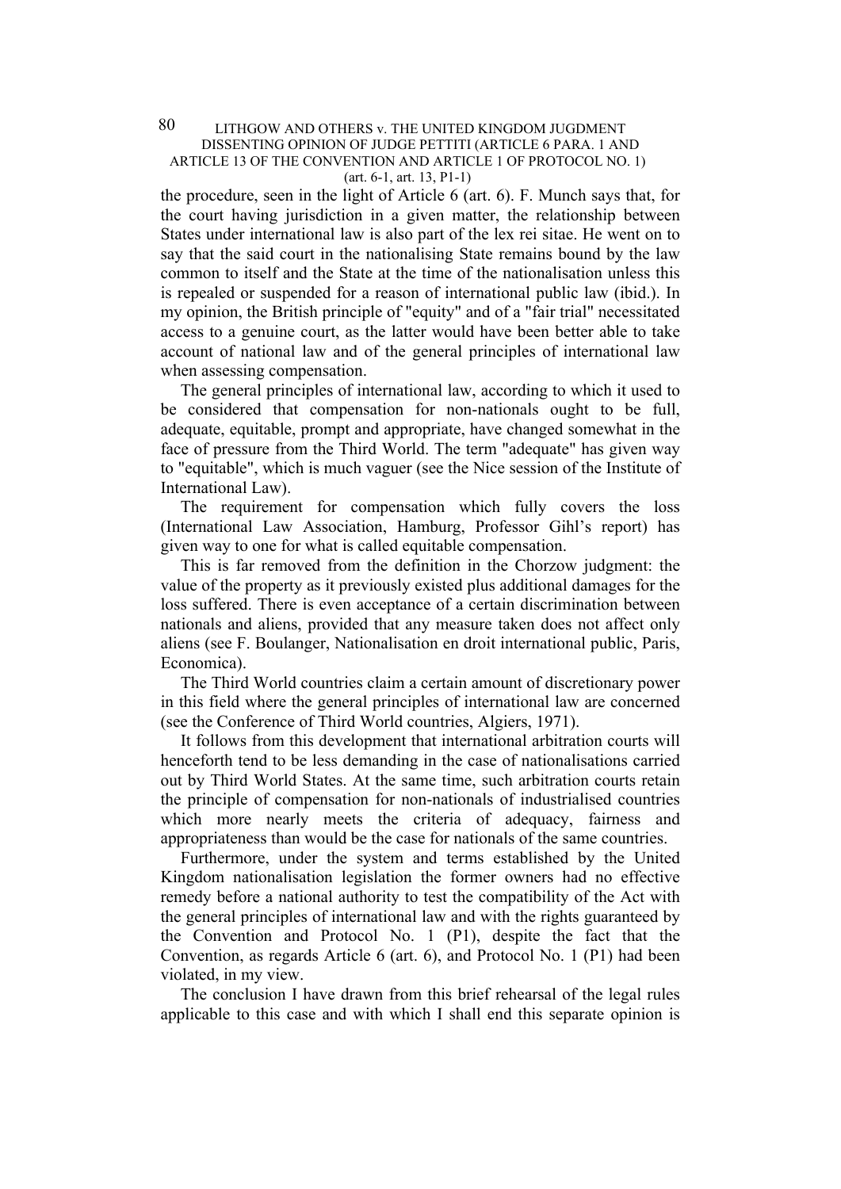the procedure, seen in the light of Article 6 (art. 6). F. Munch says that, for the court having jurisdiction in a given matter, the relationship between States under international law is also part of the lex rei sitae. He went on to say that the said court in the nationalising State remains bound by the law common to itself and the State at the time of the nationalisation unless this is repealed or suspended for a reason of international public law (ibid.). In my opinion, the British principle of "equity" and of a "fair trial" necessitated access to a genuine court, as the latter would have been better able to take account of national law and of the general principles of international law when assessing compensation.

The general principles of international law, according to which it used to be considered that compensation for non-nationals ought to be full, adequate, equitable, prompt and appropriate, have changed somewhat in the face of pressure from the Third World. The term "adequate" has given way to "equitable", which is much vaguer (see the Nice session of the Institute of International Law).

The requirement for compensation which fully covers the loss (International Law Association, Hamburg, Professor Gihl's report) has given way to one for what is called equitable compensation.

This is far removed from the definition in the Chorzow judgment: the value of the property as it previously existed plus additional damages for the loss suffered. There is even acceptance of a certain discrimination between nationals and aliens, provided that any measure taken does not affect only aliens (see F. Boulanger, Nationalisation en droit international public, Paris, Economica).

The Third World countries claim a certain amount of discretionary power in this field where the general principles of international law are concerned (see the Conference of Third World countries, Algiers, 1971).

It follows from this development that international arbitration courts will henceforth tend to be less demanding in the case of nationalisations carried out by Third World States. At the same time, such arbitration courts retain the principle of compensation for non-nationals of industrialised countries which more nearly meets the criteria of adequacy, fairness and appropriateness than would be the case for nationals of the same countries.

Furthermore, under the system and terms established by the United Kingdom nationalisation legislation the former owners had no effective remedy before a national authority to test the compatibility of the Act with the general principles of international law and with the rights guaranteed by the Convention and Protocol No. 1 (P1), despite the fact that the Convention, as regards Article 6 (art. 6), and Protocol No. 1 (P1) had been violated, in my view.

The conclusion I have drawn from this brief rehearsal of the legal rules applicable to this case and with which I shall end this separate opinion is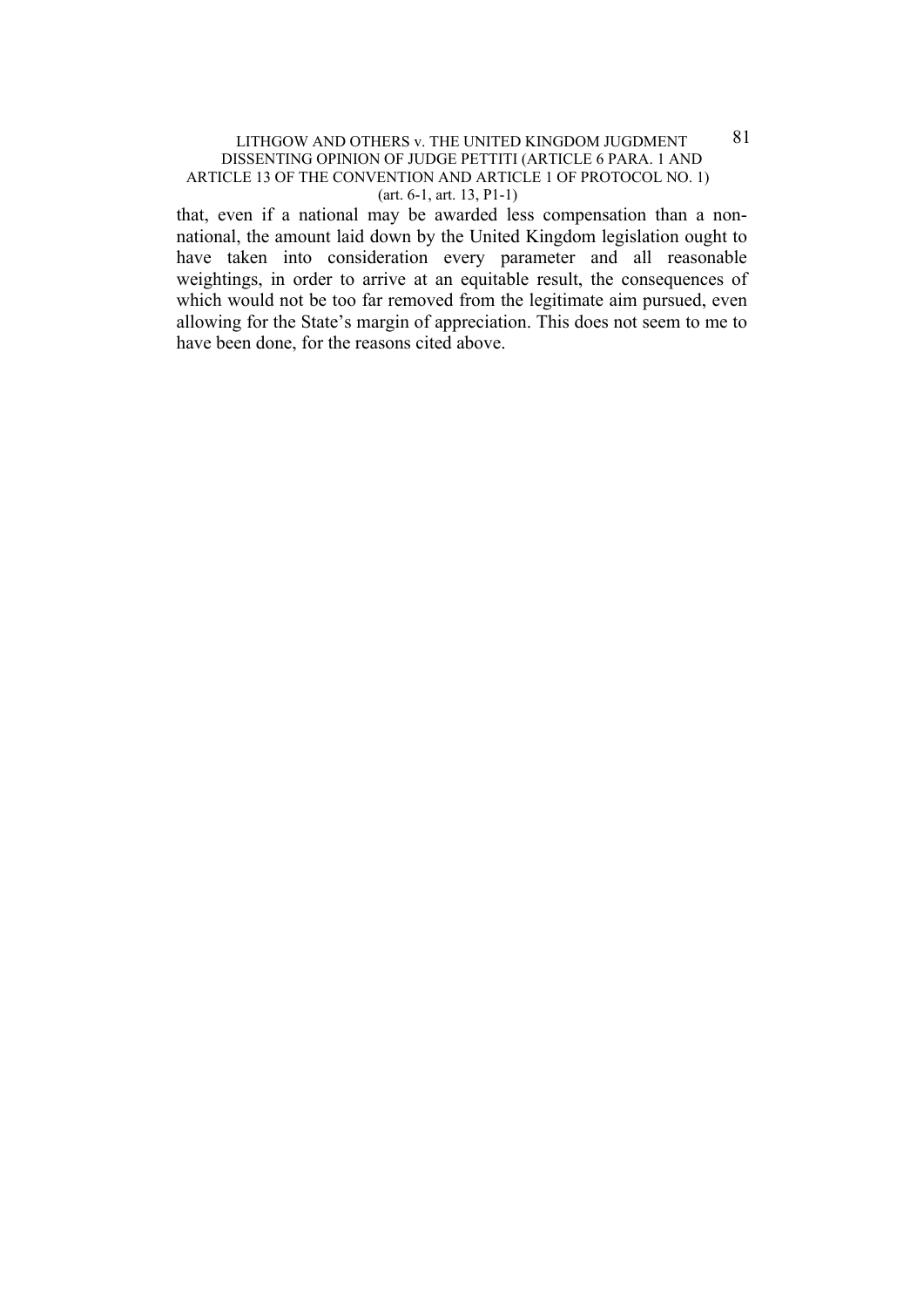that, even if a national may be awarded less compensation than a non-national, the amount laid down by the United Kingdom legislation ought to have taken into consideration every parameter and all reasonable weightings, in order to arrive at an equitable result, the consequences of which would not be too far removed from the legitimate aim pursued, even allowing for the State's margin of appreciation. This does not seem to me to have been done, for the reasons cited above.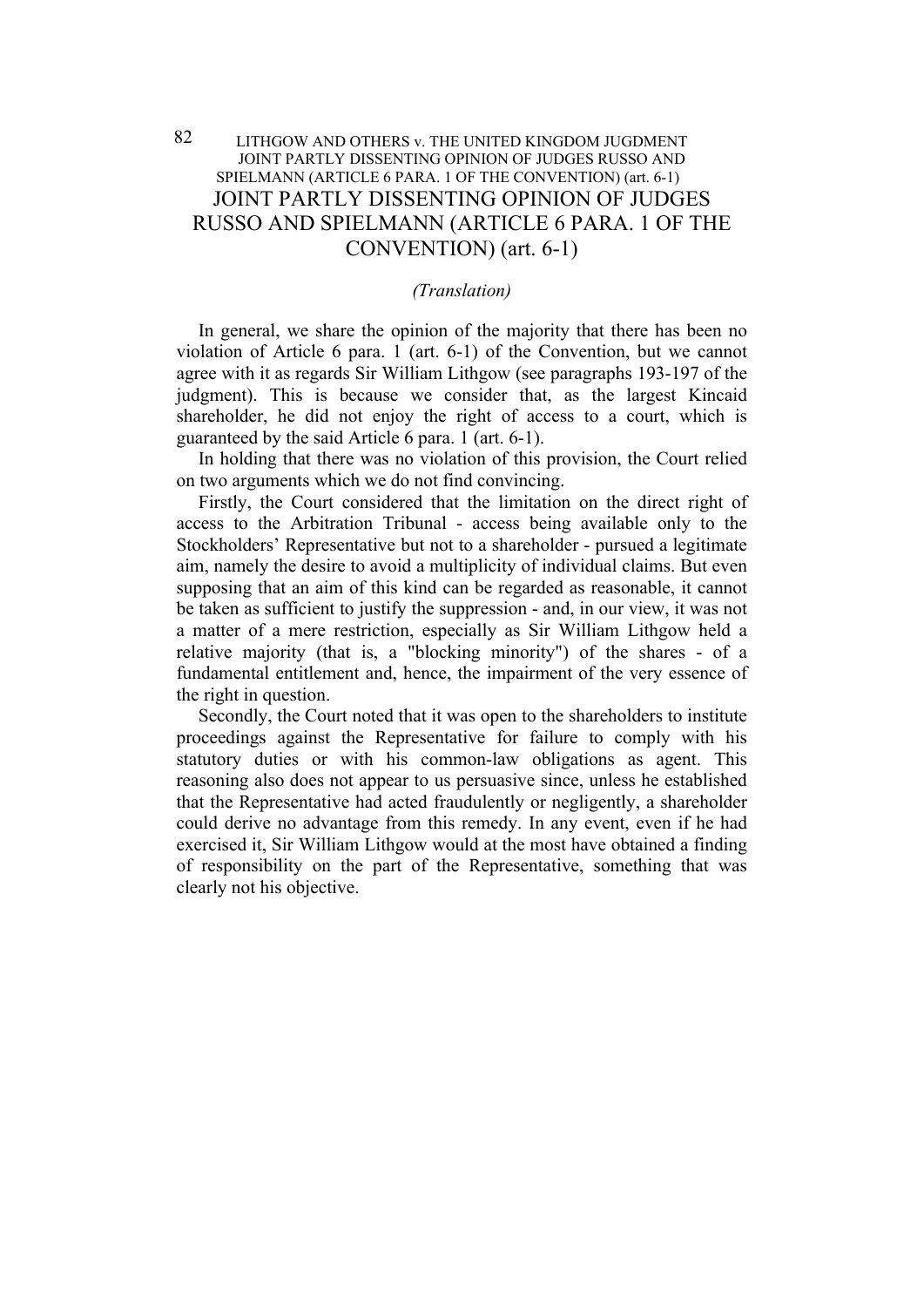# JOINT PARTLY DISSENTING OPINION OF JUDGES RUSSO AND SPIELMANN (ARTICLE 6 PARA. 1 OF THE CONVENTION) (art. 6-1)

*(Translation)*

In general, we share the opinion of the majority that there has been no violation of Article 6 para. 1 (art. 6-1) of the Convention, but we cannot agree with it as regards Sir William Lithgow (see paragraphs 193-197 of the judgment). This is because we consider that, as the largest Kincaid shareholder, he did not enjoy the right of access to a court, which is guaranteed by the said Article 6 para. 1 (art. 6-1).

In holding that there was no violation of this provision, the Court relied on two arguments which we do not find convincing.

Firstly, the Court considered that the limitation on the direct right of access to the Arbitration Tribunal - access being available only to the Stockholders' Representative but not to a shareholder - pursued a legitimate aim, namely the desire to avoid a multiplicity of individual claims. But even supposing that an aim of this kind can be regarded as reasonable, it cannot be taken as sufficient to justify the suppression - and, in our view, it was not a matter of a mere restriction, especially as Sir William Lithgow held a relative majority (that is, a "blocking minority") of the shares - of a fundamental entitlement and, hence, the impairment of the very essence of the right in question.

Secondly, the Court noted that it was open to the shareholders to institute proceedings against the Representative for failure to comply with his statutory duties or with his common-law obligations as agent. This reasoning also does not appear to us persuasive since, unless he established that the Representative had acted fraudulently or negligently, a shareholder could derive no advantage from this remedy. In any event, even if he had exercised it, Sir William Lithgow would at the most have obtained a finding of responsibility on the part of the Representative, something that was clearly not his objective.